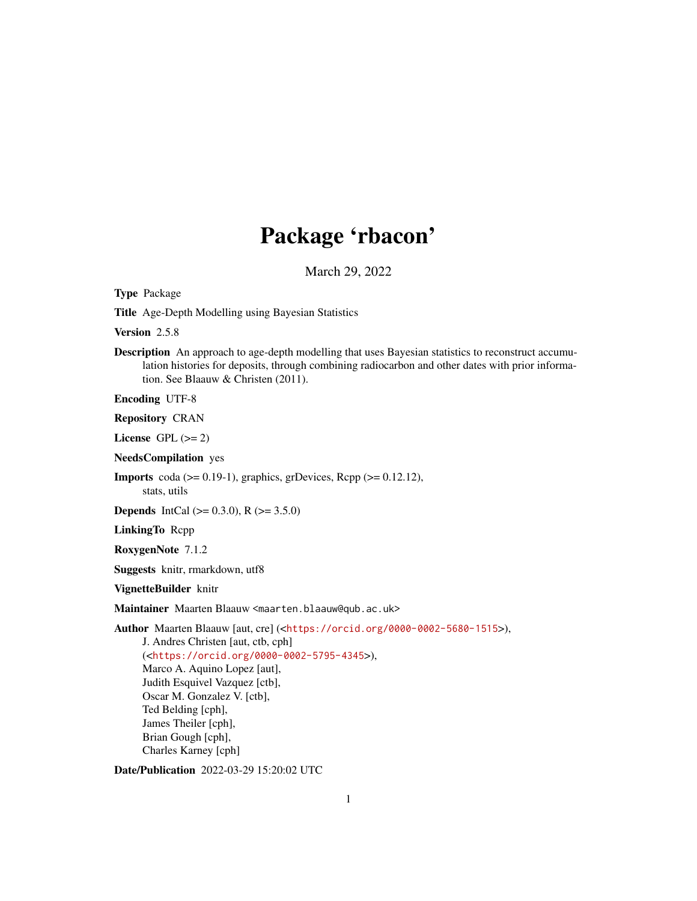# Package 'rbacon'

March 29, 2022

**Type** Package

**Title** Age-Depth Modelling using Bayesian Statistics

**Version** 2.5.8

**Description** An approach to age-depth modelling that uses Bayesian statistics to reconstruct accumulation histories for deposits, through combining radiocarbon and other dates with prior information. See Blaauw & Christen (2011).

**Encoding** UTF-8

**Repository** CRAN

**License** GPL (>= 2)

**NeedsCompilation** yes

**Imports** coda (>= 0.19-1), graphics, grDevices, Rcpp (>= 0.12.12), stats, utils

**Depends** IntCal (>= 0.3.0), R (>= 3.5.0)

**LinkingTo** Rcpp

**RoxygenNote** 7.1.2

**Suggests** knitr, rmarkdown, utf8

**VignetteBuilder** knitr

**Maintainer** Maarten Blaauw <maarten.blaauw@qub.ac.uk>

**Author** Maarten Blaauw [aut, cre] (<https://orcid.org/0000-0002-5680-1515>),
J. Andres Christen [aut, ctb, cph]
(<https://orcid.org/0000-0002-5795-4345>),
Marco A. Aquino Lopez [aut],
Judith Esquivel Vazquez [ctb],
Oscar M. Gonzalez V. [ctb],
Ted Belding [cph],
James Theiler [cph],
Brian Gough [cph],
Charles Karney [cph]

**Date/Publication** 2022-03-29 15:20:02 UTC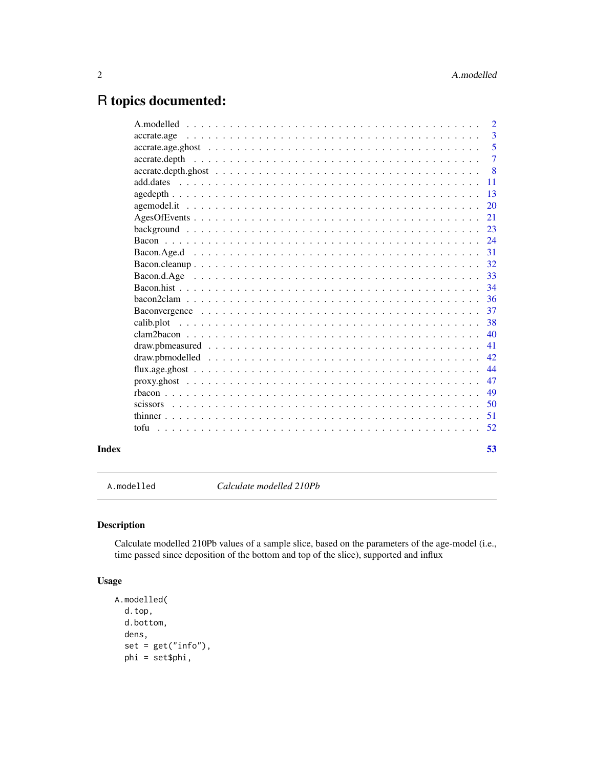# R topics documented:

| | |
|---|---|
| A.modelled | 2 |
| accrate.age | 3 |
| accrate.age.ghost | 5 |
| accrate.depth | 7 |
| accrate.depth.ghost | 8 |
| add.dates | 11 |
| agedepth | 13 |
| agemodel.it | 20 |
| AgesOfEvents | 21 |
| background | 23 |
| Bacon | 24 |
| Bacon.Age.d | 31 |
| Bacon.cleanup | 32 |
| Bacon.d.Age | 33 |
| Bacon.hist | 34 |
| bacon2clam | 36 |
| Baconvergence | 37 |
| calib.plot | 38 |
| clam2bacon | 40 |
| draw.pbmeasured | 41 |
| draw.pbmodelled | 42 |
| flux.age.ghost | 44 |
| proxy.ghost | 47 |
| rbacon | 49 |
| scissors | 50 |
| thinner | 51 |
| tofu | 52 |

**Index** 53

---

`A.modelled` *Calculate modelled 210Pb*

---

### Description

Calculate modelled 210Pb values of a sample slice, based on the parameters of the age-model (i.e., time passed since deposition of the bottom and top of the slice), supported and influx

### Usage

```
A.modelled(
  d.top,
  d.bottom,
  dens,
  set = get("info"),
  phi = set$phi,
```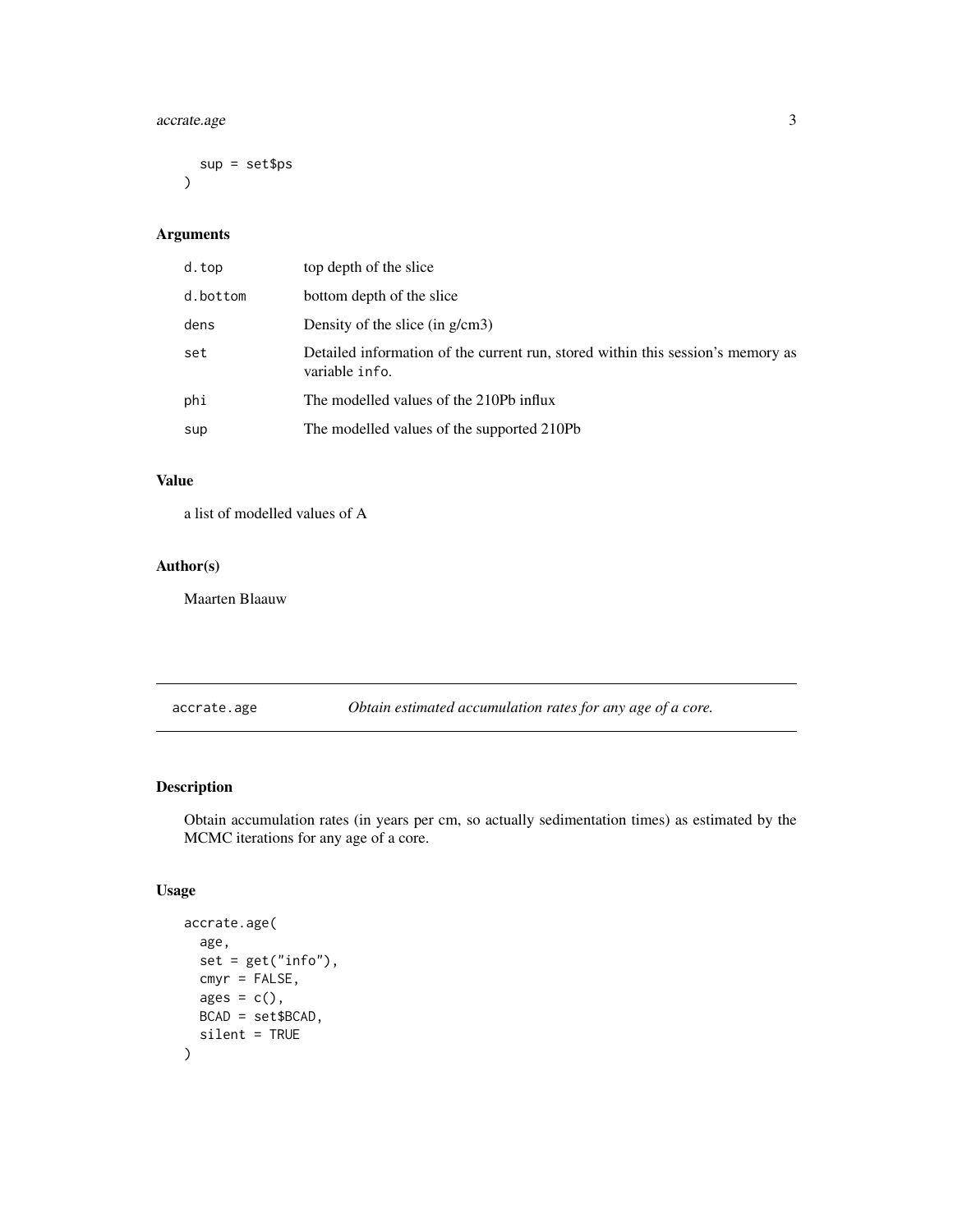```
  sup = set$ps
)
```

### Arguments

| | |
|---|---|
| d.top | top depth of the slice |
| d.bottom | bottom depth of the slice |
| dens | Density of the slice (in g/cm3) |
| set | Detailed information of the current run, stored within this session's memory as variable `info`. |
| phi | The modelled values of the 210Pb influx |
| sup | The modelled values of the supported 210Pb |

### Value

a list of modelled values of A

### Author(s)

Maarten Blaauw

---

## accrate.age — *Obtain estimated accumulation rates for any age of a core.*

---

### Description

Obtain accumulation rates (in years per cm, so actually sedimentation times) as estimated by the MCMC iterations for any age of a core.

### Usage

```
accrate.age(
  age,
  set = get("info"),
  cmyr = FALSE,
  ages = c(),
  BCAD = set$BCAD,
  silent = TRUE
)
```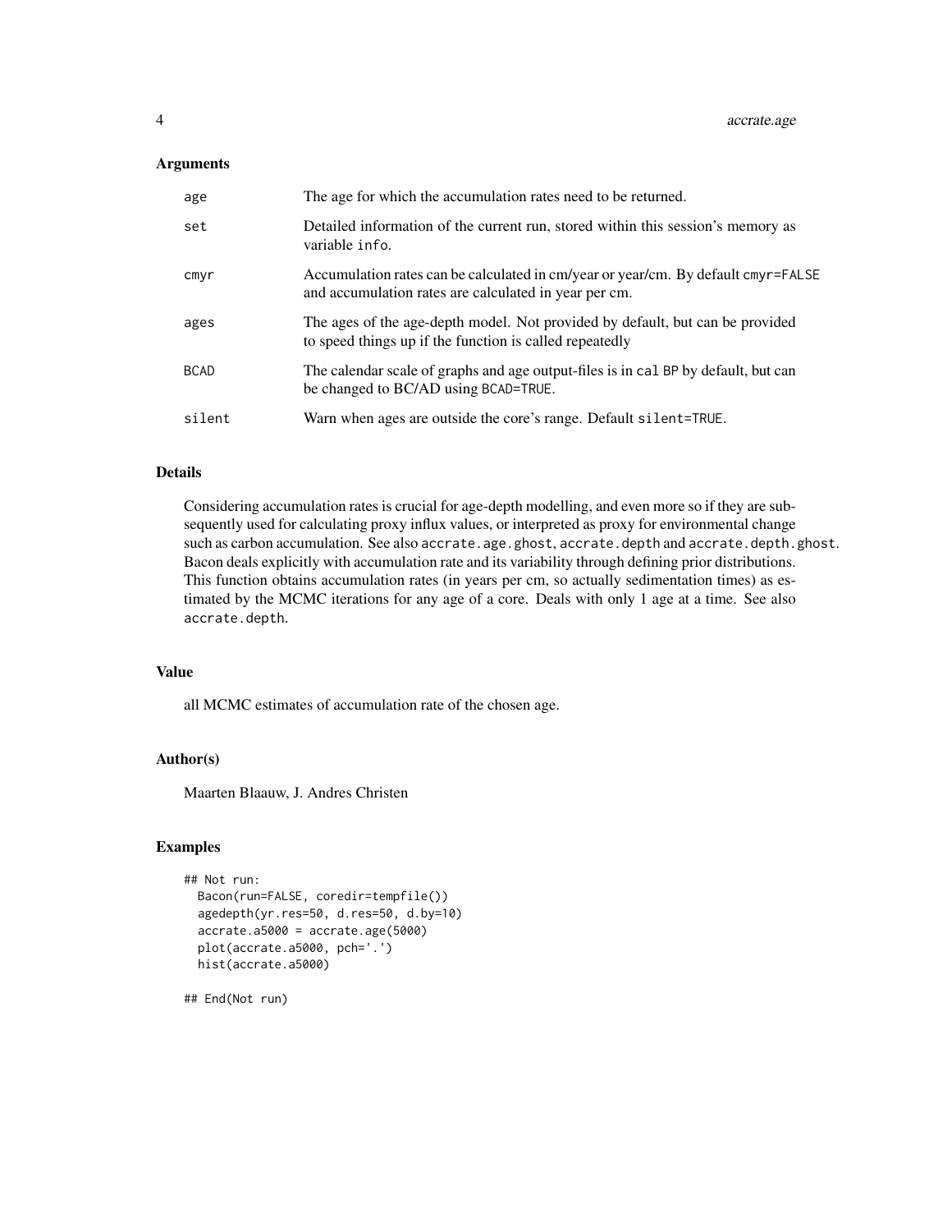### Arguments

| | |
|---|---|
| age | The age for which the accumulation rates need to be returned. |
| set | Detailed information of the current run, stored within this session's memory as variable `info`. |
| cmyr | Accumulation rates can be calculated in cm/year or year/cm. By default `cmyr=FALSE` and accumulation rates are calculated in year per cm. |
| ages | The ages of the age-depth model. Not provided by default, but can be provided to speed things up if the function is called repeatedly |
| BCAD | The calendar scale of graphs and age output-files is in `cal BP` by default, but can be changed to BC/AD using `BCAD=TRUE`. |
| silent | Warn when ages are outside the core's range. Default `silent=TRUE`. |

### Details

Considering accumulation rates is crucial for age-depth modelling, and even more so if they are subsequently used for calculating proxy influx values, or interpreted as proxy for environmental change such as carbon accumulation. See also `accrate.age.ghost`, `accrate.depth` and `accrate.depth.ghost`. Bacon deals explicitly with accumulation rate and its variability through defining prior distributions. This function obtains accumulation rates (in years per cm, so actually sedimentation times) as estimated by the MCMC iterations for any age of a core. Deals with only 1 age at a time. See also `accrate.depth`.

### Value

all MCMC estimates of accumulation rate of the chosen age.

### Author(s)

Maarten Blaauw, J. Andres Christen

### Examples

```
## Not run:
  Bacon(run=FALSE, coredir=tempfile())
  agedepth(yr.res=50, d.res=50, d.by=10)
  accrate.a5000 = accrate.age(5000)
  plot(accrate.a5000, pch='.')
  hist(accrate.a5000)

## End(Not run)
```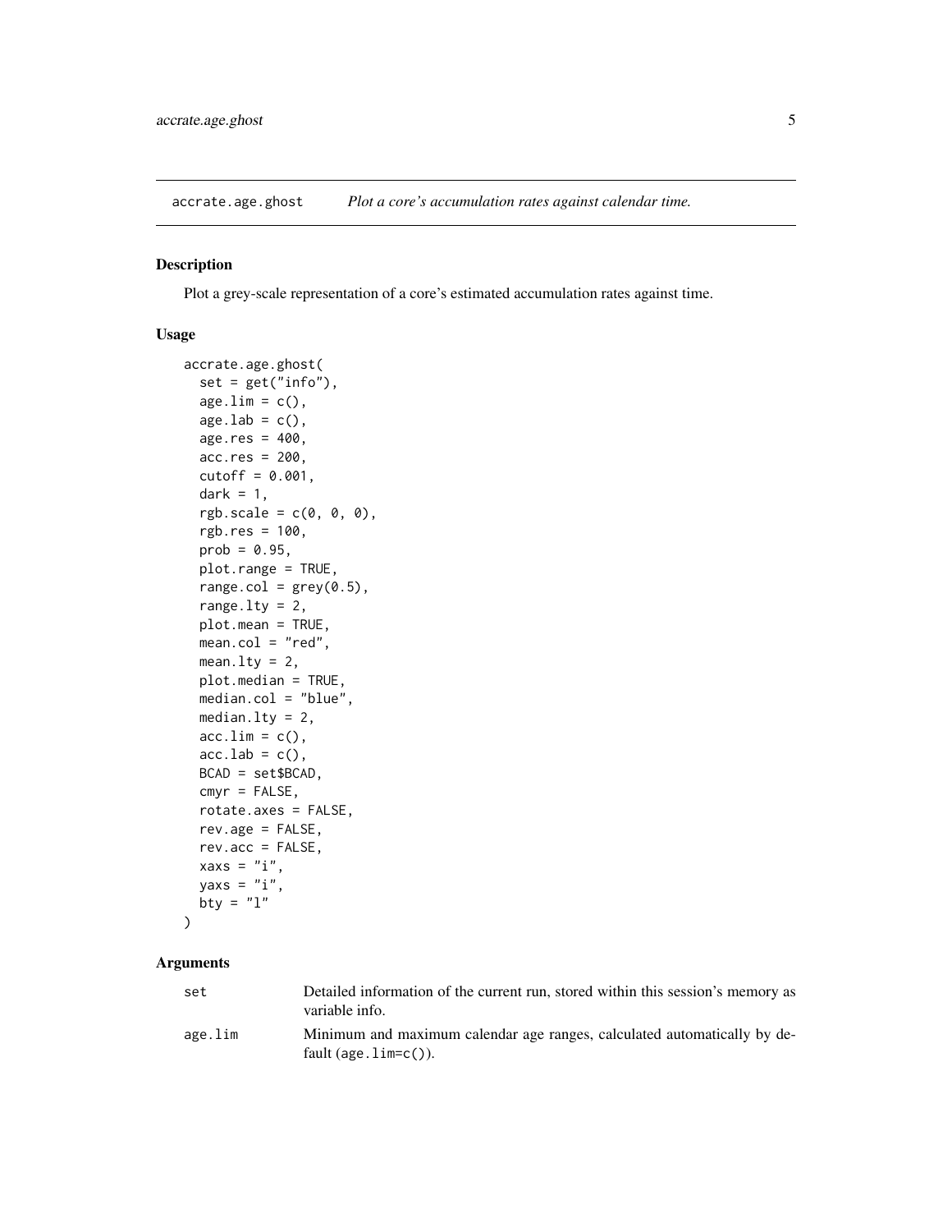accrate.age.ghost *Plot a core's accumulation rates against calendar time.*

## Description

Plot a grey-scale representation of a core's estimated accumulation rates against time.

## Usage

```
accrate.age.ghost(
  set = get("info"),
  age.lim = c(),
  age.lab = c(),
  age.res = 400,
  acc.res = 200,
  cutoff = 0.001,
  dark = 1,
  rgb.scale = c(0, 0, 0),
  rgb.res = 100,
  prob = 0.95,
  plot.range = TRUE,
  range.col = grey(0.5),
  range.lty = 2,
  plot.mean = TRUE,
  mean.col = "red",
  mean.lty = 2,
  plot.median = TRUE,
  median.col = "blue",
  median.lty = 2,
  acc.lim = c(),
  acc.lab = c(),
  BCAD = set$BCAD,
  cmyr = FALSE,
  rotate.axes = FALSE,
  rev.age = FALSE,
  rev.acc = FALSE,
  xaxs = "i",
  yaxs = "i",
  bty = "l"
)
```

## Arguments

| | |
|---|---|
| set | Detailed information of the current run, stored within this session's memory as variable info. |
| age.lim | Minimum and maximum calendar age ranges, calculated automatically by default (age.lim=c()). |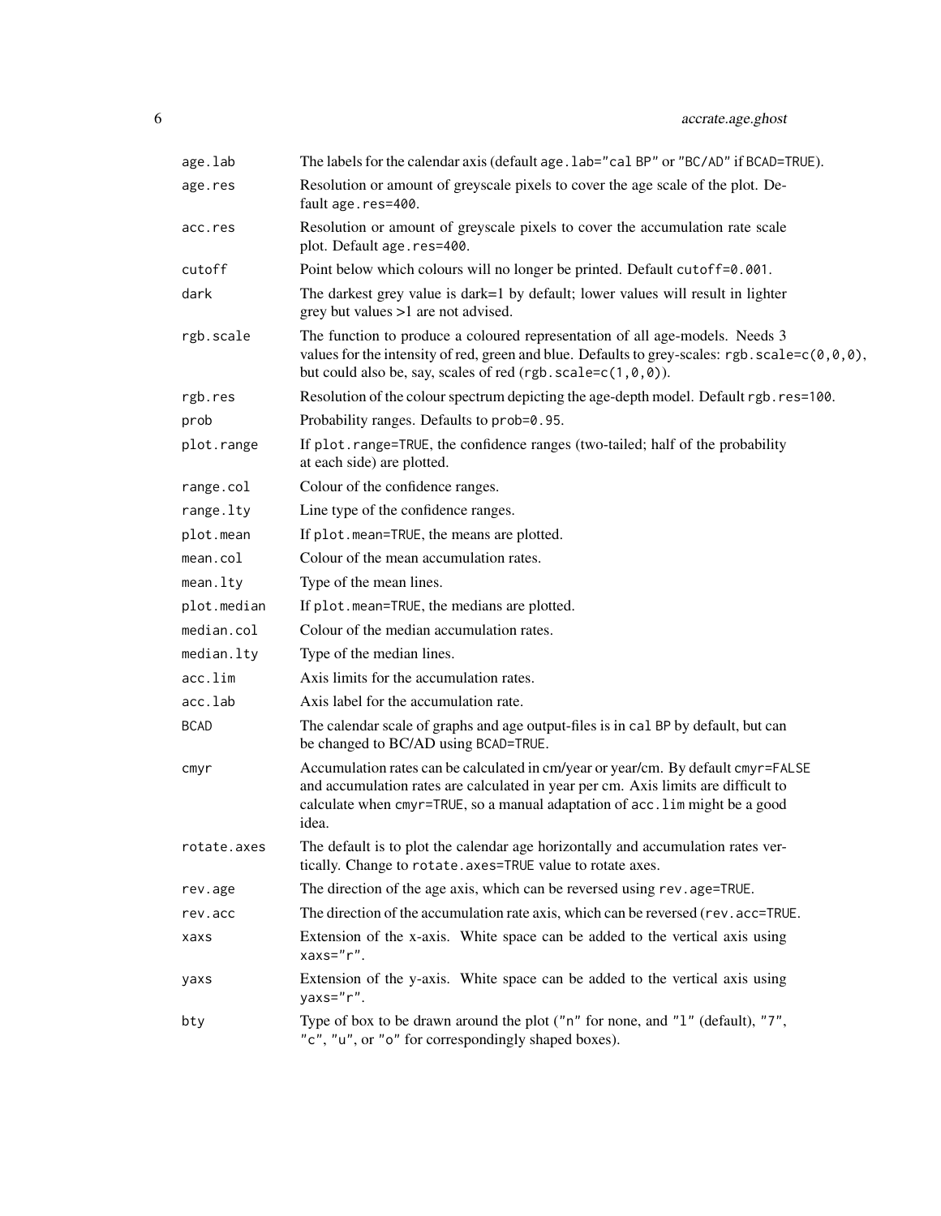| | |
|---|---|
| age.lab | The labels for the calendar axis (default age.lab="cal BP" or "BC/AD" if BCAD=TRUE). |
| age.res | Resolution or amount of greyscale pixels to cover the age scale of the plot. Default age.res=400. |
| acc.res | Resolution or amount of greyscale pixels to cover the accumulation rate scale plot. Default age.res=400. |
| cutoff | Point below which colours will no longer be printed. Default cutoff=0.001. |
| dark | The darkest grey value is dark=1 by default; lower values will result in lighter grey but values >1 are not advised. |
| rgb.scale | The function to produce a coloured representation of all age-models. Needs 3 values for the intensity of red, green and blue. Defaults to grey-scales: rgb.scale=c(0,0,0), but could also be, say, scales of red (rgb.scale=c(1,0,0)). |
| rgb.res | Resolution of the colour spectrum depicting the age-depth model. Default rgb.res=100. |
| prob | Probability ranges. Defaults to prob=0.95. |
| plot.range | If plot.range=TRUE, the confidence ranges (two-tailed; half of the probability at each side) are plotted. |
| range.col | Colour of the confidence ranges. |
| range.lty | Line type of the confidence ranges. |
| plot.mean | If plot.mean=TRUE, the means are plotted. |
| mean.col | Colour of the mean accumulation rates. |
| mean.lty | Type of the mean lines. |
| plot.median | If plot.mean=TRUE, the medians are plotted. |
| median.col | Colour of the median accumulation rates. |
| median.lty | Type of the median lines. |
| acc.lim | Axis limits for the accumulation rates. |
| acc.lab | Axis label for the accumulation rate. |
| BCAD | The calendar scale of graphs and age output-files is in cal BP by default, but can be changed to BC/AD using BCAD=TRUE. |
| cmyr | Accumulation rates can be calculated in cm/year or year/cm. By default cmyr=FALSE and accumulation rates are calculated in year per cm. Axis limits are difficult to calculate when cmyr=TRUE, so a manual adaptation of acc.lim might be a good idea. |
| rotate.axes | The default is to plot the calendar age horizontally and accumulation rates vertically. Change to rotate.axes=TRUE value to rotate axes. |
| rev.age | The direction of the age axis, which can be reversed using rev.age=TRUE. |
| rev.acc | The direction of the accumulation rate axis, which can be reversed (rev.acc=TRUE. |
| xaxs | Extension of the x-axis. White space can be added to the vertical axis using xaxs="r". |
| yaxs | Extension of the y-axis. White space can be added to the vertical axis using yaxs="r". |
| bty | Type of box to be drawn around the plot ("n" for none, and "l" (default), "7", "c", "u", or "o" for correspondingly shaped boxes). |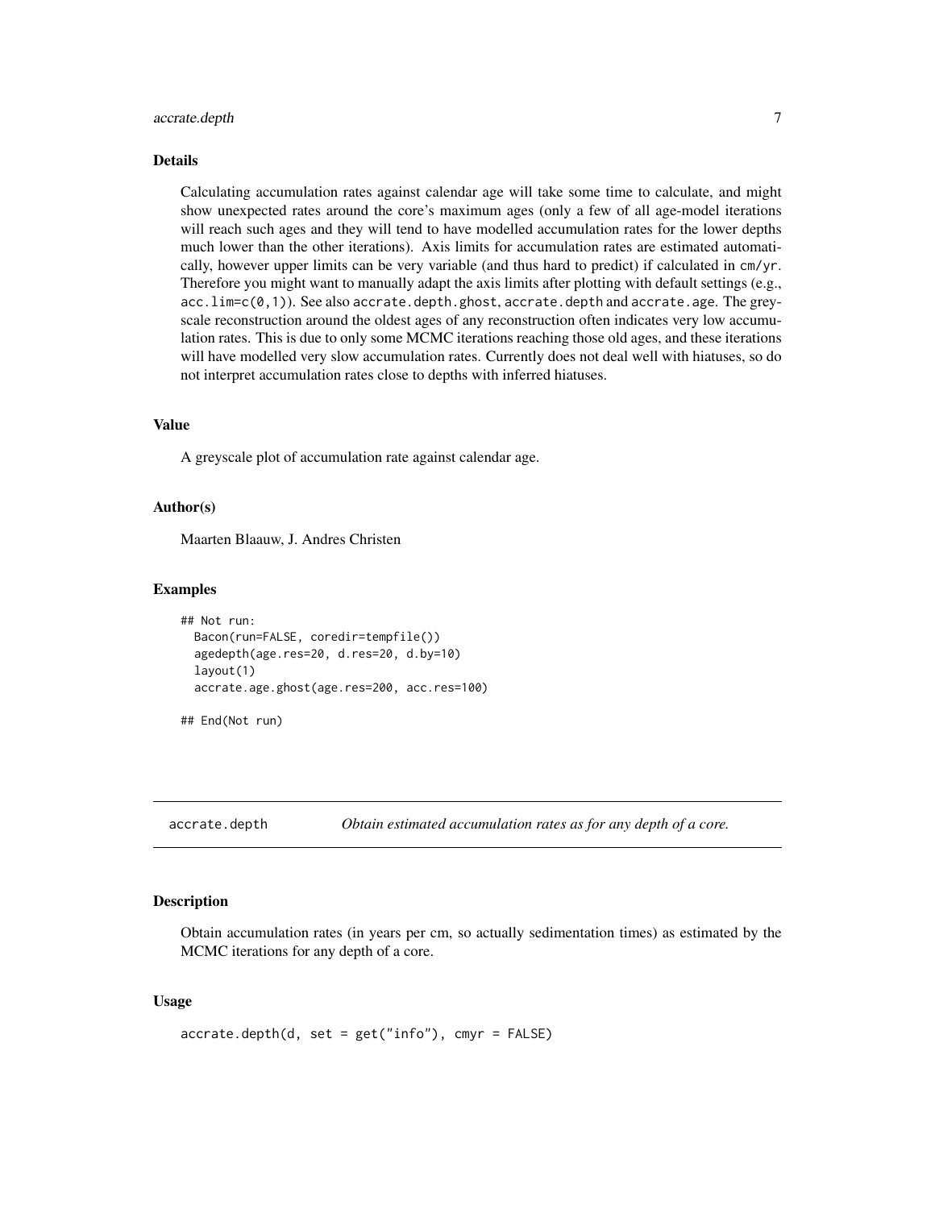## Details

Calculating accumulation rates against calendar age will take some time to calculate, and might show unexpected rates around the core's maximum ages (only a few of all age-model iterations will reach such ages and they will tend to have modelled accumulation rates for the lower depths much lower than the other iterations). Axis limits for accumulation rates are estimated automatically, however upper limits can be very variable (and thus hard to predict) if calculated in `cm/yr`. Therefore you might want to manually adapt the axis limits after plotting with default settings (e.g., `acc.lim=c(0,1)`). See also `accrate.depth.ghost`, `accrate.depth` and `accrate.age`. The greyscale reconstruction around the oldest ages of any reconstruction often indicates very low accumulation rates. This is due to only some MCMC iterations reaching those old ages, and these iterations will have modelled very slow accumulation rates. Currently does not deal well with hiatuses, so do not interpret accumulation rates close to depths with inferred hiatuses.

## Value

A greyscale plot of accumulation rate against calendar age.

## Author(s)

Maarten Blaauw, J. Andres Christen

## Examples

```
## Not run:
  Bacon(run=FALSE, coredir=tempfile())
  agedepth(age.res=20, d.res=20, d.by=10)
  layout(1)
  accrate.age.ghost(age.res=200, acc.res=100)

## End(Not run)
```

---

# accrate.depth — *Obtain estimated accumulation rates as for any depth of a core.*

## Description

Obtain accumulation rates (in years per cm, so actually sedimentation times) as estimated by the MCMC iterations for any depth of a core.

## Usage

```
accrate.depth(d, set = get("info"), cmyr = FALSE)
```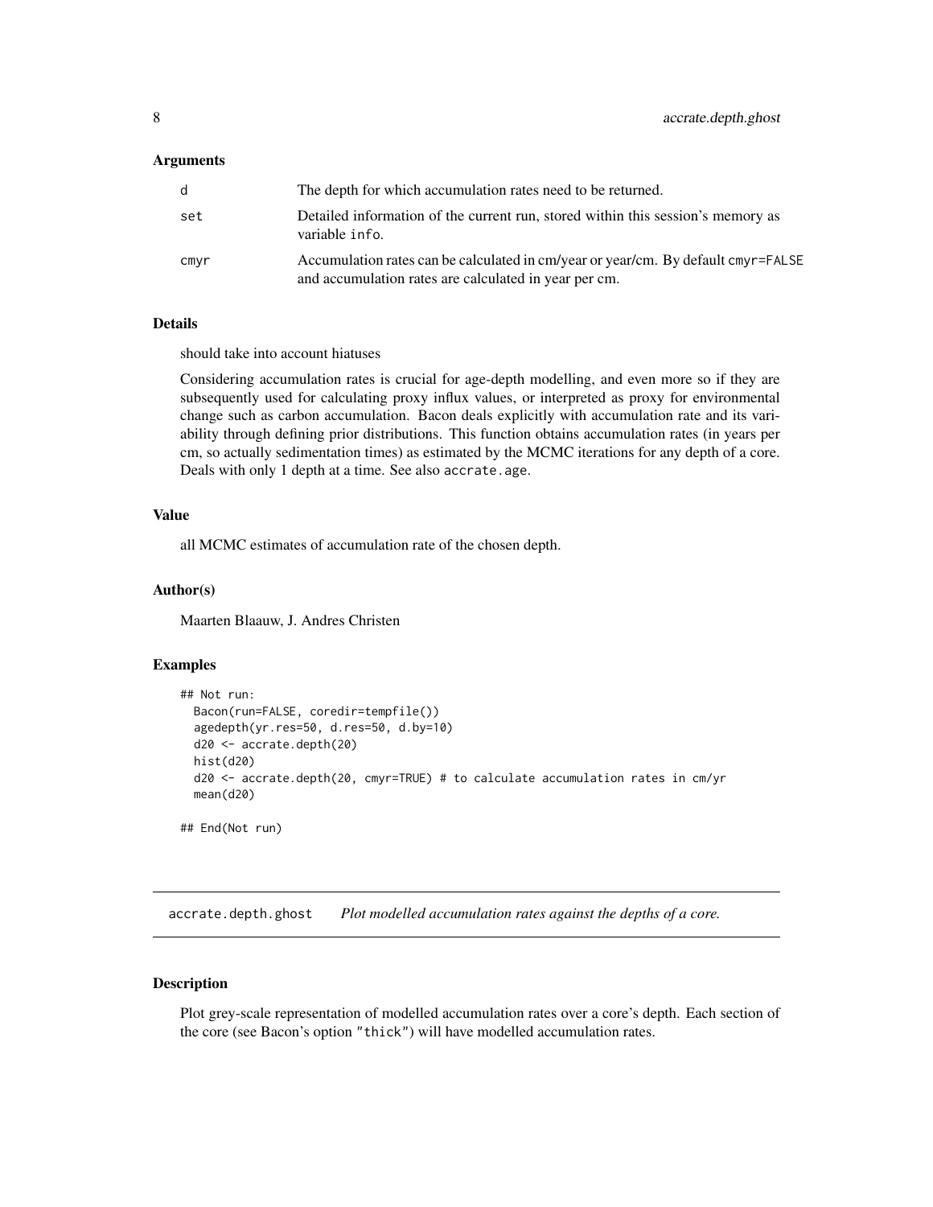### Arguments

| | |
|---|---|
| d | The depth for which accumulation rates need to be returned. |
| set | Detailed information of the current run, stored within this session's memory as variable info. |
| cmyr | Accumulation rates can be calculated in cm/year or year/cm. By default cmyr=FALSE and accumulation rates are calculated in year per cm. |

### Details

should take into account hiatuses

Considering accumulation rates is crucial for age-depth modelling, and even more so if they are subsequently used for calculating proxy influx values, or interpreted as proxy for environmental change such as carbon accumulation. Bacon deals explicitly with accumulation rate and its variability through defining prior distributions. This function obtains accumulation rates (in years per cm, so actually sedimentation times) as estimated by the MCMC iterations for any depth of a core. Deals with only 1 depth at a time. See also accrate.age.

### Value

all MCMC estimates of accumulation rate of the chosen depth.

### Author(s)

Maarten Blaauw, J. Andres Christen

### Examples

```
## Not run:
  Bacon(run=FALSE, coredir=tempfile())
  agedepth(yr.res=50, d.res=50, d.by=10)
  d20 <- accrate.depth(20)
  hist(d20)
  d20 <- accrate.depth(20, cmyr=TRUE) # to calculate accumulation rates in cm/yr
  mean(d20)

## End(Not run)
```

---

## accrate.depth.ghost    *Plot modelled accumulation rates against the depths of a core.*

---

### Description

Plot grey-scale representation of modelled accumulation rates over a core's depth. Each section of the core (see Bacon's option "thick") will have modelled accumulation rates.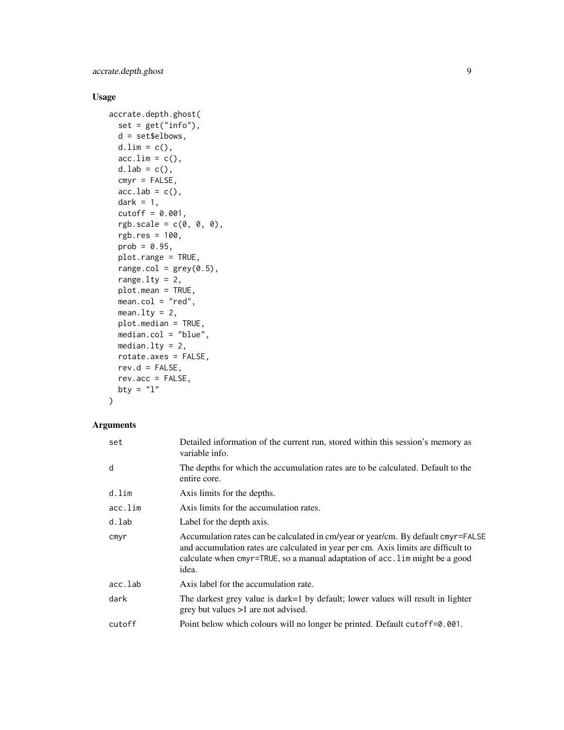## Usage

```
accrate.depth.ghost(
  set = get("info"),
  d = set$elbows,
  d.lim = c(),
  acc.lim = c(),
  d.lab = c(),
  cmyr = FALSE,
  acc.lab = c(),
  dark = 1,
  cutoff = 0.001,
  rgb.scale = c(0, 0, 0),
  rgb.res = 100,
  prob = 0.95,
  plot.range = TRUE,
  range.col = grey(0.5),
  range.lty = 2,
  plot.mean = TRUE,
  mean.col = "red",
  mean.lty = 2,
  plot.median = TRUE,
  median.col = "blue",
  median.lty = 2,
  rotate.axes = FALSE,
  rev.d = FALSE,
  rev.acc = FALSE,
  bty = "l"
)
```

## Arguments

| | |
|---|---|
| set | Detailed information of the current run, stored within this session's memory as variable info. |
| d | The depths for which the accumulation rates are to be calculated. Default to the entire core. |
| d.lim | Axis limits for the depths. |
| acc.lim | Axis limits for the accumulation rates. |
| d.lab | Label for the depth axis. |
| cmyr | Accumulation rates can be calculated in cm/year or year/cm. By default `cmyr=FALSE` and accumulation rates are calculated in year per cm. Axis limits are difficult to calculate when `cmyr=TRUE`, so a manual adaptation of `acc.lim` might be a good idea. |
| acc.lab | Axis label for the accumulation rate. |
| dark | The darkest grey value is dark=1 by default; lower values will result in lighter grey but values >1 are not advised. |
| cutoff | Point below which colours will no longer be printed. Default `cutoff=0.001`. |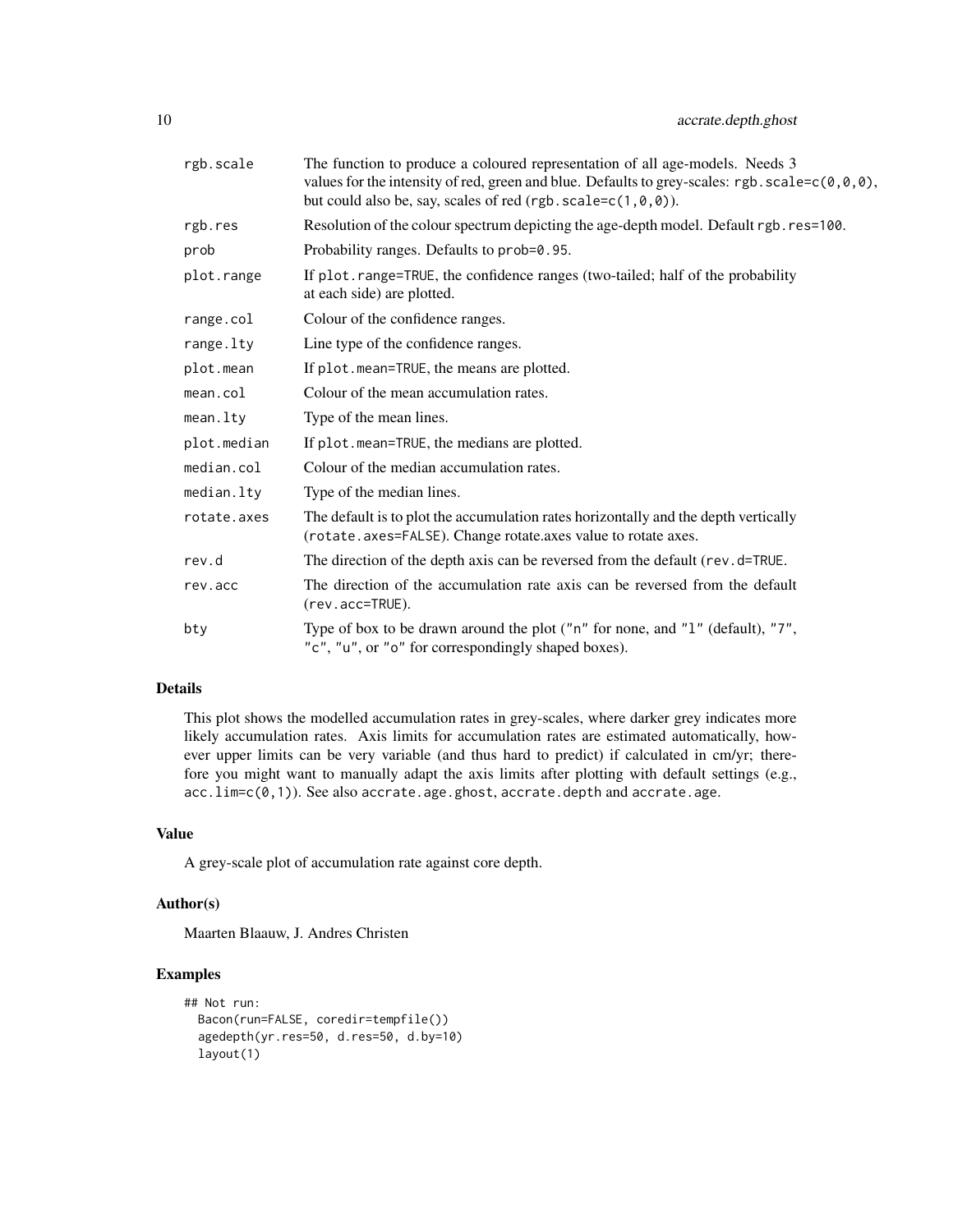| | |
|---|---|
| rgb.scale | The function to produce a coloured representation of all age-models. Needs 3 values for the intensity of red, green and blue. Defaults to grey-scales: `rgb.scale=c(0,0,0)`, but could also be, say, scales of red (`rgb.scale=c(1,0,0)`). |
| rgb.res | Resolution of the colour spectrum depicting the age-depth model. Default `rgb.res=100`. |
| prob | Probability ranges. Defaults to `prob=0.95`. |
| plot.range | If `plot.range=TRUE`, the confidence ranges (two-tailed; half of the probability at each side) are plotted. |
| range.col | Colour of the confidence ranges. |
| range.lty | Line type of the confidence ranges. |
| plot.mean | If `plot.mean=TRUE`, the means are plotted. |
| mean.col | Colour of the mean accumulation rates. |
| mean.lty | Type of the mean lines. |
| plot.median | If `plot.mean=TRUE`, the medians are plotted. |
| median.col | Colour of the median accumulation rates. |
| median.lty | Type of the median lines. |
| rotate.axes | The default is to plot the accumulation rates horizontally and the depth vertically (`rotate.axes=FALSE`). Change rotate.axes value to rotate axes. |
| rev.d | The direction of the depth axis can be reversed from the default (`rev.d=TRUE`. |
| rev.acc | The direction of the accumulation rate axis can be reversed from the default (`rev.acc=TRUE`). |
| bty | Type of box to be drawn around the plot ("n" for none, and "l" (default), "7", "c", "u", or "o" for correspondingly shaped boxes). |

## Details

This plot shows the modelled accumulation rates in grey-scales, where darker grey indicates more likely accumulation rates. Axis limits for accumulation rates are estimated automatically, however upper limits can be very variable (and thus hard to predict) if calculated in cm/yr; therefore you might want to manually adapt the axis limits after plotting with default settings (e.g., `acc.lim=c(0,1)`). See also `accrate.age.ghost`, `accrate.depth` and `accrate.age`.

## Value

A grey-scale plot of accumulation rate against core depth.

## Author(s)

Maarten Blaauw, J. Andres Christen

## Examples

```
## Not run:
  Bacon(run=FALSE, coredir=tempfile())
  agedepth(yr.res=50, d.res=50, d.by=10)
  layout(1)
```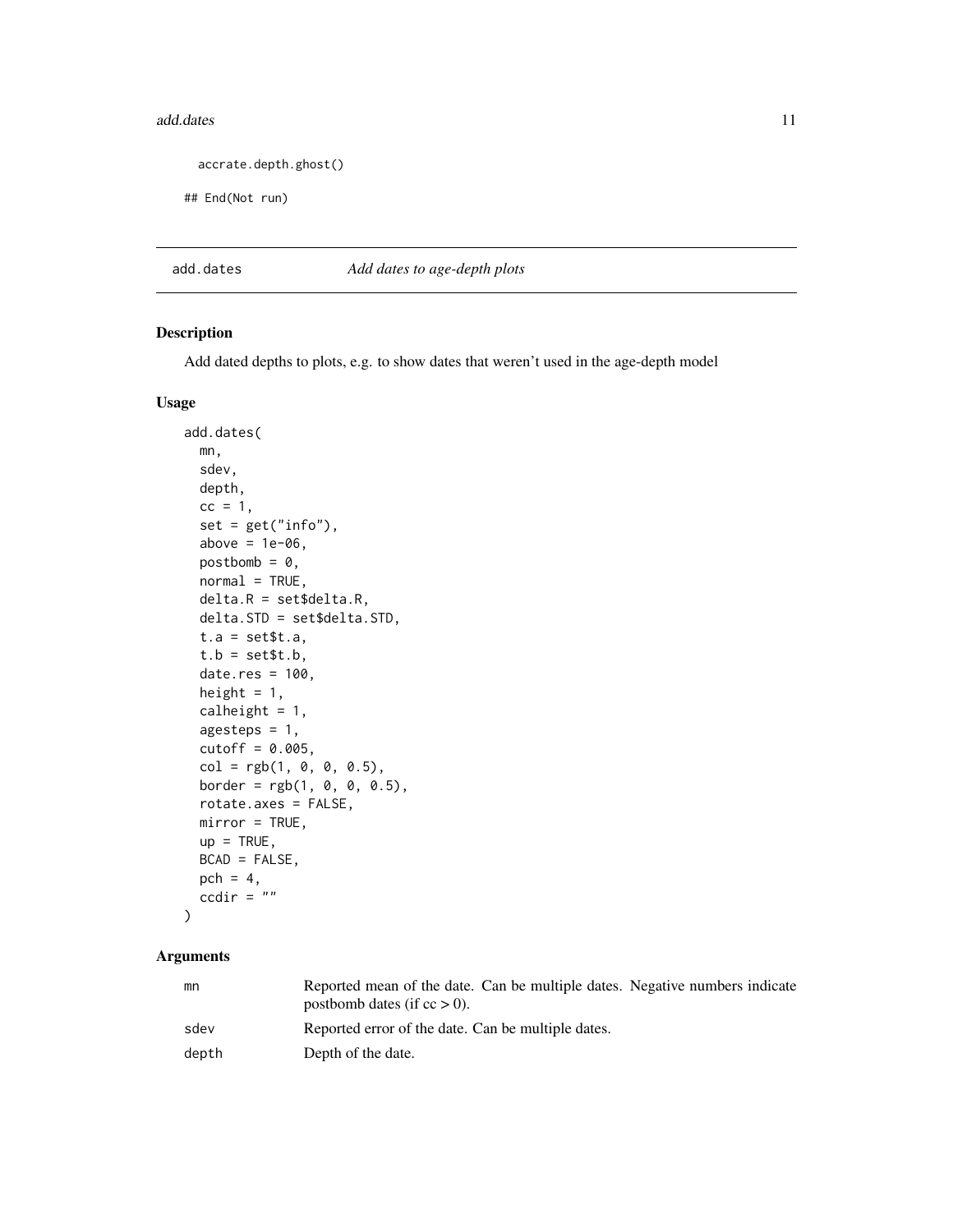```
accrate.depth.ghost()

## End(Not run)
```

---

## add.dates — *Add dates to age-depth plots*

### Description

Add dated depths to plots, e.g. to show dates that weren't used in the age-depth model

### Usage

```
add.dates(
  mn,
  sdev,
  depth,
  cc = 1,
  set = get("info"),
  above = 1e-06,
  postbomb = 0,
  normal = TRUE,
  delta.R = set$delta.R,
  delta.STD = set$delta.STD,
  t.a = set$t.a,
  t.b = set$t.b,
  date.res = 100,
  height = 1,
  calheight = 1,
  agesteps = 1,
  cutoff = 0.005,
  col = rgb(1, 0, 0, 0.5),
  border = rgb(1, 0, 0, 0.5),
  rotate.axes = FALSE,
  mirror = TRUE,
  up = TRUE,
  BCAD = FALSE,
  pch = 4,
  ccdir = ""
)
```

### Arguments

| | |
|---|---|
| mn | Reported mean of the date. Can be multiple dates. Negative numbers indicate postbomb dates (if cc > 0). |
| sdev | Reported error of the date. Can be multiple dates. |
| depth | Depth of the date. |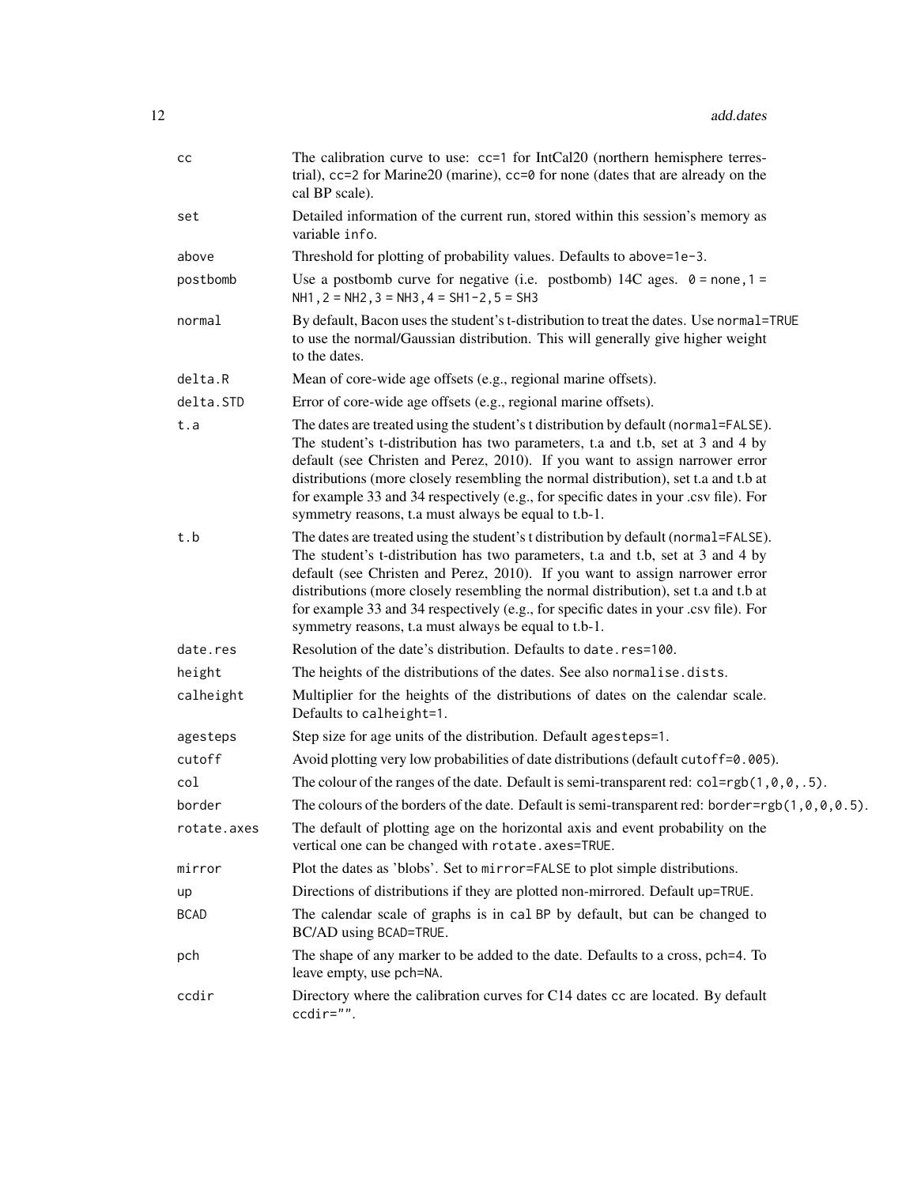| | |
|---|---|
| `cc` | The calibration curve to use: `cc=1` for IntCal20 (northern hemisphere terrestrial), `cc=2` for Marine20 (marine), `cc=0` for none (dates that are already on the cal BP scale). |
| `set` | Detailed information of the current run, stored within this session's memory as variable `info`. |
| `above` | Threshold for plotting of probability values. Defaults to `above=1e-3`. |
| `postbomb` | Use a postbomb curve for negative (i.e. postbomb) 14C ages. `0 = none, 1 = NH1, 2 = NH2, 3 = NH3, 4 = SH1-2, 5 = SH3` |
| `normal` | By default, Bacon uses the student's t-distribution to treat the dates. Use `normal=TRUE` to use the normal/Gaussian distribution. This will generally give higher weight to the dates. |
| `delta.R` | Mean of core-wide age offsets (e.g., regional marine offsets). |
| `delta.STD` | Error of core-wide age offsets (e.g., regional marine offsets). |
| `t.a` | The dates are treated using the student's t distribution by default (`normal=FALSE`). The student's t-distribution has two parameters, t.a and t.b, set at 3 and 4 by default (see Christen and Perez, 2010). If you want to assign narrower error distributions (more closely resembling the normal distribution), set t.a and t.b at for example 33 and 34 respectively (e.g., for specific dates in your .csv file). For symmetry reasons, t.a must always be equal to t.b-1. |
| `t.b` | The dates are treated using the student's t distribution by default (`normal=FALSE`). The student's t-distribution has two parameters, t.a and t.b, set at 3 and 4 by default (see Christen and Perez, 2010). If you want to assign narrower error distributions (more closely resembling the normal distribution), set t.a and t.b at for example 33 and 34 respectively (e.g., for specific dates in your .csv file). For symmetry reasons, t.a must always be equal to t.b-1. |
| `date.res` | Resolution of the date's distribution. Defaults to `date.res=100`. |
| `height` | The heights of the distributions of the dates. See also `normalise.dists`. |
| `calheight` | Multiplier for the heights of the distributions of dates on the calendar scale. Defaults to `calheight=1`. |
| `agesteps` | Step size for age units of the distribution. Default `agesteps=1`. |
| `cutoff` | Avoid plotting very low probabilities of date distributions (default `cutoff=0.005`). |
| `col` | The colour of the ranges of the date. Default is semi-transparent red: `col=rgb(1,0,0,.5)`. |
| `border` | The colours of the borders of the date. Default is semi-transparent red: `border=rgb(1,0,0,0.5)`. |
| `rotate.axes` | The default of plotting age on the horizontal axis and event probability on the vertical one can be changed with `rotate.axes=TRUE`. |
| `mirror` | Plot the dates as 'blobs'. Set to `mirror=FALSE` to plot simple distributions. |
| `up` | Directions of distributions if they are plotted non-mirrored. Default `up=TRUE`. |
| `BCAD` | The calendar scale of graphs is in `cal BP` by default, but can be changed to BC/AD using `BCAD=TRUE`. |
| `pch` | The shape of any marker to be added to the date. Defaults to a cross, `pch=4`. To leave empty, use `pch=NA`. |
| `ccdir` | Directory where the calibration curves for C14 dates `cc` are located. By default `ccdir=""`. |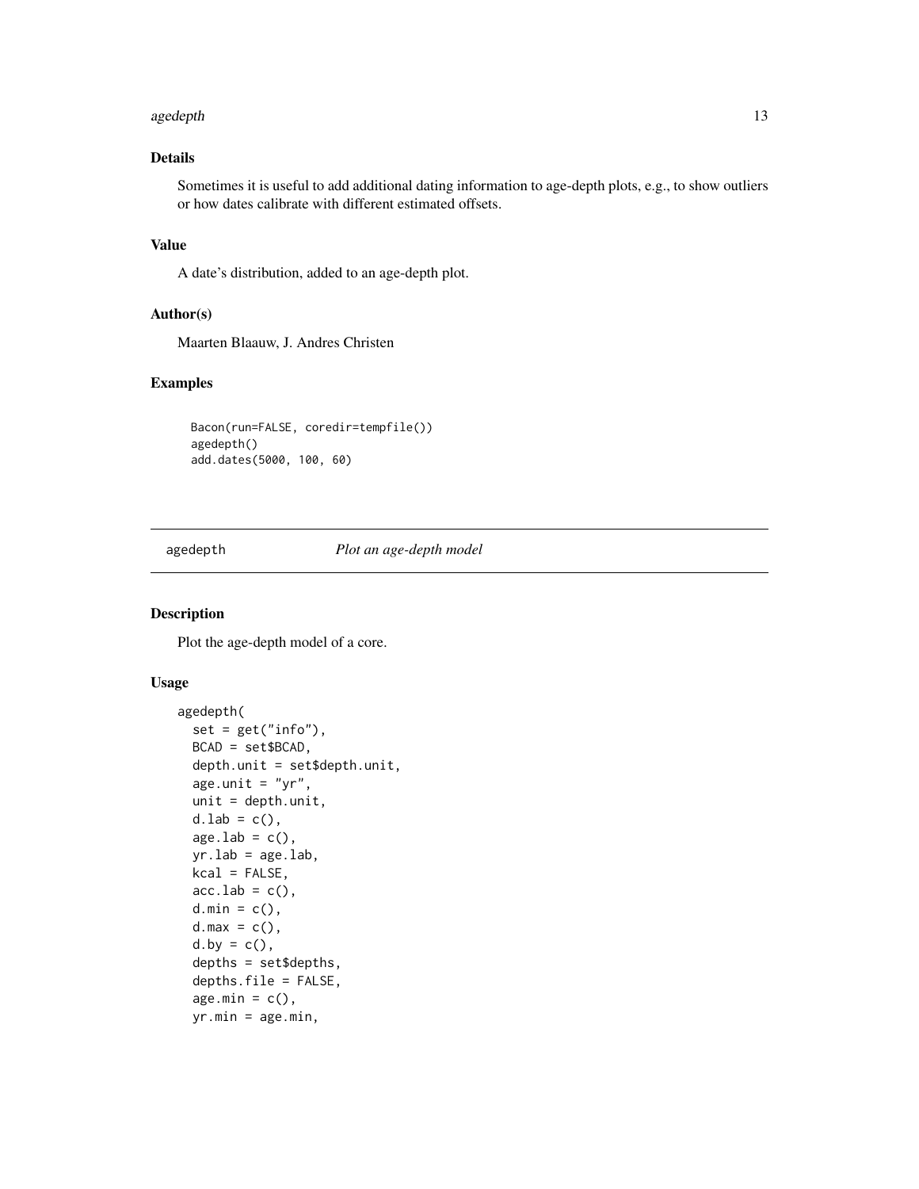## Details

Sometimes it is useful to add additional dating information to age-depth plots, e.g., to show outliers or how dates calibrate with different estimated offsets.

## Value

A date's distribution, added to an age-depth plot.

## Author(s)

Maarten Blaauw, J. Andres Christen

## Examples

```
Bacon(run=FALSE, coredir=tempfile())
agedepth()
add.dates(5000, 100, 60)
```

---

# agedepth    *Plot an age-depth model*

---

## Description

Plot the age-depth model of a core.

## Usage

```
agedepth(
  set = get("info"),
  BCAD = set$BCAD,
  depth.unit = set$depth.unit,
  age.unit = "yr",
  unit = depth.unit,
  d.lab = c(),
  age.lab = c(),
  yr.lab = age.lab,
  kcal = FALSE,
  acc.lab = c(),
  d.min = c(),
  d.max = c(),
  d.by = c(),
  depths = set$depths,
  depths.file = FALSE,
  age.min = c(),
  yr.min = age.min,
```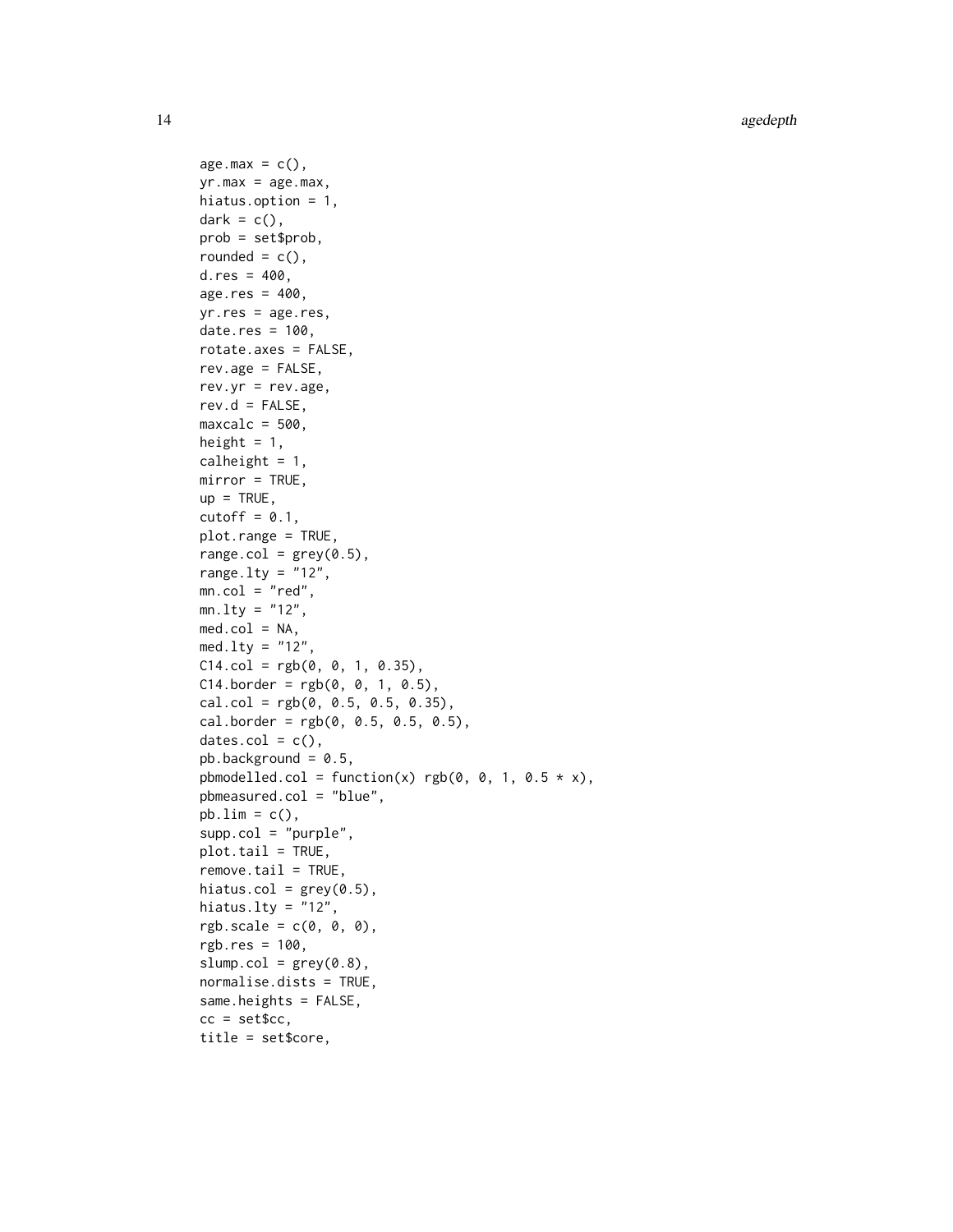```
age.max = c(),
yr.max = age.max,
hiatus.option = 1,
dark = c(),
prob = set$prob,
rounded = c(),
d.res = 400,
age.res = 400,
yr.res = age.res,
date.res = 100,
rotate.axes = FALSE,
rev.age = FALSE,
rev.yr = rev.age,
rev.d = FALSE,
maxcalc = 500,
height = 1,
calheight = 1,
mirror = TRUE,
up = TRUE,
cutoff = 0.1,
plot.range = TRUE,
range.col = grey(0.5),
range.lty = "12",
mn.col = "red",
mn.lty = "12",
med.col = NA,
med.lty = "12",
C14.col = rgb(0, 0, 1, 0.35),
C14.border = rgb(0, 0, 1, 0.5),
cal.col = rgb(0, 0.5, 0.5, 0.35),
cal.border = rgb(0, 0.5, 0.5, 0.5),
dates.col = c(),
pb.background = 0.5,
pbmodelled.col = function(x) rgb(0, 0, 1, 0.5 * x),
pbmeasured.col = "blue",
pb.lim = c(),
supp.col = "purple",
plot.tail = TRUE,
remove.tail = TRUE,
hiatus.col = grey(0.5),
hiatus.lty = "12",
rgb.scale = c(0, 0, 0),
rgb.res = 100,
slump.col = grey(0.8),
normalise.dists = TRUE,
same.heights = FALSE,
cc = set$cc,
title = set$core,
```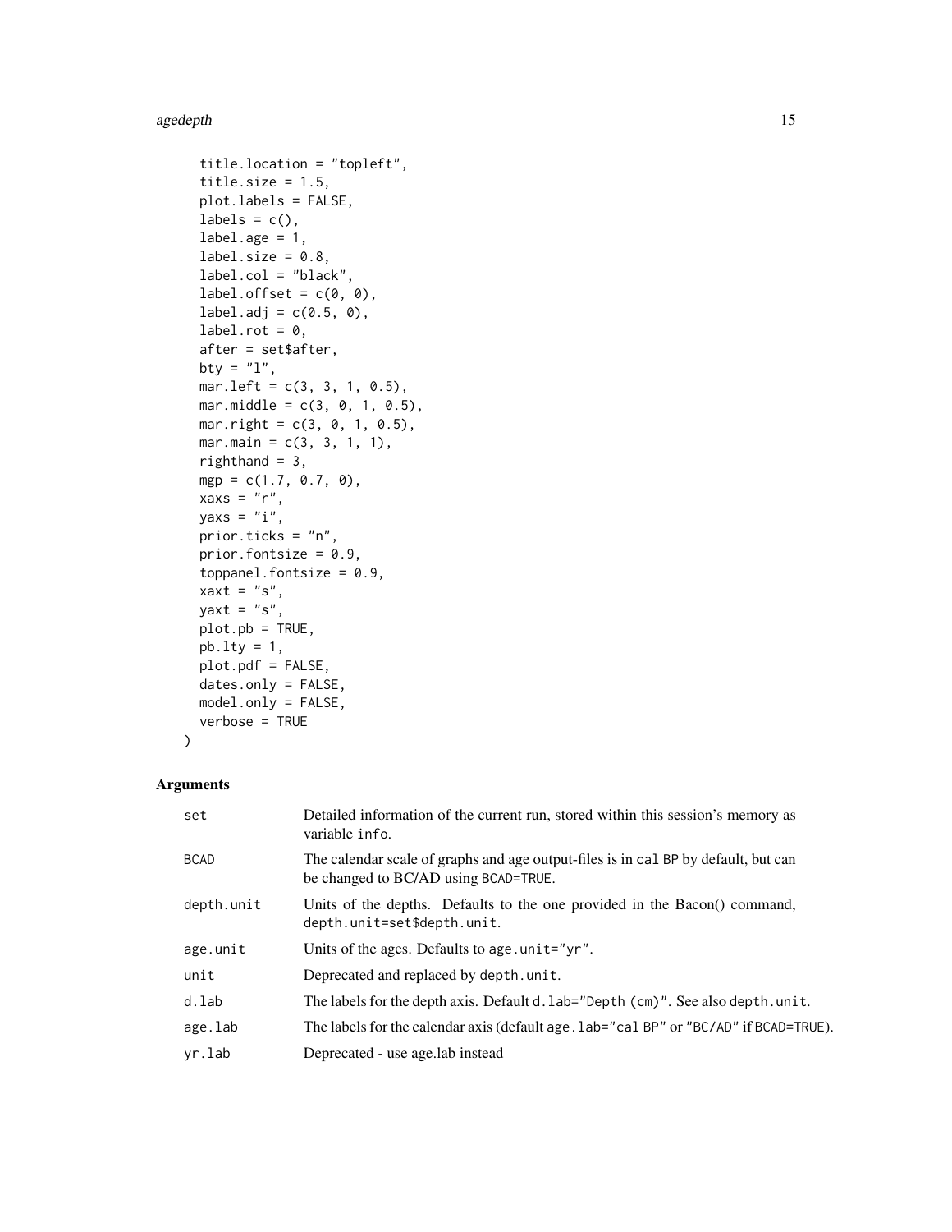```
  title.location = "topleft",
  title.size = 1.5,
  plot.labels = FALSE,
  labels = c(),
  label.age = 1,
  label.size = 0.8,
  label.col = "black",
  label.offset = c(0, 0),
  label.adj = c(0.5, 0),
  label.rot = 0,
  after = set$after,
  bty = "l",
  mar.left = c(3, 3, 1, 0.5),
  mar.middle = c(3, 0, 1, 0.5),
  mar.right = c(3, 0, 1, 0.5),
  mar.main = c(3, 3, 1, 1),
  righthand = 3,
  mgp = c(1.7, 0.7, 0),
  xaxs = "r",
  yaxs = "i",
  prior.ticks = "n",
  prior.fontsize = 0.9,
  toppanel.fontsize = 0.9,
  xaxt = "s",
  yaxt = "s",
  plot.pb = TRUE,
  pb.lty = 1,
  plot.pdf = FALSE,
  dates.only = FALSE,
  model.only = FALSE,
  verbose = TRUE
)
```

## Arguments

| | |
|---|---|
| set | Detailed information of the current run, stored within this session's memory as variable `info`. |
| BCAD | The calendar scale of graphs and age output-files is in `cal BP` by default, but can be changed to BC/AD using `BCAD=TRUE`. |
| depth.unit | Units of the depths. Defaults to the one provided in the Bacon() command, `depth.unit=set$depth.unit`. |
| age.unit | Units of the ages. Defaults to `age.unit="yr"`. |
| unit | Deprecated and replaced by `depth.unit`. |
| d.lab | The labels for the depth axis. Default `d.lab="Depth (cm)"`. See also `depth.unit`. |
| age.lab | The labels for the calendar axis (default `age.lab="cal BP"` or `"BC/AD"` if `BCAD=TRUE`). |
| yr.lab | Deprecated - use age.lab instead |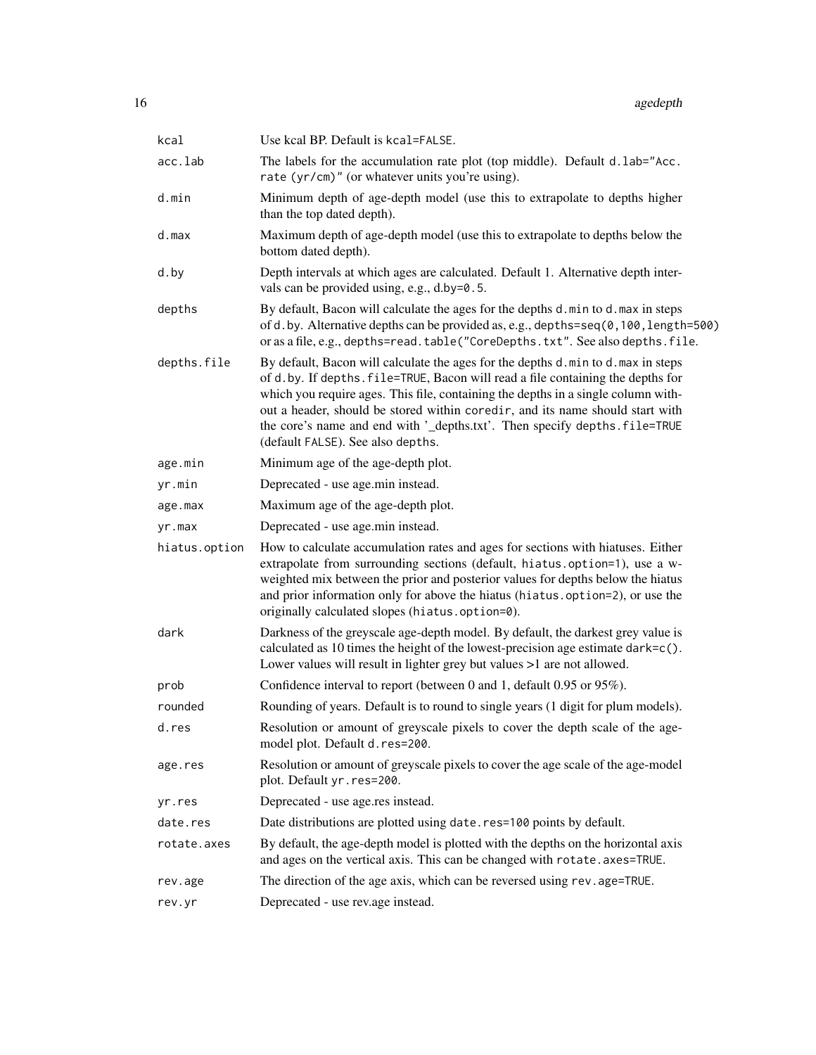| | |
|---|---|
| `kcal` | Use kcal BP. Default is `kcal=FALSE`. |
| `acc.lab` | The labels for the accumulation rate plot (top middle). Default `d.lab="Acc. rate (yr/cm)"` (or whatever units you're using). |
| `d.min` | Minimum depth of age-depth model (use this to extrapolate to depths higher than the top dated depth). |
| `d.max` | Maximum depth of age-depth model (use this to extrapolate to depths below the bottom dated depth). |
| `d.by` | Depth intervals at which ages are calculated. Default 1. Alternative depth intervals can be provided using, e.g., d.by=`0.5`. |
| `depths` | By default, Bacon will calculate the ages for the depths `d.min` to `d.max` in steps of `d.by`. Alternative depths can be provided as, e.g., `depths=seq(0,100,length=500)` or as a file, e.g., `depths=read.table("CoreDepths.txt"`. See also `depths.file`. |
| `depths.file` | By default, Bacon will calculate the ages for the depths `d.min` to `d.max` in steps of `d.by`. If `depths.file=TRUE`, Bacon will read a file containing the depths for which you require ages. This file, containing the depths in a single column without a header, should be stored within `coredir`, and its name should start with the core's name and end with '_depths.txt'. Then specify `depths.file=TRUE` (default `FALSE`). See also `depths`. |
| `age.min` | Minimum age of the age-depth plot. |
| `yr.min` | Deprecated - use age.min instead. |
| `age.max` | Maximum age of the age-depth plot. |
| `yr.max` | Deprecated - use age.min instead. |
| `hiatus.option` | How to calculate accumulation rates and ages for sections with hiatuses. Either extrapolate from surrounding sections (default, `hiatus.option=1`), use a w-weighted mix between the prior and posterior values for depths below the hiatus and prior information only for above the hiatus (`hiatus.option=2`), or use the originally calculated slopes (`hiatus.option=0`). |
| `dark` | Darkness of the greyscale age-depth model. By default, the darkest grey value is calculated as 10 times the height of the lowest-precision age estimate `dark=c()`. Lower values will result in lighter grey but values >1 are not allowed. |
| `prob` | Confidence interval to report (between 0 and 1, default 0.95 or 95%). |
| `rounded` | Rounding of years. Default is to round to single years (1 digit for plum models). |
| `d.res` | Resolution or amount of greyscale pixels to cover the depth scale of the age-model plot. Default `d.res=200`. |
| `age.res` | Resolution or amount of greyscale pixels to cover the age scale of the age-model plot. Default `yr.res=200`. |
| `yr.res` | Deprecated - use age.res instead. |
| `date.res` | Date distributions are plotted using `date.res=100` points by default. |
| `rotate.axes` | By default, the age-depth model is plotted with the depths on the horizontal axis and ages on the vertical axis. This can be changed with `rotate.axes=TRUE`. |
| `rev.age` | The direction of the age axis, which can be reversed using `rev.age=TRUE`. |
| `rev.yr` | Deprecated - use rev.age instead. |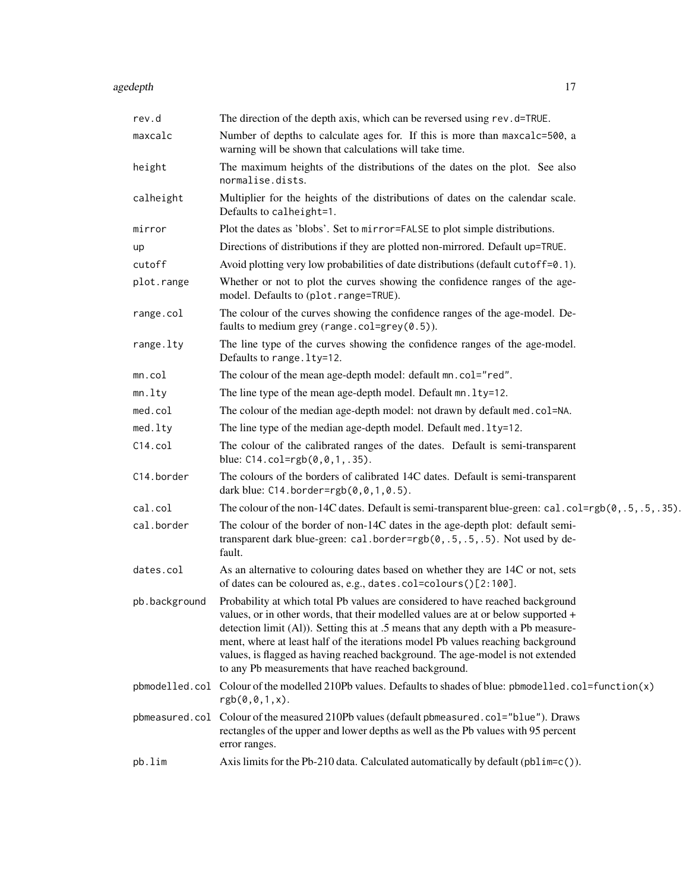| | |
|---|---|
| rev.d | The direction of the depth axis, which can be reversed using rev.d=TRUE. |
| maxcalc | Number of depths to calculate ages for. If this is more than maxcalc=500, a warning will be shown that calculations will take time. |
| height | The maximum heights of the distributions of the dates on the plot. See also normalise.dists. |
| calheight | Multiplier for the heights of the distributions of dates on the calendar scale. Defaults to calheight=1. |
| mirror | Plot the dates as 'blobs'. Set to mirror=FALSE to plot simple distributions. |
| up | Directions of distributions if they are plotted non-mirrored. Default up=TRUE. |
| cutoff | Avoid plotting very low probabilities of date distributions (default cutoff=0.1). |
| plot.range | Whether or not to plot the curves showing the confidence ranges of the age-model. Defaults to (plot.range=TRUE). |
| range.col | The colour of the curves showing the confidence ranges of the age-model. Defaults to medium grey (range.col=grey(0.5)). |
| range.lty | The line type of the curves showing the confidence ranges of the age-model. Defaults to range.lty=12. |
| mn.col | The colour of the mean age-depth model: default mn.col="red". |
| mn.lty | The line type of the mean age-depth model. Default mn.lty=12. |
| med.col | The colour of the median age-depth model: not drawn by default med.col=NA. |
| med.lty | The line type of the median age-depth model. Default med.lty=12. |
| C14.col | The colour of the calibrated ranges of the dates. Default is semi-transparent blue: C14.col=rgb(0,0,1,.35). |
| C14.border | The colours of the borders of calibrated 14C dates. Default is semi-transparent dark blue: C14.border=rgb(0,0,1,0.5). |
| cal.col | The colour of the non-14C dates. Default is semi-transparent blue-green: cal.col=rgb(0,.5,.5,.35). |
| cal.border | The colour of the border of non-14C dates in the age-depth plot: default semi-transparent dark blue-green: cal.border=rgb(0,.5,.5,.5). Not used by default. |
| dates.col | As an alternative to colouring dates based on whether they are 14C or not, sets of dates can be coloured as, e.g., dates.col=colours()[2:100]. |
| pb.background | Probability at which total Pb values are considered to have reached background values, or in other words, that their modelled values are at or below supported + detection limit (Al)). Setting this at .5 means that any depth with a Pb measurement, where at least half of the iterations model Pb values reaching background values, is flagged as having reached background. The age-model is not extended to any Pb measurements that have reached background. |
| pbmodelled.col | Colour of the modelled 210Pb values. Defaults to shades of blue: pbmodelled.col=function(x) rgb(0,0,1,x). |
| pbmeasured.col | Colour of the measured 210Pb values (default pbmeasured.col="blue"). Draws rectangles of the upper and lower depths as well as the Pb values with 95 percent error ranges. |
| pb.lim | Axis limits for the Pb-210 data. Calculated automatically by default (pblim=c()). |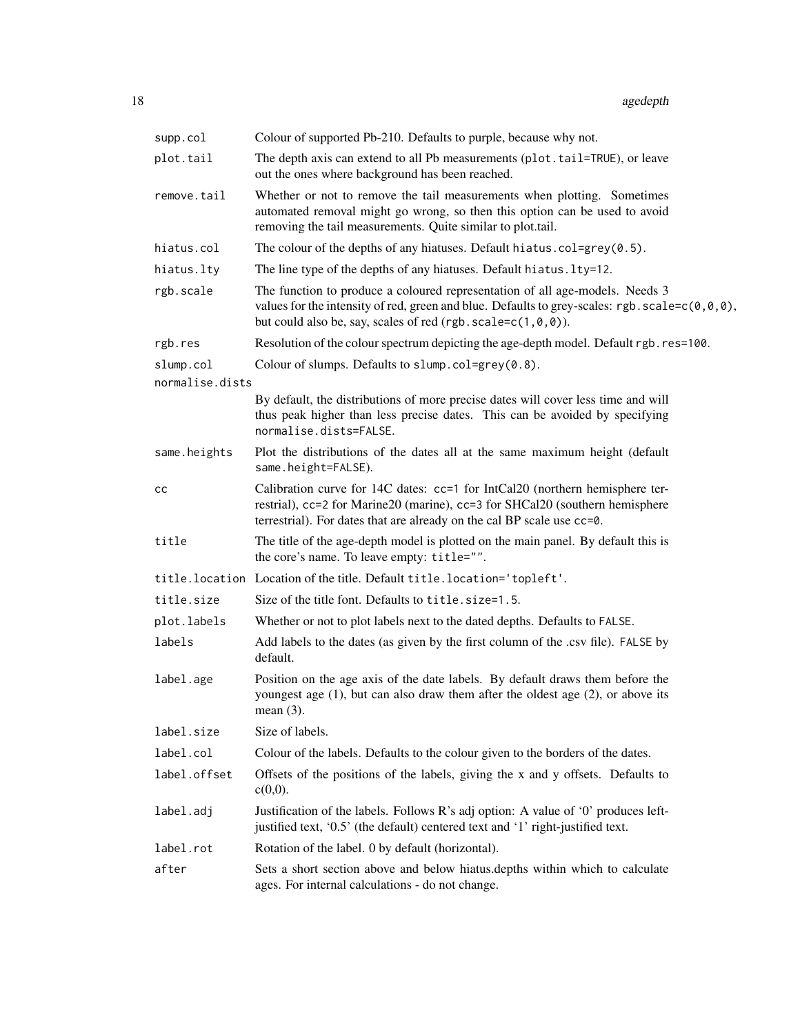| | |
|---|---|
| supp.col | Colour of supported Pb-210. Defaults to purple, because why not. |
| plot.tail | The depth axis can extend to all Pb measurements (plot.tail=TRUE), or leave out the ones where background has been reached. |
| remove.tail | Whether or not to remove the tail measurements when plotting. Sometimes automated removal might go wrong, so then this option can be used to avoid removing the tail measurements. Quite similar to plot.tail. |
| hiatus.col | The colour of the depths of any hiatuses. Default hiatus.col=grey(0.5). |
| hiatus.lty | The line type of the depths of any hiatuses. Default hiatus.lty=12. |
| rgb.scale | The function to produce a coloured representation of all age-models. Needs 3 values for the intensity of red, green and blue. Defaults to grey-scales: rgb.scale=c(0,0,0), but could also be, say, scales of red (rgb.scale=c(1,0,0)). |
| rgb.res | Resolution of the colour spectrum depicting the age-depth model. Default rgb.res=100. |
| slump.col | Colour of slumps. Defaults to slump.col=grey(0.8). |
| normalise.dists | By default, the distributions of more precise dates will cover less time and will thus peak higher than less precise dates. This can be avoided by specifying normalise.dists=FALSE. |
| same.heights | Plot the distributions of the dates all at the same maximum height (default same.height=FALSE). |
| cc | Calibration curve for 14C dates: cc=1 for IntCal20 (northern hemisphere terrestrial), cc=2 for Marine20 (marine), cc=3 for SHCal20 (southern hemisphere terrestrial). For dates that are already on the cal BP scale use cc=0. |
| title | The title of the age-depth model is plotted on the main panel. By default this is the core's name. To leave empty: title="". |
| title.location | Location of the title. Default title.location='topleft'. |
| title.size | Size of the title font. Defaults to title.size=1.5. |
| plot.labels | Whether or not to plot labels next to the dated depths. Defaults to FALSE. |
| labels | Add labels to the dates (as given by the first column of the .csv file). FALSE by default. |
| label.age | Position on the age axis of the date labels. By default draws them before the youngest age (1), but can also draw them after the oldest age (2), or above its mean (3). |
| label.size | Size of labels. |
| label.col | Colour of the labels. Defaults to the colour given to the borders of the dates. |
| label.offset | Offsets of the positions of the labels, giving the x and y offsets. Defaults to c(0,0). |
| label.adj | Justification of the labels. Follows R's adj option: A value of '0' produces left-justified text, '0.5' (the default) centered text and '1' right-justified text. |
| label.rot | Rotation of the label. 0 by default (horizontal). |
| after | Sets a short section above and below hiatus.depths within which to calculate ages. For internal calculations - do not change. |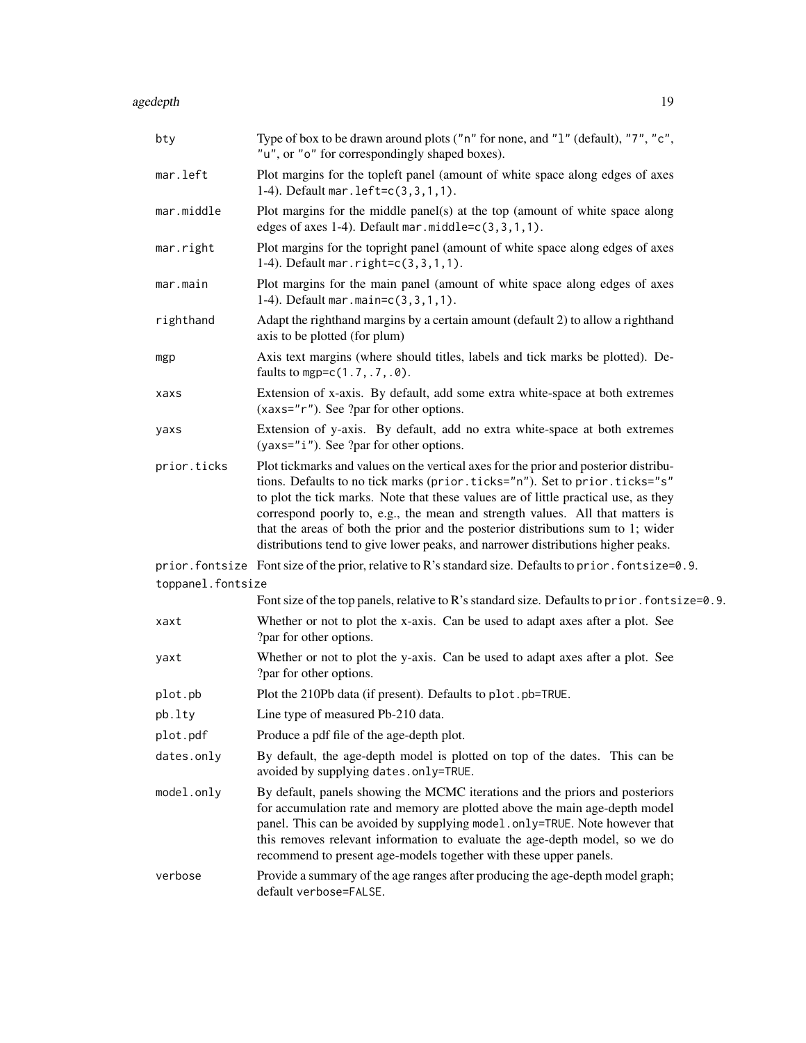| | |
|---|---|
| bty | Type of box to be drawn around plots ("n" for none, and "l" (default), "7", "c", "u", or "o" for correspondingly shaped boxes). |
| mar.left | Plot margins for the topleft panel (amount of white space along edges of axes 1-4). Default mar.left=c(3,3,1,1). |
| mar.middle | Plot margins for the middle panel(s) at the top (amount of white space along edges of axes 1-4). Default mar.middle=c(3,3,1,1). |
| mar.right | Plot margins for the topright panel (amount of white space along edges of axes 1-4). Default mar.right=c(3,3,1,1). |
| mar.main | Plot margins for the main panel (amount of white space along edges of axes 1-4). Default mar.main=c(3,3,1,1). |
| righthand | Adapt the righthand margins by a certain amount (default 2) to allow a righthand axis to be plotted (for plum) |
| mgp | Axis text margins (where should titles, labels and tick marks be plotted). Defaults to mgp=c(1.7,.7,.0). |
| xaxs | Extension of x-axis. By default, add some extra white-space at both extremes (xaxs="r"). See ?par for other options. |
| yaxs | Extension of y-axis. By default, add no extra white-space at both extremes (yaxs="i"). See ?par for other options. |
| prior.ticks | Plot tickmarks and values on the vertical axes for the prior and posterior distributions. Defaults to no tick marks (prior.ticks="n"). Set to prior.ticks="s" to plot the tick marks. Note that these values are of little practical use, as they correspond poorly to, e.g., the mean and strength values. All that matters is that the areas of both the prior and the posterior distributions sum to 1; wider distributions tend to give lower peaks, and narrower distributions higher peaks. |
| prior.fontsize | Font size of the prior, relative to R's standard size. Defaults to prior.fontsize=0.9. |
| toppanel.fontsize | Font size of the top panels, relative to R's standard size. Defaults to prior.fontsize=0.9. |
| xaxt | Whether or not to plot the x-axis. Can be used to adapt axes after a plot. See ?par for other options. |
| yaxt | Whether or not to plot the y-axis. Can be used to adapt axes after a plot. See ?par for other options. |
| plot.pb | Plot the 210Pb data (if present). Defaults to plot.pb=TRUE. |
| pb.lty | Line type of measured Pb-210 data. |
| plot.pdf | Produce a pdf file of the age-depth plot. |
| dates.only | By default, the age-depth model is plotted on top of the dates. This can be avoided by supplying dates.only=TRUE. |
| model.only | By default, panels showing the MCMC iterations and the priors and posteriors for accumulation rate and memory are plotted above the main age-depth model panel. This can be avoided by supplying model.only=TRUE. Note however that this removes relevant information to evaluate the age-depth model, so we do recommend to present age-models together with these upper panels. |
| verbose | Provide a summary of the age ranges after producing the age-depth model graph; default verbose=FALSE. |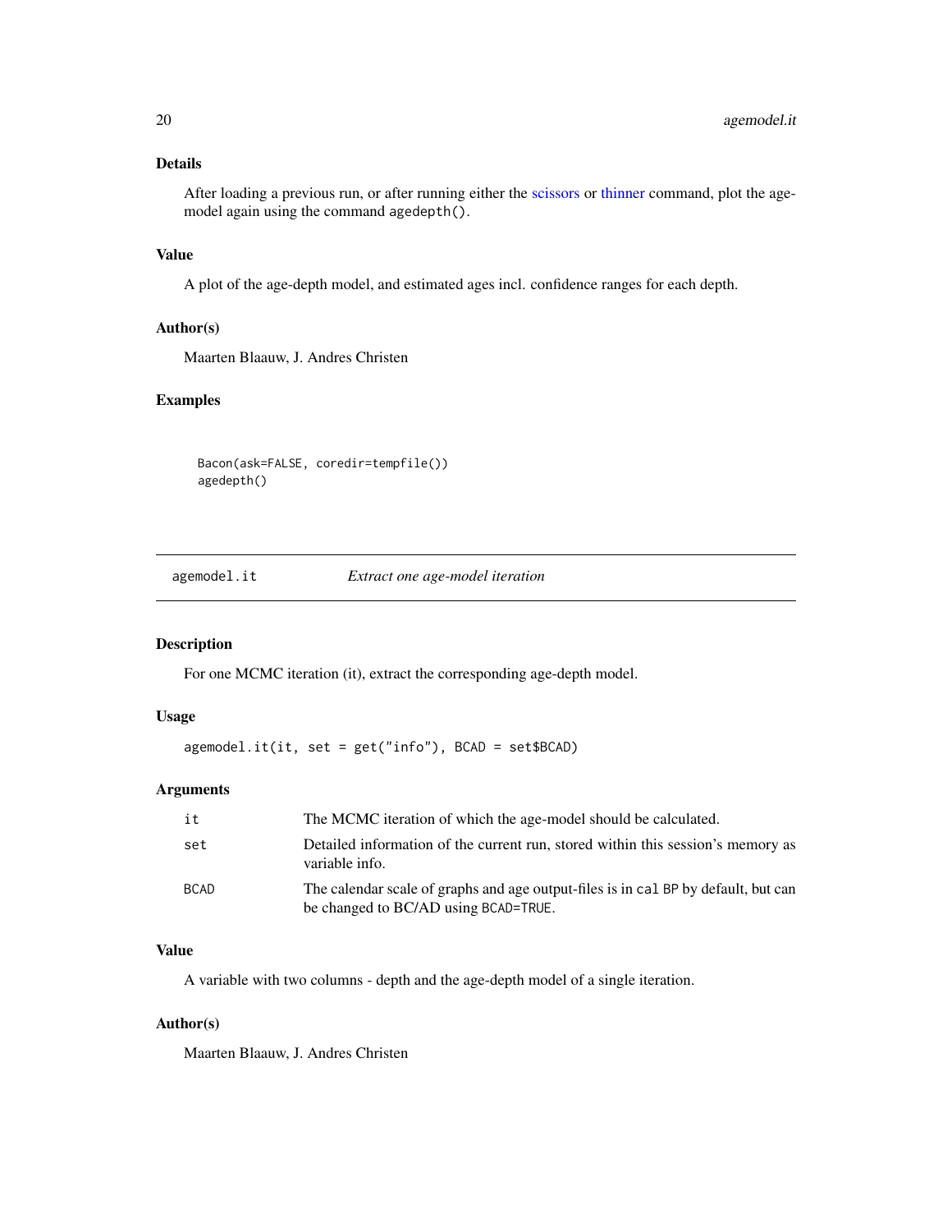### Details

After loading a previous run, or after running either the scissors or thinner command, plot the age-model again using the command `agedepth()`.

### Value

A plot of the age-depth model, and estimated ages incl. confidence ranges for each depth.

### Author(s)

Maarten Blaauw, J. Andres Christen

### Examples

```
Bacon(ask=FALSE, coredir=tempfile())
agedepth()
```

---

## agemodel.it — *Extract one age-model iteration*

---

### Description

For one MCMC iteration (it), extract the corresponding age-depth model.

### Usage

```
agemodel.it(it, set = get("info"), BCAD = set$BCAD)
```

### Arguments

| | |
|---|---|
| it | The MCMC iteration of which the age-model should be calculated. |
| set | Detailed information of the current run, stored within this session's memory as variable info. |
| BCAD | The calendar scale of graphs and age output-files is in `cal BP` by default, but can be changed to BC/AD using `BCAD=TRUE`. |

### Value

A variable with two columns - depth and the age-depth model of a single iteration.

### Author(s)

Maarten Blaauw, J. Andres Christen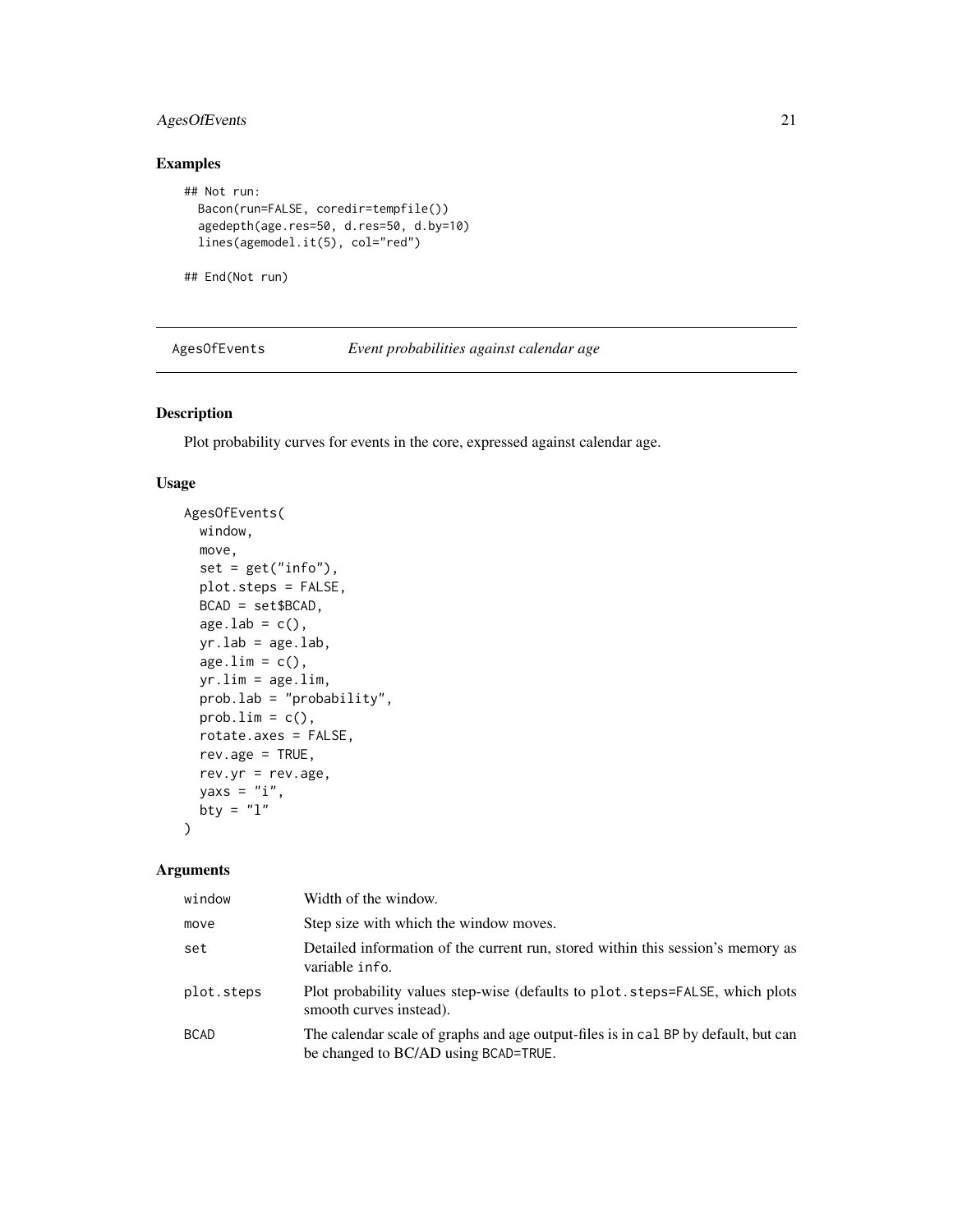## Examples

```
## Not run:
  Bacon(run=FALSE, coredir=tempfile())
  agedepth(age.res=50, d.res=50, d.by=10)
  lines(agemodel.it(5), col="red")

## End(Not run)
```

---

`AgesOfEvents` *Event probabilities against calendar age*

---

## Description

Plot probability curves for events in the core, expressed against calendar age.

## Usage

```
AgesOfEvents(
  window,
  move,
  set = get("info"),
  plot.steps = FALSE,
  BCAD = set$BCAD,
  age.lab = c(),
  yr.lab = age.lab,
  age.lim = c(),
  yr.lim = age.lim,
  prob.lab = "probability",
  prob.lim = c(),
  rotate.axes = FALSE,
  rev.age = TRUE,
  rev.yr = rev.age,
  yaxs = "i",
  bty = "l"
)
```

## Arguments

| | |
|---|---|
| `window` | Width of the window. |
| `move` | Step size with which the window moves. |
| `set` | Detailed information of the current run, stored within this session's memory as variable `info`. |
| `plot.steps` | Plot probability values step-wise (defaults to `plot.steps=FALSE`, which plots smooth curves instead). |
| `BCAD` | The calendar scale of graphs and age output-files is in `cal BP` by default, but can be changed to BC/AD using `BCAD=TRUE`. |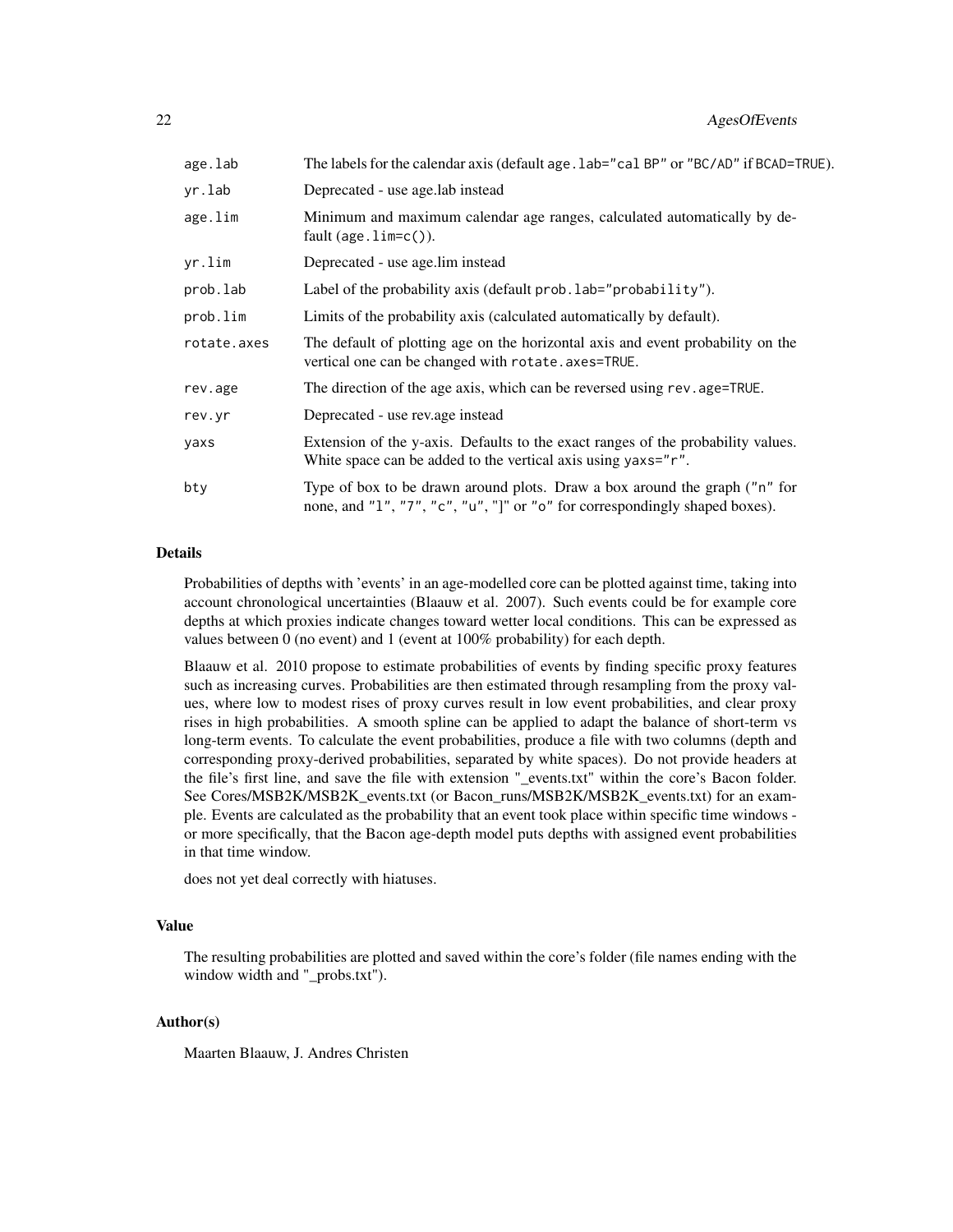| | |
|---|---|
| `age.lab` | The labels for the calendar axis (default `age.lab="cal BP"` or `"BC/AD"` if `BCAD=TRUE`). |
| `yr.lab` | Deprecated - use age.lab instead |
| `age.lim` | Minimum and maximum calendar age ranges, calculated automatically by default (`age.lim=c()`). |
| `yr.lim` | Deprecated - use age.lim instead |
| `prob.lab` | Label of the probability axis (default `prob.lab="probability"`). |
| `prob.lim` | Limits of the probability axis (calculated automatically by default). |
| `rotate.axes` | The default of plotting age on the horizontal axis and event probability on the vertical one can be changed with `rotate.axes=TRUE`. |
| `rev.age` | The direction of the age axis, which can be reversed using `rev.age=TRUE`. |
| `rev.yr` | Deprecated - use rev.age instead |
| `yaxs` | Extension of the y-axis. Defaults to the exact ranges of the probability values. White space can be added to the vertical axis using `yaxs="r"`. |
| `bty` | Type of box to be drawn around plots. Draw a box around the graph (`"n"` for none, and `"l"`, `"7"`, `"c"`, `"u"`, `"]"` or `"o"` for correspondingly shaped boxes). |

### Details

Probabilities of depths with 'events' in an age-modelled core can be plotted against time, taking into account chronological uncertainties (Blaauw et al. 2007). Such events could be for example core depths at which proxies indicate changes toward wetter local conditions. This can be expressed as values between 0 (no event) and 1 (event at 100% probability) for each depth.

Blaauw et al. 2010 propose to estimate probabilities of events by finding specific proxy features such as increasing curves. Probabilities are then estimated through resampling from the proxy values, where low to modest rises of proxy curves result in low event probabilities, and clear proxy rises in high probabilities. A smooth spline can be applied to adapt the balance of short-term vs long-term events. To calculate the event probabilities, produce a file with two columns (depth and corresponding proxy-derived probabilities, separated by white spaces). Do not provide headers at the file's first line, and save the file with extension "_events.txt" within the core's Bacon folder. See Cores/MSB2K/MSB2K_events.txt (or Bacon_runs/MSB2K/MSB2K_events.txt) for an example. Events are calculated as the probability that an event took place within specific time windows - or more specifically, that the Bacon age-depth model puts depths with assigned event probabilities in that time window.

does not yet deal correctly with hiatuses.

### Value

The resulting probabilities are plotted and saved within the core's folder (file names ending with the window width and "_probs.txt").

### Author(s)

Maarten Blaauw, J. Andres Christen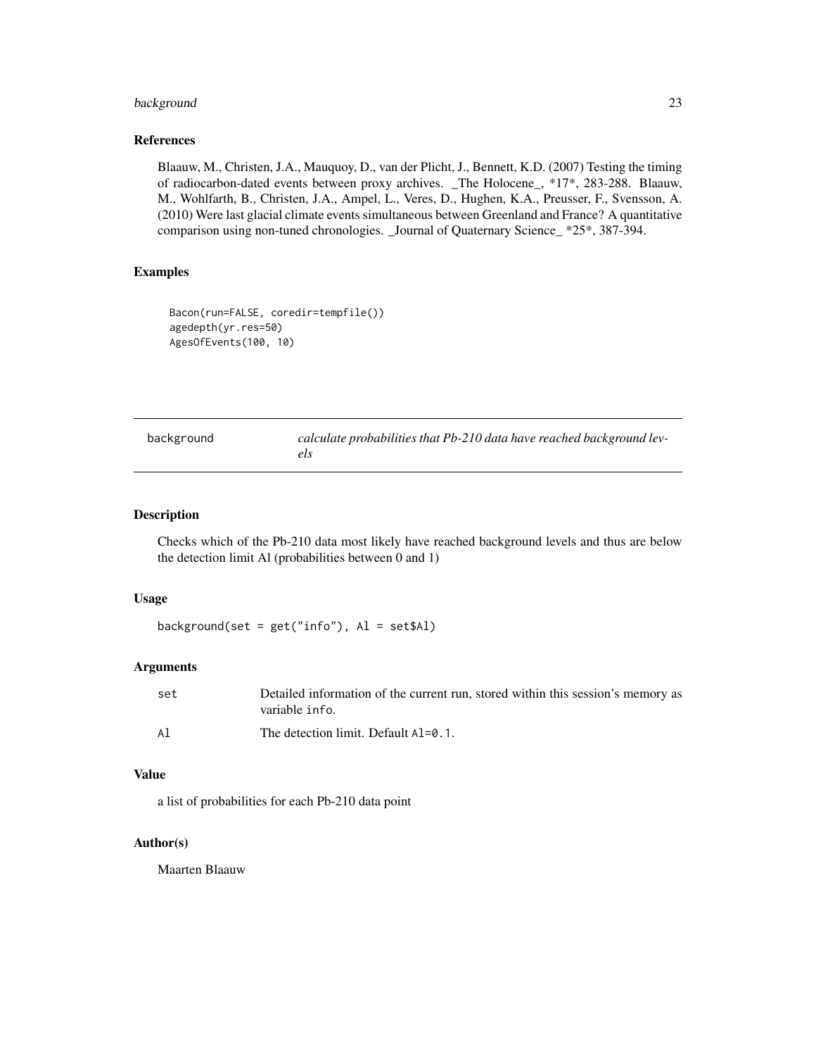### References

Blaauw, M., Christen, J.A., Mauquoy, D., van der Plicht, J., Bennett, K.D. (2007) Testing the timing of radiocarbon-dated events between proxy archives. _The Holocene_, *17*, 283-288. Blaauw, M., Wohlfarth, B., Christen, J.A., Ampel, L., Veres, D., Hughen, K.A., Preusser, F., Svensson, A. (2010) Were last glacial climate events simultaneous between Greenland and France? A quantitative comparison using non-tuned chronologies. _Journal of Quaternary Science_ *25*, 387-394.

### Examples

```
Bacon(run=FALSE, coredir=tempfile())
agedepth(yr.res=50)
AgesOfEvents(100, 10)
```

## background — *calculate probabilities that Pb-210 data have reached background levels*

### Description

Checks which of the Pb-210 data most likely have reached background levels and thus are below the detection limit Al (probabilities between 0 and 1)

### Usage

```
background(set = get("info"), Al = set$Al)
```

### Arguments

| | |
|---|---|
| set | Detailed information of the current run, stored within this session's memory as variable info. |
| Al | The detection limit. Default Al=0.1. |

### Value

a list of probabilities for each Pb-210 data point

### Author(s)

Maarten Blaauw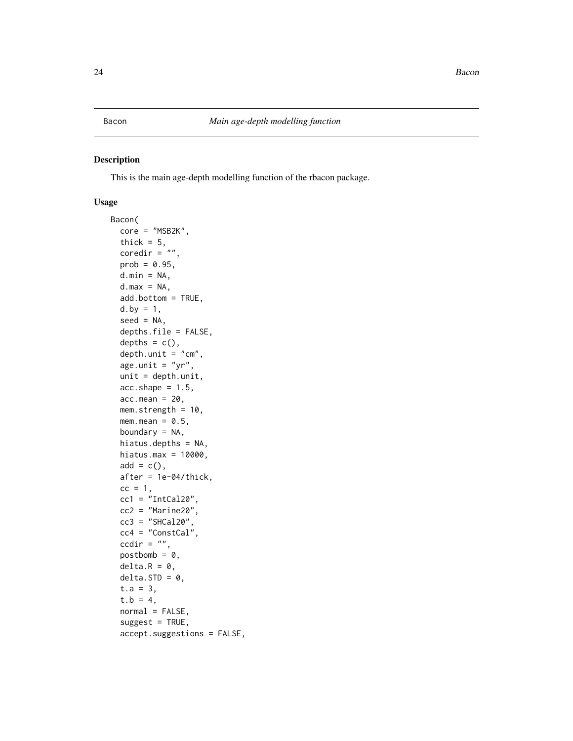Bacon *Main age-depth modelling function*

## Description

This is the main age-depth modelling function of the rbacon package.

## Usage

```
Bacon(
  core = "MSB2K",
  thick = 5,
  coredir = "",
  prob = 0.95,
  d.min = NA,
  d.max = NA,
  add.bottom = TRUE,
  d.by = 1,
  seed = NA,
  depths.file = FALSE,
  depths = c(),
  depth.unit = "cm",
  age.unit = "yr",
  unit = depth.unit,
  acc.shape = 1.5,
  acc.mean = 20,
  mem.strength = 10,
  mem.mean = 0.5,
  boundary = NA,
  hiatus.depths = NA,
  hiatus.max = 10000,
  add = c(),
  after = 1e-04/thick,
  cc = 1,
  cc1 = "IntCal20",
  cc2 = "Marine20",
  cc3 = "SHCal20",
  cc4 = "ConstCal",
  ccdir = "",
  postbomb = 0,
  delta.R = 0,
  delta.STD = 0,
  t.a = 3,
  t.b = 4,
  normal = FALSE,
  suggest = TRUE,
  accept.suggestions = FALSE,
```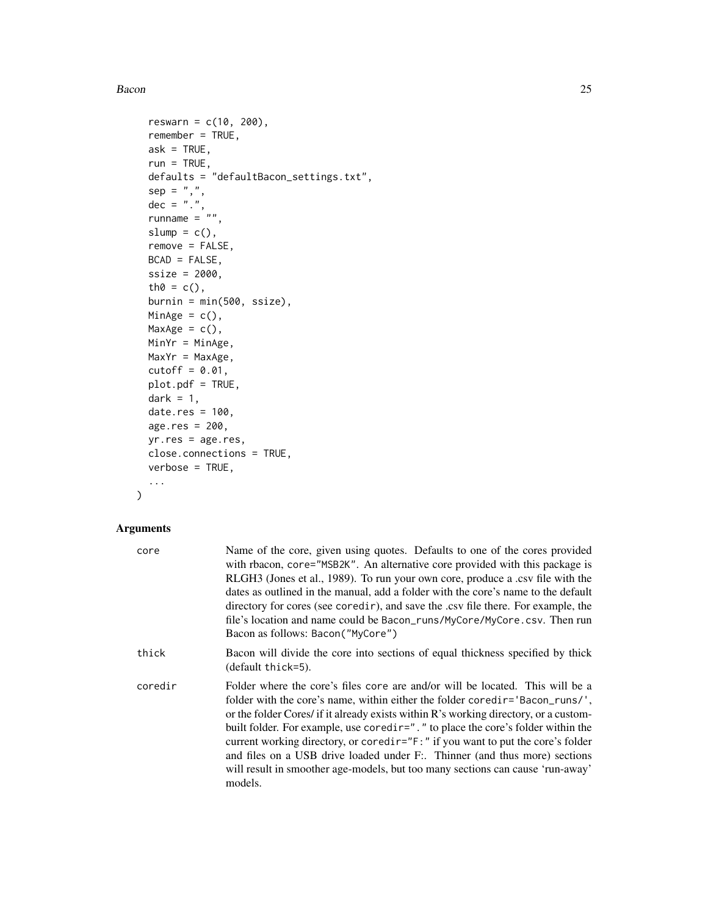```
  reswarn = c(10, 200),
  remember = TRUE,
  ask = TRUE,
  run = TRUE,
  defaults = "defaultBacon_settings.txt",
  sep = ",",
  dec = ".",
  runname = "",
  slump = c(),
  remove = FALSE,
  BCAD = FALSE,
  ssize = 2000,
  th0 = c(),
  burnin = min(500, ssize),
  MinAge = c(),
  MaxAge = c(),
  MinYr = MinAge,
  MaxYr = MaxAge,
  cutoff = 0.01,
  plot.pdf = TRUE,
  dark = 1,
  date.res = 100,
  age.res = 200,
  yr.res = age.res,
  close.connections = TRUE,
  verbose = TRUE,
  ...
)
```

## Arguments

| | |
|---|---|
| core | Name of the core, given using quotes. Defaults to one of the cores provided with rbacon, `core="MSB2K"`. An alternative core provided with this package is RLGH3 (Jones et al., 1989). To run your own core, produce a .csv file with the dates as outlined in the manual, add a folder with the core's name to the default directory for cores (see `coredir`), and save the .csv file there. For example, the file's location and name could be `Bacon_runs/MyCore/MyCore.csv`. Then run Bacon as follows: `Bacon("MyCore")` |
| thick | Bacon will divide the core into sections of equal thickness specified by thick (default `thick=5`). |
| coredir | Folder where the core's files `core` are and/or will be located. This will be a folder with the core's name, within either the folder `coredir='Bacon_runs/'`, or the folder Cores/ if it already exists within R's working directory, or a custom-built folder. For example, use `coredir="."` to place the core's folder within the current working directory, or `coredir="F:"` if you want to put the core's folder and files on a USB drive loaded under F:. Thinner (and thus more) sections will result in smoother age-models, but too many sections can cause 'run-away' models. |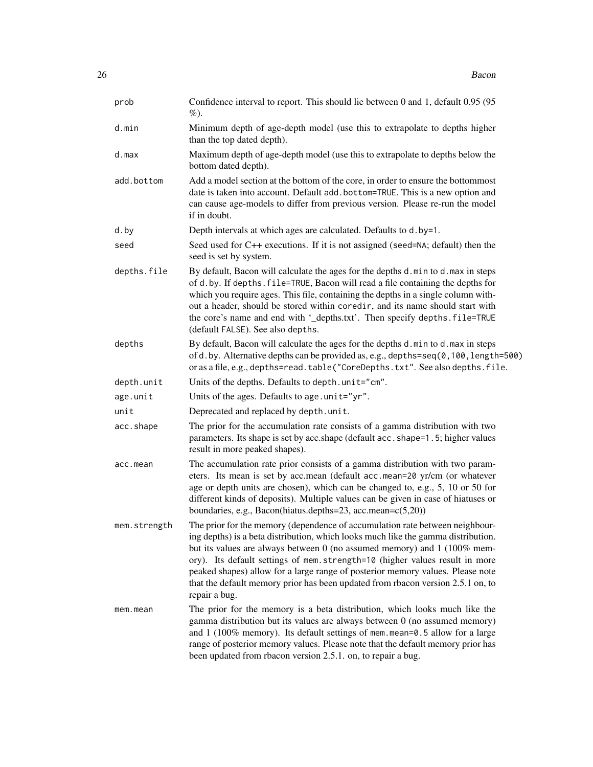| | |
|---|---|
| `prob` | Confidence interval to report. This should lie between 0 and 1, default 0.95 (95 %). |
| `d.min` | Minimum depth of age-depth model (use this to extrapolate to depths higher than the top dated depth). |
| `d.max` | Maximum depth of age-depth model (use this to extrapolate to depths below the bottom dated depth). |
| `add.bottom` | Add a model section at the bottom of the core, in order to ensure the bottommost date is taken into account. Default `add.bottom=TRUE`. This is a new option and can cause age-models to differ from previous version. Please re-run the model if in doubt. |
| `d.by` | Depth intervals at which ages are calculated. Defaults to `d.by=1`. |
| `seed` | Seed used for C++ executions. If it is not assigned (`seed=NA`; default) then the seed is set by system. |
| `depths.file` | By default, Bacon will calculate the ages for the depths `d.min` to `d.max` in steps of `d.by`. If `depths.file=TRUE`, Bacon will read a file containing the depths for which you require ages. This file, containing the depths in a single column without a header, should be stored within `coredir`, and its name should start with the core's name and end with '_depths.txt'. Then specify `depths.file=TRUE` (default `FALSE`). See also `depths`. |
| `depths` | By default, Bacon will calculate the ages for the depths `d.min` to `d.max` in steps of `d.by`. Alternative depths can be provided as, e.g., `depths=seq(0,100,length=500)` or as a file, e.g., `depths=read.table("CoreDepths.txt"`. See also `depths.file`. |
| `depth.unit` | Units of the depths. Defaults to `depth.unit="cm"`. |
| `age.unit` | Units of the ages. Defaults to `age.unit="yr"`. |
| `unit` | Deprecated and replaced by `depth.unit`. |
| `acc.shape` | The prior for the accumulation rate consists of a gamma distribution with two parameters. Its shape is set by acc.shape (default `acc.shape=1.5`; higher values result in more peaked shapes). |
| `acc.mean` | The accumulation rate prior consists of a gamma distribution with two parameters. Its mean is set by acc.mean (default `acc.mean=20` yr/cm (or whatever age or depth units are chosen), which can be changed to, e.g., 5, 10 or 50 for different kinds of deposits). Multiple values can be given in case of hiatuses or boundaries, e.g., Bacon(hiatus.depths=23, acc.mean=c(5,20)) |
| `mem.strength` | The prior for the memory (dependence of accumulation rate between neighbouring depths) is a beta distribution, which looks much like the gamma distribution. but its values are always between 0 (no assumed memory) and 1 (100% memory). Its default settings of `mem.strength=10` (higher values result in more peaked shapes) allow for a large range of posterior memory values. Please note that the default memory prior has been updated from rbacon version 2.5.1 on, to repair a bug. |
| `mem.mean` | The prior for the memory is a beta distribution, which looks much like the gamma distribution but its values are always between 0 (no assumed memory) and 1 (100% memory). Its default settings of `mem.mean=0.5` allow for a large range of posterior memory values. Please note that the default memory prior has been updated from rbacon version 2.5.1. on, to repair a bug. |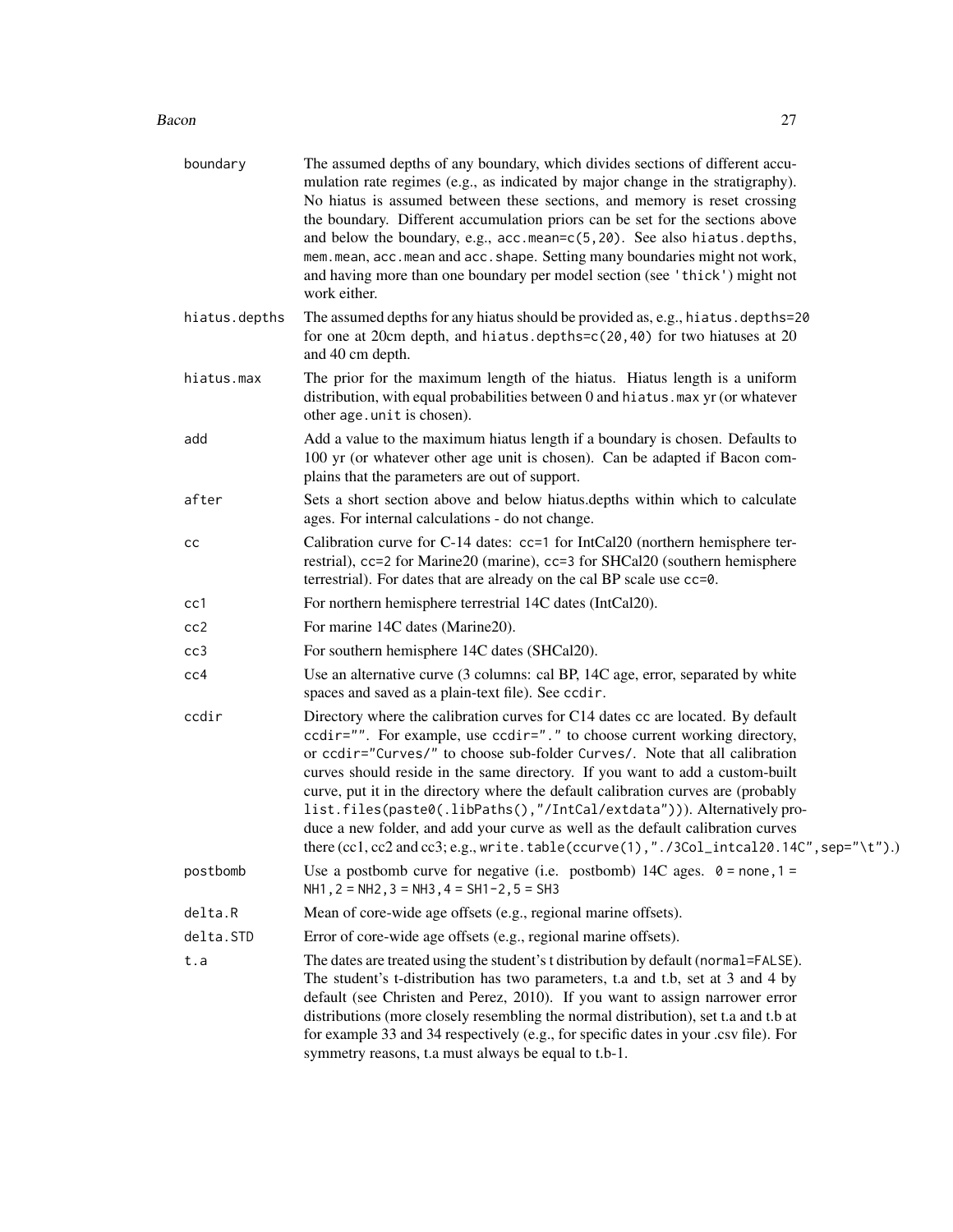| | |
|---|---|
| `boundary` | The assumed depths of any boundary, which divides sections of different accumulation rate regimes (e.g., as indicated by major change in the stratigraphy). No hiatus is assumed between these sections, and memory is reset crossing the boundary. Different accumulation priors can be set for the sections above and below the boundary, e.g., `acc.mean=c(5,20)`. See also `hiatus.depths`, `mem.mean`, `acc.mean` and `acc.shape`. Setting many boundaries might not work, and having more than one boundary per model section (see `'thick'`) might not work either. |
| `hiatus.depths` | The assumed depths for any hiatus should be provided as, e.g., `hiatus.depths=20` for one at 20cm depth, and `hiatus.depths=c(20,40)` for two hiatuses at 20 and 40 cm depth. |
| `hiatus.max` | The prior for the maximum length of the hiatus. Hiatus length is a uniform distribution, with equal probabilities between 0 and `hiatus.max` yr (or whatever other `age.unit` is chosen). |
| `add` | Add a value to the maximum hiatus length if a boundary is chosen. Defaults to 100 yr (or whatever other age unit is chosen). Can be adapted if Bacon complains that the parameters are out of support. |
| `after` | Sets a short section above and below hiatus.depths within which to calculate ages. For internal calculations - do not change. |
| `cc` | Calibration curve for C-14 dates: `cc=1` for IntCal20 (northern hemisphere terrestrial), `cc=2` for Marine20 (marine), `cc=3` for SHCal20 (southern hemisphere terrestrial). For dates that are already on the cal BP scale use `cc=0`. |
| `cc1` | For northern hemisphere terrestrial 14C dates (IntCal20). |
| `cc2` | For marine 14C dates (Marine20). |
| `cc3` | For southern hemisphere 14C dates (SHCal20). |
| `cc4` | Use an alternative curve (3 columns: cal BP, 14C age, error, separated by white spaces and saved as a plain-text file). See `ccdir`. |
| `ccdir` | Directory where the calibration curves for C14 dates `cc` are located. By default `ccdir=""`. For example, use `ccdir="."` to choose current working directory, or `ccdir="Curves/"` to choose sub-folder `Curves/`. Note that all calibration curves should reside in the same directory. If you want to add a custom-built curve, put it in the directory where the default calibration curves are (probably `list.files(paste0(.libPaths(),"/IntCal/extdata"))`). Alternatively produce a new folder, and add your curve as well as the default calibration curves there (cc1, cc2 and cc3; e.g., `write.table(ccurve(1),"./3Col_intcal20.14C",sep="\t")`.) |
| `postbomb` | Use a postbomb curve for negative (i.e. postbomb) 14C ages. `0 = none, 1 = NH1, 2 = NH2, 3 = NH3, 4 = SH1-2, 5 = SH3` |
| `delta.R` | Mean of core-wide age offsets (e.g., regional marine offsets). |
| `delta.STD` | Error of core-wide age offsets (e.g., regional marine offsets). |
| `t.a` | The dates are treated using the student's t distribution by default (`normal=FALSE`). The student's t-distribution has two parameters, t.a and t.b, set at 3 and 4 by default (see Christen and Perez, 2010). If you want to assign narrower error distributions (more closely resembling the normal distribution), set t.a and t.b at for example 33 and 34 respectively (e.g., for specific dates in your .csv file). For symmetry reasons, t.a must always be equal to t.b-1. |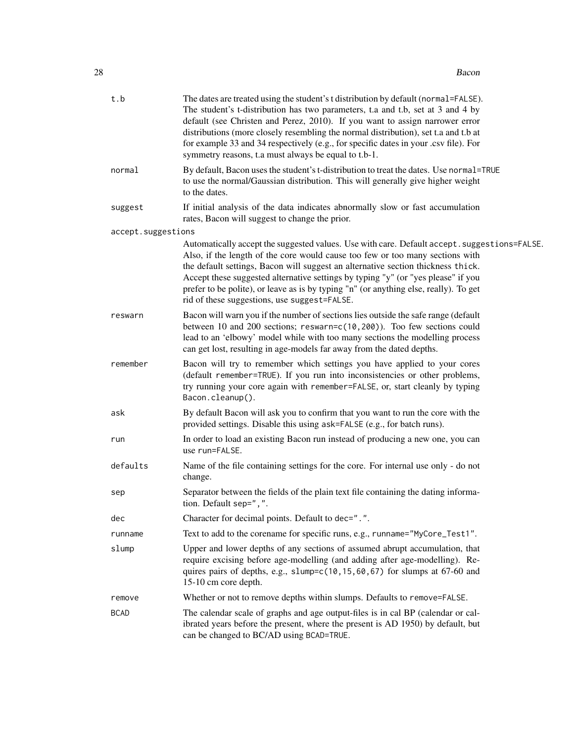t.b
: The dates are treated using the student's t distribution by default (`normal=FALSE`). The student's t-distribution has two parameters, t.a and t.b, set at 3 and 4 by default (see Christen and Perez, 2010). If you want to assign narrower error distributions (more closely resembling the normal distribution), set t.a and t.b at for example 33 and 34 respectively (e.g., for specific dates in your .csv file). For symmetry reasons, t.a must always be equal to t.b-1.

normal
: By default, Bacon uses the student's t-distribution to treat the dates. Use `normal=TRUE` to use the normal/Gaussian distribution. This will generally give higher weight to the dates.

suggest
: If initial analysis of the data indicates abnormally slow or fast accumulation rates, Bacon will suggest to change the prior.

accept.suggestions
: Automatically accept the suggested values. Use with care. Default `accept.suggestions=FALSE`. Also, if the length of the core would cause too few or too many sections with the default settings, Bacon will suggest an alternative section thickness `thick`. Accept these suggested alternative settings by typing "y" (or "yes please" if you prefer to be polite), or leave as is by typing "n" (or anything else, really). To get rid of these suggestions, use `suggest=FALSE`.

reswarn
: Bacon will warn you if the number of sections lies outside the safe range (default between 10 and 200 sections; `reswarn=c(10,200)`). Too few sections could lead to an 'elbowy' model while with too many sections the modelling process can get lost, resulting in age-models far away from the dated depths.

remember
: Bacon will try to remember which settings you have applied to your cores (default `remember=TRUE`). If you run into inconsistencies or other problems, try running your core again with `remember=FALSE`, or, start cleanly by typing `Bacon.cleanup()`.

ask
: By default Bacon will ask you to confirm that you want to run the core with the provided settings. Disable this using `ask=FALSE` (e.g., for batch runs).

run
: In order to load an existing Bacon run instead of producing a new one, you can use `run=FALSE`.

defaults
: Name of the file containing settings for the core. For internal use only - do not change.

sep
: Separator between the fields of the plain text file containing the dating information. Default `sep=","`.

dec
: Character for decimal points. Default to `dec="."`.

runname
: Text to add to the corename for specific runs, e.g., `runname="MyCore_Test1"`.

slump
: Upper and lower depths of any sections of assumed abrupt accumulation, that require excising before age-modelling (and adding after age-modelling). Requires pairs of depths, e.g., `slump=c(10,15,60,67)` for slumps at 67-60 and 15-10 cm core depth.

remove
: Whether or not to remove depths within slumps. Defaults to `remove=FALSE`.

BCAD
: The calendar scale of graphs and age output-files is in cal BP (calendar or calibrated years before the present, where the present is AD 1950) by default, but can be changed to BC/AD using `BCAD=TRUE`.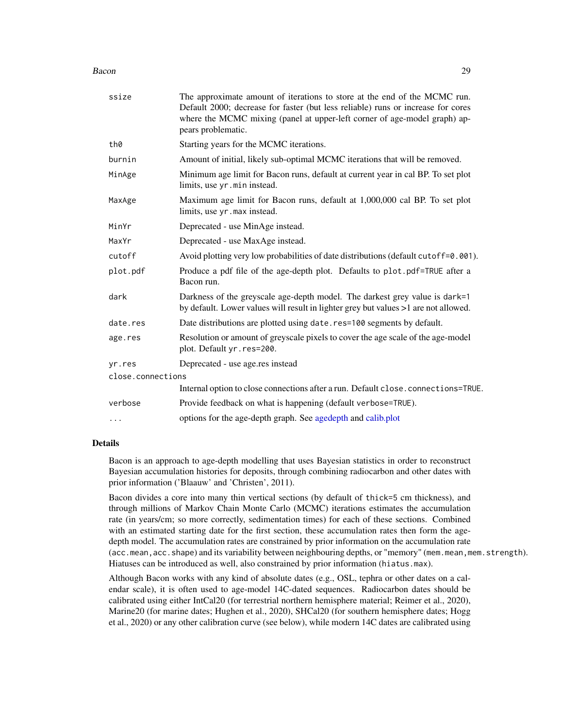| | |
|---|---|
| ssize | The approximate amount of iterations to store at the end of the MCMC run. Default 2000; decrease for faster (but less reliable) runs or increase for cores where the MCMC mixing (panel at upper-left corner of age-model graph) appears problematic. |
| th0 | Starting years for the MCMC iterations. |
| burnin | Amount of initial, likely sub-optimal MCMC iterations that will be removed. |
| MinAge | Minimum age limit for Bacon runs, default at current year in cal BP. To set plot limits, use `yr.min` instead. |
| MaxAge | Maximum age limit for Bacon runs, default at 1,000,000 cal BP. To set plot limits, use `yr.max` instead. |
| MinYr | Deprecated - use MinAge instead. |
| MaxYr | Deprecated - use MaxAge instead. |
| cutoff | Avoid plotting very low probabilities of date distributions (default `cutoff=0.001`). |
| plot.pdf | Produce a pdf file of the age-depth plot. Defaults to `plot.pdf=TRUE` after a Bacon run. |
| dark | Darkness of the greyscale age-depth model. The darkest grey value is `dark=1` by default. Lower values will result in lighter grey but values >1 are not allowed. |
| date.res | Date distributions are plotted using `date.res=100` segments by default. |
| age.res | Resolution or amount of greyscale pixels to cover the age scale of the age-model plot. Default `yr.res=200`. |
| yr.res | Deprecated - use age.res instead |
| close.connections | Internal option to close connections after a run. Default `close.connections=TRUE`. |
| verbose | Provide feedback on what is happening (default `verbose=TRUE`). |
| ... | options for the age-depth graph. See agedepth and calib.plot |

## Details

Bacon is an approach to age-depth modelling that uses Bayesian statistics in order to reconstruct Bayesian accumulation histories for deposits, through combining radiocarbon and other dates with prior information ('Blaauw' and 'Christen', 2011).

Bacon divides a core into many thin vertical sections (by default of `thick=5` cm thickness), and through millions of Markov Chain Monte Carlo (MCMC) iterations estimates the accumulation rate (in years/cm; so more correctly, sedimentation times) for each of these sections. Combined with an estimated starting date for the first section, these accumulation rates then form the age-depth model. The accumulation rates are constrained by prior information on the accumulation rate (`acc.mean,acc.shape`) and its variability between neighbouring depths, or "memory" (`mem.mean,mem.strength`). Hiatuses can be introduced as well, also constrained by prior information (`hiatus.max`).

Although Bacon works with any kind of absolute dates (e.g., OSL, tephra or other dates on a calendar scale), it is often used to age-model 14C-dated sequences. Radiocarbon dates should be calibrated using either IntCal20 (for terrestrial northern hemisphere material; Reimer et al., 2020), Marine20 (for marine dates; Hughen et al., 2020), SHCal20 (for southern hemisphere dates; Hogg et al., 2020) or any other calibration curve (see below), while modern 14C dates are calibrated using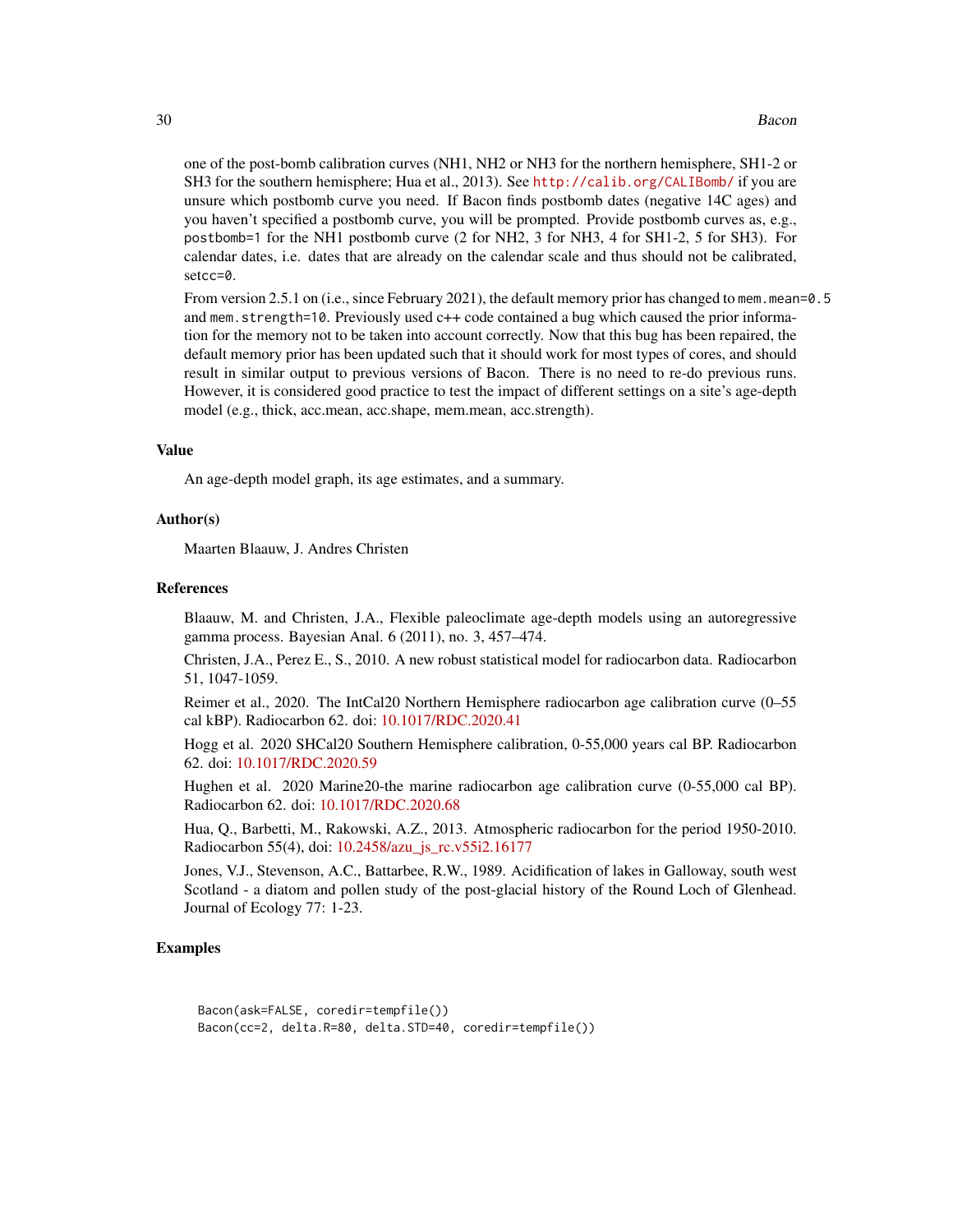one of the post-bomb calibration curves (NH1, NH2 or NH3 for the northern hemisphere, SH1-2 or SH3 for the southern hemisphere; Hua et al., 2013). See http://calib.org/CALIBomb/ if you are unsure which postbomb curve you need. If Bacon finds postbomb dates (negative 14C ages) and you haven't specified a postbomb curve, you will be prompted. Provide postbomb curves as, e.g., `postbomb=1` for the NH1 postbomb curve (2 for NH2, 3 for NH3, 4 for SH1-2, 5 for SH3). For calendar dates, i.e. dates that are already on the calendar scale and thus should not be calibrated, `setcc=0`.

From version 2.5.1 on (i.e., since February 2021), the default memory prior has changed to `mem.mean=0.5` and `mem.strength=10`. Previously used c++ code contained a bug which caused the prior information for the memory not to be taken into account correctly. Now that this bug has been repaired, the default memory prior has been updated such that it should work for most types of cores, and should result in similar output to previous versions of Bacon. There is no need to re-do previous runs. However, it is considered good practice to test the impact of different settings on a site's age-depth model (e.g., thick, acc.mean, acc.shape, mem.mean, acc.strength).

## Value

An age-depth model graph, its age estimates, and a summary.

## Author(s)

Maarten Blaauw, J. Andres Christen

## References

Blaauw, M. and Christen, J.A., Flexible paleoclimate age-depth models using an autoregressive gamma process. Bayesian Anal. 6 (2011), no. 3, 457–474.

Christen, J.A., Perez E., S., 2010. A new robust statistical model for radiocarbon data. Radiocarbon 51, 1047-1059.

Reimer et al., 2020. The IntCal20 Northern Hemisphere radiocarbon age calibration curve (0–55 cal kBP). Radiocarbon 62. doi: 10.1017/RDC.2020.41

Hogg et al. 2020 SHCal20 Southern Hemisphere calibration, 0-55,000 years cal BP. Radiocarbon 62. doi: 10.1017/RDC.2020.59

Hughen et al. 2020 Marine20-the marine radiocarbon age calibration curve (0-55,000 cal BP). Radiocarbon 62. doi: 10.1017/RDC.2020.68

Hua, Q., Barbetti, M., Rakowski, A.Z., 2013. Atmospheric radiocarbon for the period 1950-2010. Radiocarbon 55(4), doi: 10.2458/azu_js_rc.v55i2.16177

Jones, V.J., Stevenson, A.C., Battarbee, R.W., 1989. Acidification of lakes in Galloway, south west Scotland - a diatom and pollen study of the post-glacial history of the Round Loch of Glenhead. Journal of Ecology 77: 1-23.

## Examples

```
Bacon(ask=FALSE, coredir=tempfile())
Bacon(cc=2, delta.R=80, delta.STD=40, coredir=tempfile())
```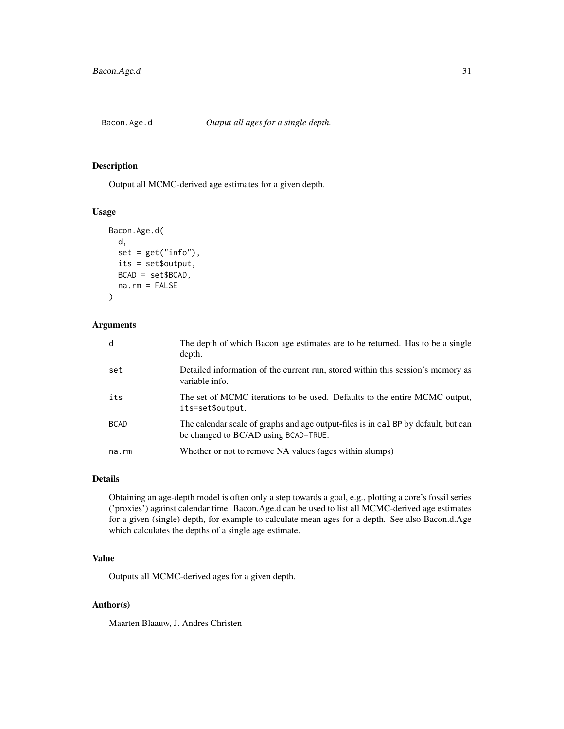## Bacon.Age.d *Output all ages for a single depth.*

### Description

Output all MCMC-derived age estimates for a given depth.

### Usage

```
Bacon.Age.d(
  d,
  set = get("info"),
  its = set$output,
  BCAD = set$BCAD,
  na.rm = FALSE
)
```

### Arguments

| | |
|---|---|
| d | The depth of which Bacon age estimates are to be returned. Has to be a single depth. |
| set | Detailed information of the current run, stored within this session's memory as variable info. |
| its | The set of MCMC iterations to be used. Defaults to the entire MCMC output, `its=set$output`. |
| BCAD | The calendar scale of graphs and age output-files is in `cal BP` by default, but can be changed to BC/AD using `BCAD=TRUE`. |
| na.rm | Whether or not to remove NA values (ages within slumps) |

### Details

Obtaining an age-depth model is often only a step towards a goal, e.g., plotting a core's fossil series ('proxies') against calendar time. Bacon.Age.d can be used to list all MCMC-derived age estimates for a given (single) depth, for example to calculate mean ages for a depth. See also Bacon.d.Age which calculates the depths of a single age estimate.

### Value

Outputs all MCMC-derived ages for a given depth.

### Author(s)

Maarten Blaauw, J. Andres Christen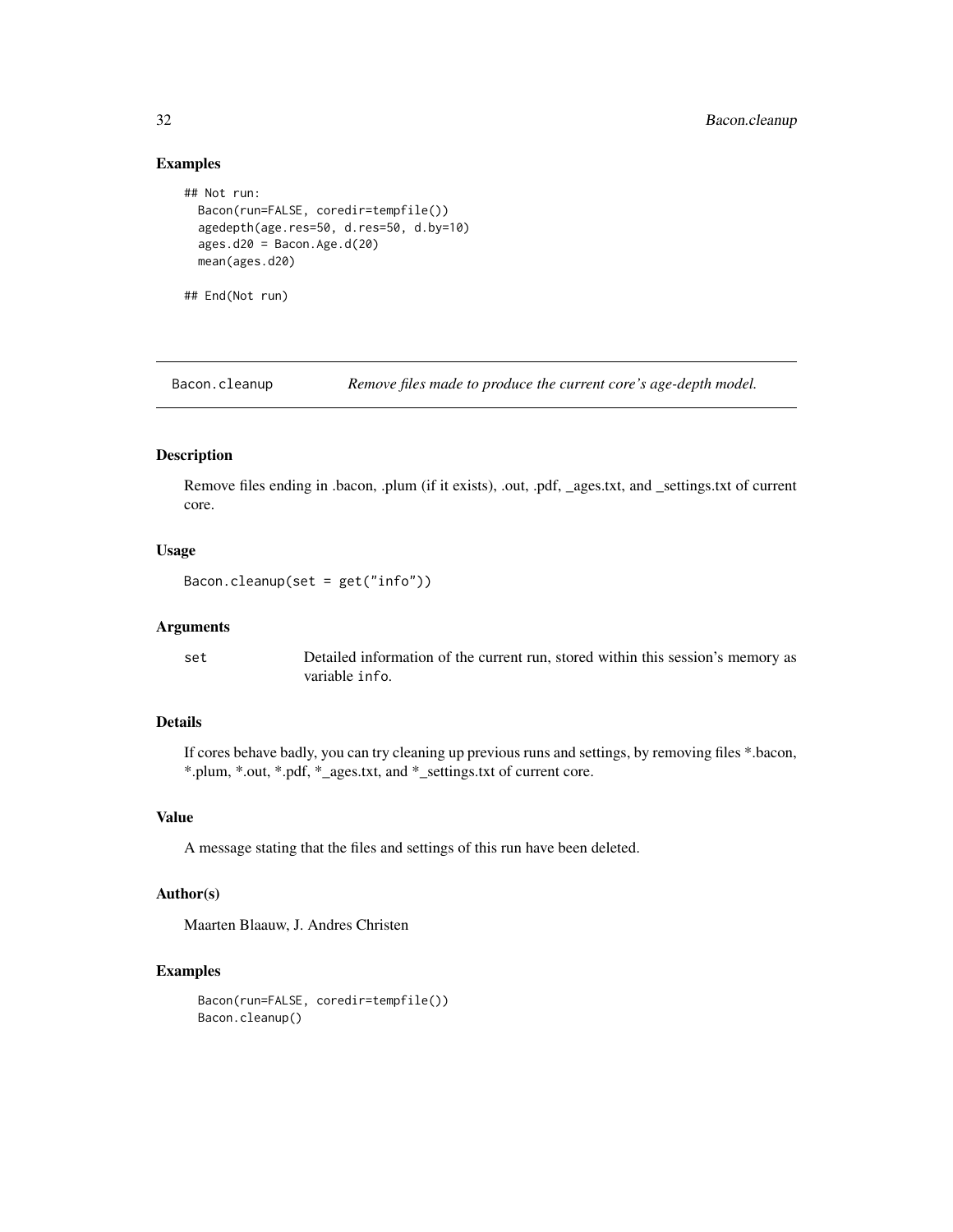### Examples

```
## Not run:
  Bacon(run=FALSE, coredir=tempfile())
  agedepth(age.res=50, d.res=50, d.by=10)
  ages.d20 = Bacon.Age.d(20)
  mean(ages.d20)

## End(Not run)
```

---

## Bacon.cleanup    *Remove files made to produce the current core's age-depth model.*

---

### Description

Remove files ending in .bacon, .plum (if it exists), .out, .pdf, _ages.txt, and _settings.txt of current core.

### Usage

```
Bacon.cleanup(set = get("info"))
```

### Arguments

| | |
|---|---|
| set | Detailed information of the current run, stored within this session's memory as variable info. |

### Details

If cores behave badly, you can try cleaning up previous runs and settings, by removing files *.bacon, *.plum, *.out, *.pdf, *_ages.txt, and *_settings.txt of current core.

### Value

A message stating that the files and settings of this run have been deleted.

### Author(s)

Maarten Blaauw, J. Andres Christen

### Examples

```
Bacon(run=FALSE, coredir=tempfile())
Bacon.cleanup()
```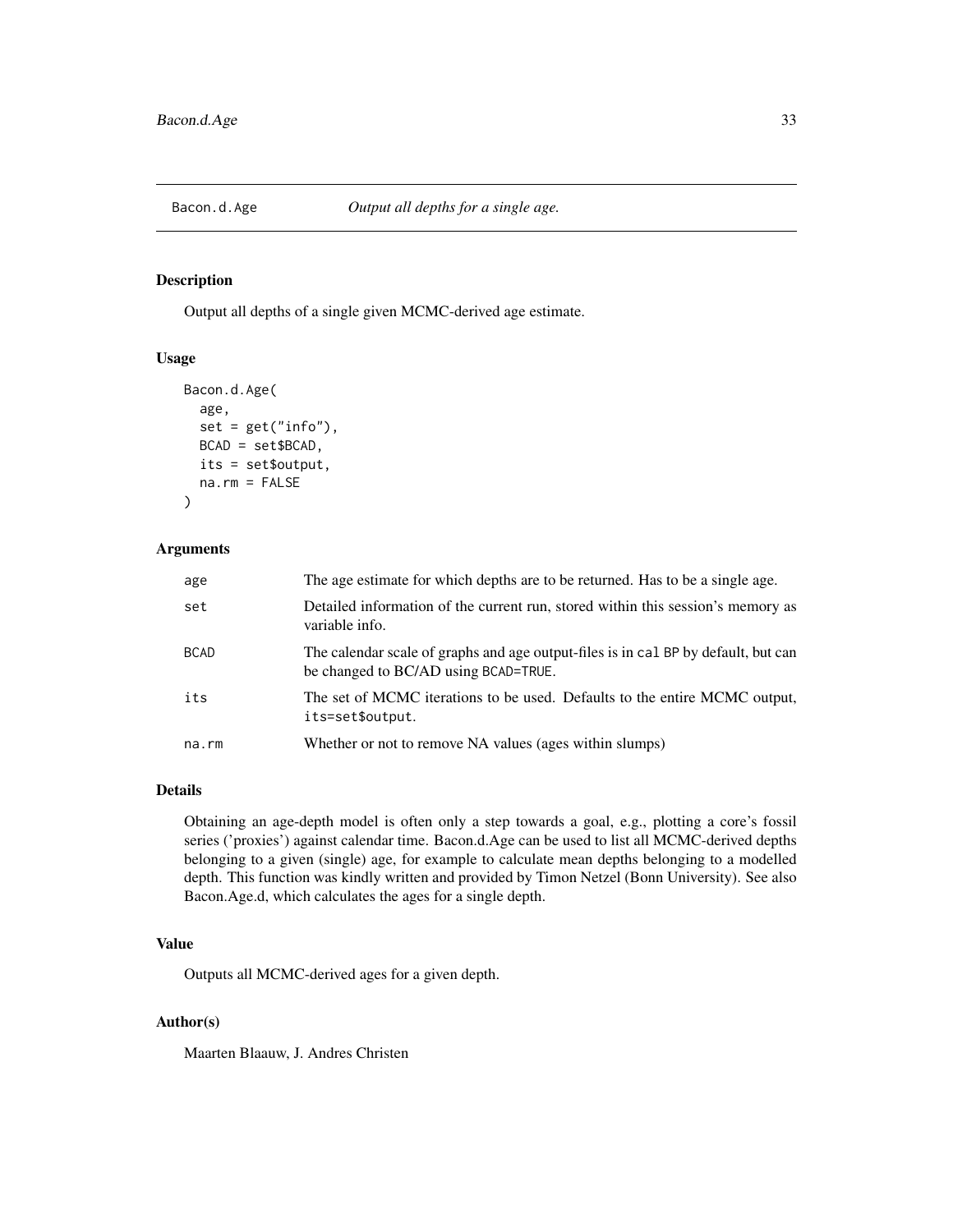## Bacon.d.Age *Output all depths for a single age.*

### Description

Output all depths of a single given MCMC-derived age estimate.

### Usage

```
Bacon.d.Age(
  age,
  set = get("info"),
  BCAD = set$BCAD,
  its = set$output,
  na.rm = FALSE
)
```

### Arguments

| | |
|---|---|
| age | The age estimate for which depths are to be returned. Has to be a single age. |
| set | Detailed information of the current run, stored within this session's memory as variable info. |
| BCAD | The calendar scale of graphs and age output-files is in cal BP by default, but can be changed to BC/AD using BCAD=TRUE. |
| its | The set of MCMC iterations to be used. Defaults to the entire MCMC output, its=set$output. |
| na.rm | Whether or not to remove NA values (ages within slumps) |

### Details

Obtaining an age-depth model is often only a step towards a goal, e.g., plotting a core's fossil series ('proxies') against calendar time. Bacon.d.Age can be used to list all MCMC-derived depths belonging to a given (single) age, for example to calculate mean depths belonging to a modelled depth. This function was kindly written and provided by Timon Netzel (Bonn University). See also Bacon.Age.d, which calculates the ages for a single depth.

### Value

Outputs all MCMC-derived ages for a given depth.

### Author(s)

Maarten Blaauw, J. Andres Christen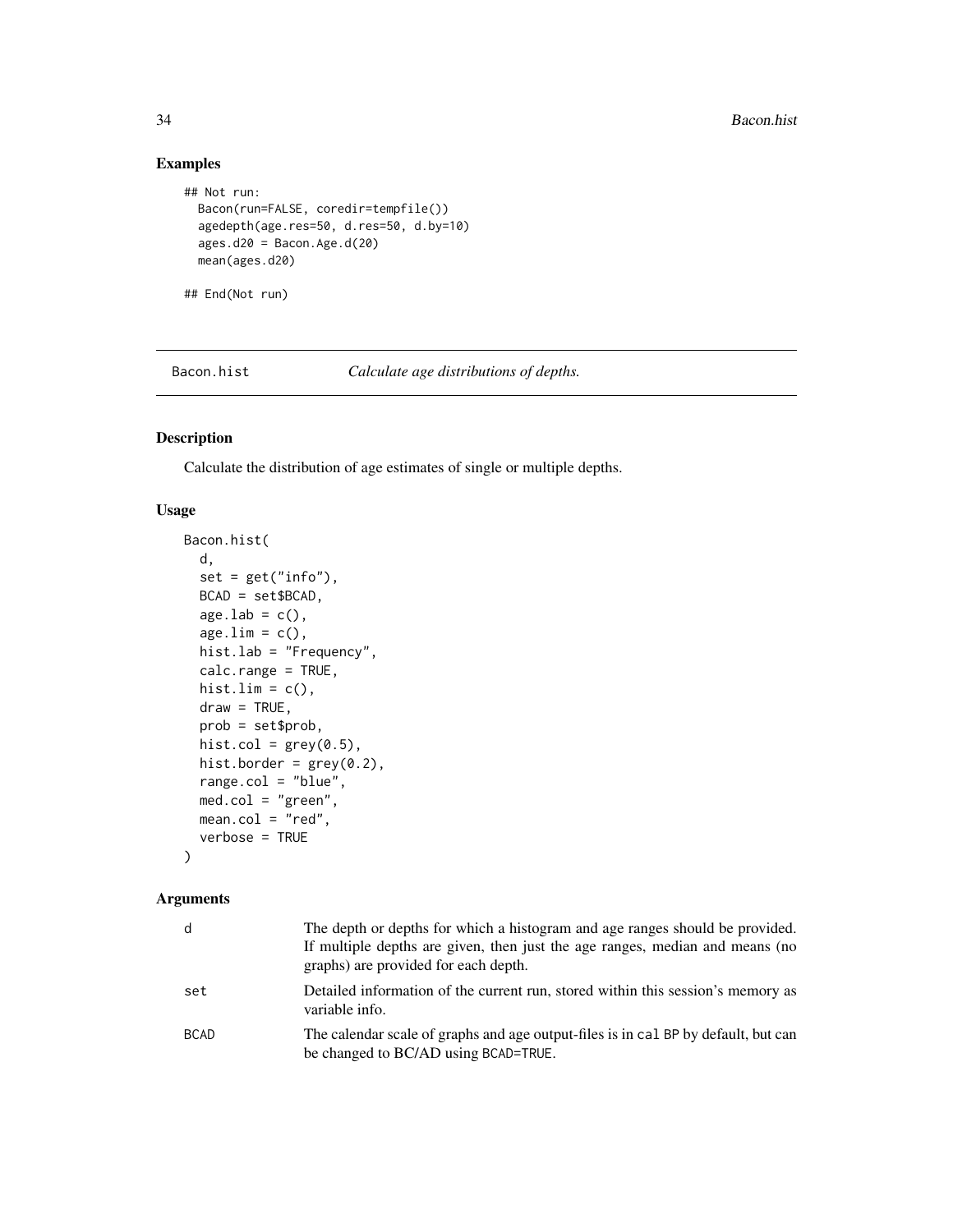## Examples

```
## Not run:
  Bacon(run=FALSE, coredir=tempfile())
  agedepth(age.res=50, d.res=50, d.by=10)
  ages.d20 = Bacon.Age.d(20)
  mean(ages.d20)

## End(Not run)
```

---

Bacon.hist *Calculate age distributions of depths.*

---

## Description

Calculate the distribution of age estimates of single or multiple depths.

## Usage

```
Bacon.hist(
  d,
  set = get("info"),
  BCAD = set$BCAD,
  age.lab = c(),
  age.lim = c(),
  hist.lab = "Frequency",
  calc.range = TRUE,
  hist.lim = c(),
  draw = TRUE,
  prob = set$prob,
  hist.col = grey(0.5),
  hist.border = grey(0.2),
  range.col = "blue",
  med.col = "green",
  mean.col = "red",
  verbose = TRUE
)
```

## Arguments

| | |
|---|---|
| d | The depth or depths for which a histogram and age ranges should be provided. If multiple depths are given, then just the age ranges, median and means (no graphs) are provided for each depth. |
| set | Detailed information of the current run, stored within this session's memory as variable info. |
| BCAD | The calendar scale of graphs and age output-files is in cal BP by default, but can be changed to BC/AD using BCAD=TRUE. |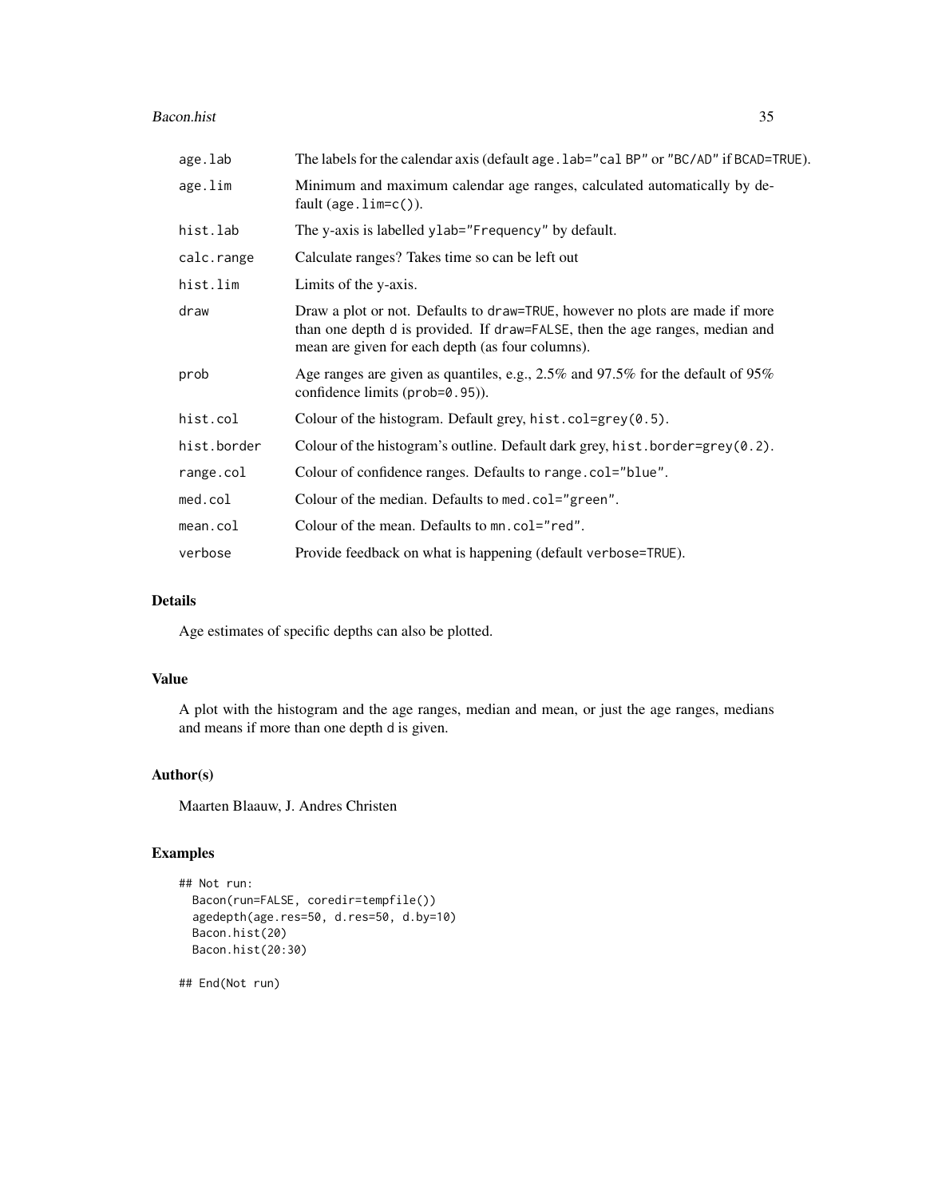| | |
|---|---|
| age.lab | The labels for the calendar axis (default age.lab="cal BP" or "BC/AD" if BCAD=TRUE). |
| age.lim | Minimum and maximum calendar age ranges, calculated automatically by default (age.lim=c()). |
| hist.lab | The y-axis is labelled ylab="Frequency" by default. |
| calc.range | Calculate ranges? Takes time so can be left out |
| hist.lim | Limits of the y-axis. |
| draw | Draw a plot or not. Defaults to draw=TRUE, however no plots are made if more than one depth d is provided. If draw=FALSE, then the age ranges, median and mean are given for each depth (as four columns). |
| prob | Age ranges are given as quantiles, e.g., 2.5% and 97.5% for the default of 95% confidence limits (prob=0.95)). |
| hist.col | Colour of the histogram. Default grey, hist.col=grey(0.5). |
| hist.border | Colour of the histogram's outline. Default dark grey, hist.border=grey(0.2). |
| range.col | Colour of confidence ranges. Defaults to range.col="blue". |
| med.col | Colour of the median. Defaults to med.col="green". |
| mean.col | Colour of the mean. Defaults to mn.col="red". |
| verbose | Provide feedback on what is happening (default verbose=TRUE). |

## Details

Age estimates of specific depths can also be plotted.

## Value

A plot with the histogram and the age ranges, median and mean, or just the age ranges, medians and means if more than one depth d is given.

## Author(s)

Maarten Blaauw, J. Andres Christen

## Examples

```
## Not run:
  Bacon(run=FALSE, coredir=tempfile())
  agedepth(age.res=50, d.res=50, d.by=10)
  Bacon.hist(20)
  Bacon.hist(20:30)

## End(Not run)
```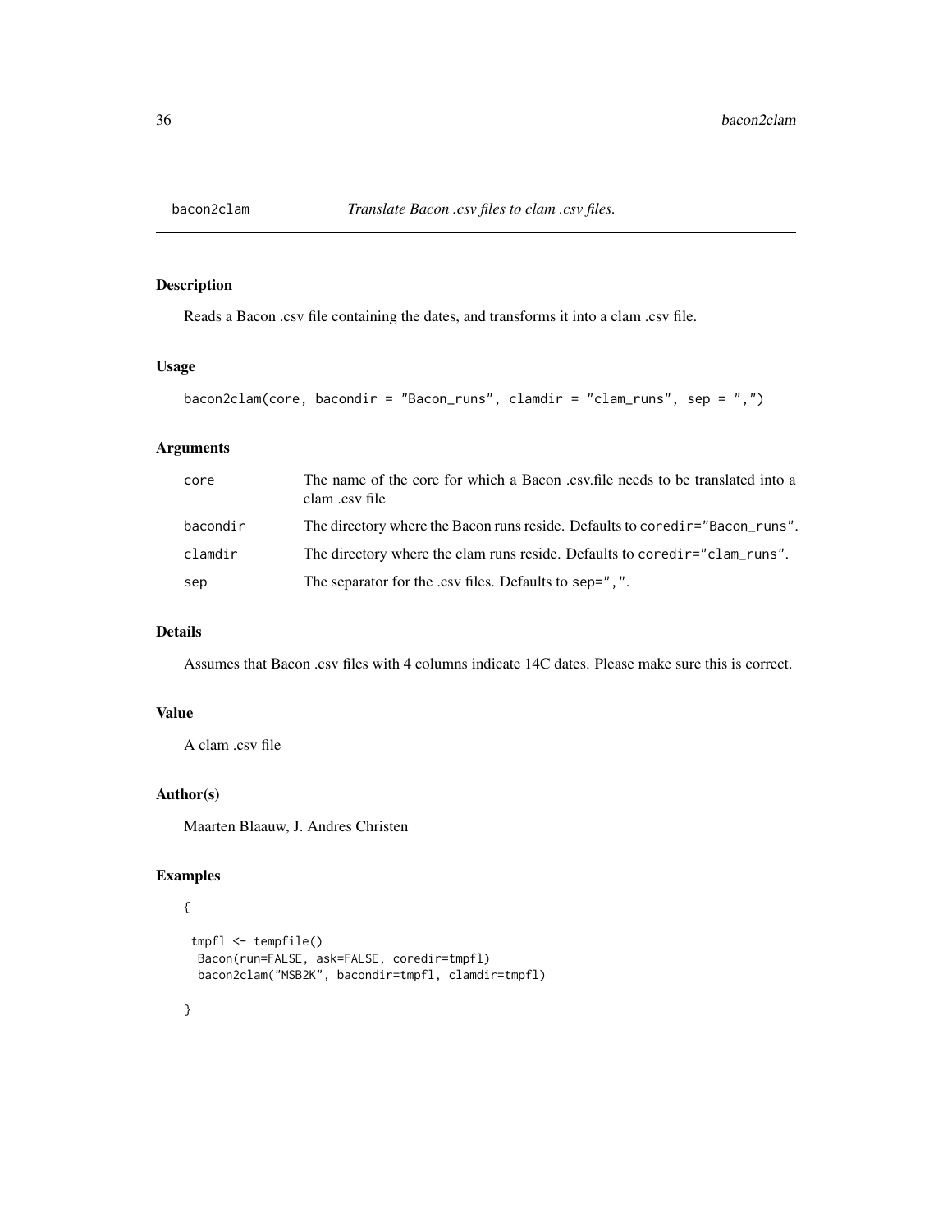# bacon2clam *Translate Bacon .csv files to clam .csv files.*

## Description

Reads a Bacon .csv file containing the dates, and transforms it into a clam .csv file.

## Usage

```
bacon2clam(core, bacondir = "Bacon_runs", clamdir = "clam_runs", sep = ",")
```

## Arguments

| | |
|---|---|
| core | The name of the core for which a Bacon .csv.file needs to be translated into a clam .csv file |
| bacondir | The directory where the Bacon runs reside. Defaults to `coredir="Bacon_runs"`. |
| clamdir | The directory where the clam runs reside. Defaults to `coredir="clam_runs"`. |
| sep | The separator for the .csv files. Defaults to `sep=","`. |

## Details

Assumes that Bacon .csv files with 4 columns indicate 14C dates. Please make sure this is correct.

## Value

A clam .csv file

## Author(s)

Maarten Blaauw, J. Andres Christen

## Examples

```
{

 tmpfl <- tempfile()
  Bacon(run=FALSE, ask=FALSE, coredir=tmpfl)
  bacon2clam("MSB2K", bacondir=tmpfl, clamdir=tmpfl)

}
```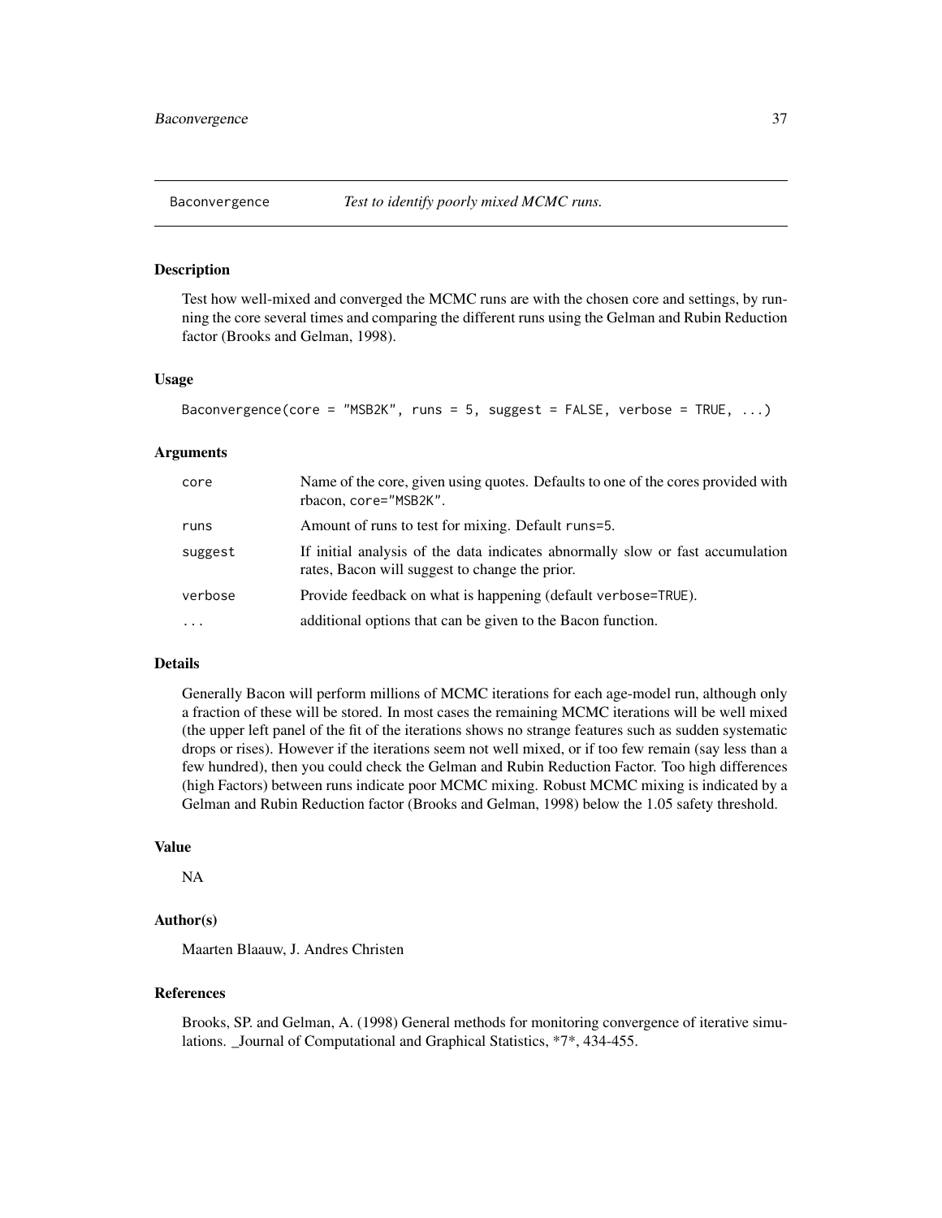# Baconvergence — *Test to identify poorly mixed MCMC runs.*

## Description

Test how well-mixed and converged the MCMC runs are with the chosen core and settings, by running the core several times and comparing the different runs using the Gelman and Rubin Reduction factor (Brooks and Gelman, 1998).

## Usage

```
Baconvergence(core = "MSB2K", runs = 5, suggest = FALSE, verbose = TRUE, ...)
```

## Arguments

| | |
|---|---|
| `core` | Name of the core, given using quotes. Defaults to one of the cores provided with rbacon, `core="MSB2K"`. |
| `runs` | Amount of runs to test for mixing. Default `runs=5`. |
| `suggest` | If initial analysis of the data indicates abnormally slow or fast accumulation rates, Bacon will suggest to change the prior. |
| `verbose` | Provide feedback on what is happening (default `verbose=TRUE`). |
| `...` | additional options that can be given to the Bacon function. |

## Details

Generally Bacon will perform millions of MCMC iterations for each age-model run, although only a fraction of these will be stored. In most cases the remaining MCMC iterations will be well mixed (the upper left panel of the fit of the iterations shows no strange features such as sudden systematic drops or rises). However if the iterations seem not well mixed, or if too few remain (say less than a few hundred), then you could check the Gelman and Rubin Reduction Factor. Too high differences (high Factors) between runs indicate poor MCMC mixing. Robust MCMC mixing is indicated by a Gelman and Rubin Reduction factor (Brooks and Gelman, 1998) below the 1.05 safety threshold.

## Value

NA

## Author(s)

Maarten Blaauw, J. Andres Christen

## References

Brooks, SP. and Gelman, A. (1998) General methods for monitoring convergence of iterative simulations. _Journal of Computational and Graphical Statistics, *7*, 434-455.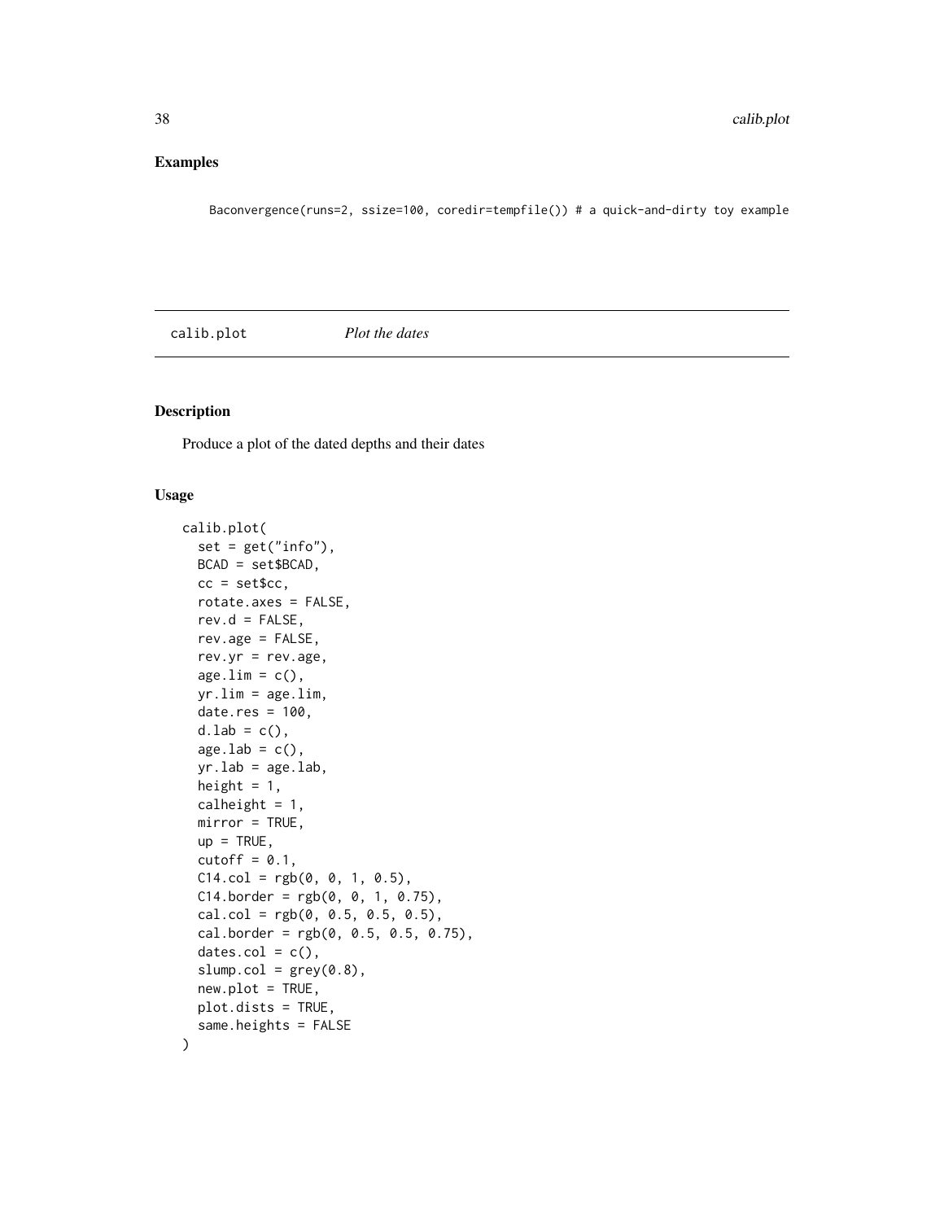## Examples

```
Baconvergence(runs=2, ssize=100, coredir=tempfile()) # a quick-and-dirty toy example
```

---

## calib.plot    *Plot the dates*

---

### Description

Produce a plot of the dated depths and their dates

### Usage

```
calib.plot(
  set = get("info"),
  BCAD = set$BCAD,
  cc = set$cc,
  rotate.axes = FALSE,
  rev.d = FALSE,
  rev.age = FALSE,
  rev.yr = rev.age,
  age.lim = c(),
  yr.lim = age.lim,
  date.res = 100,
  d.lab = c(),
  age.lab = c(),
  yr.lab = age.lab,
  height = 1,
  calheight = 1,
  mirror = TRUE,
  up = TRUE,
  cutoff = 0.1,
  C14.col = rgb(0, 0, 1, 0.5),
  C14.border = rgb(0, 0, 1, 0.75),
  cal.col = rgb(0, 0.5, 0.5, 0.5),
  cal.border = rgb(0, 0.5, 0.5, 0.75),
  dates.col = c(),
  slump.col = grey(0.8),
  new.plot = TRUE,
  plot.dists = TRUE,
  same.heights = FALSE
)
```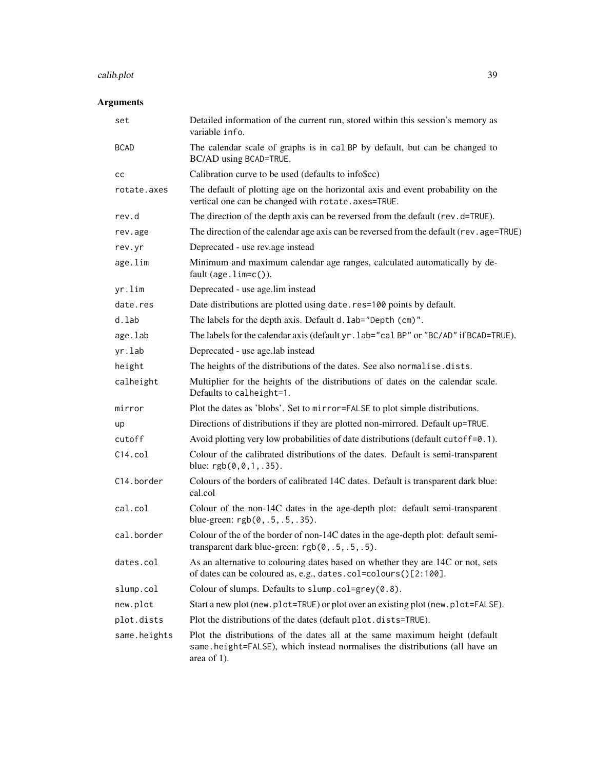## Arguments

| | |
|---|---|
| `set` | Detailed information of the current run, stored within this session's memory as variable `info`. |
| `BCAD` | The calendar scale of graphs is in `cal BP` by default, but can be changed to BC/AD using `BCAD=TRUE`. |
| `cc` | Calibration curve to be used (defaults to info$cc) |
| `rotate.axes` | The default of plotting age on the horizontal axis and event probability on the vertical one can be changed with `rotate.axes=TRUE`. |
| `rev.d` | The direction of the depth axis can be reversed from the default (`rev.d=TRUE`). |
| `rev.age` | The direction of the calendar age axis can be reversed from the default (`rev.age=TRUE`) |
| `rev.yr` | Deprecated - use rev.age instead |
| `age.lim` | Minimum and maximum calendar age ranges, calculated automatically by default (`age.lim=c()`). |
| `yr.lim` | Deprecated - use age.lim instead |
| `date.res` | Date distributions are plotted using `date.res=100` points by default. |
| `d.lab` | The labels for the depth axis. Default `d.lab="Depth (cm)"`. |
| `age.lab` | The labels for the calendar axis (default `yr.lab="cal BP"` or `"BC/AD"` if `BCAD=TRUE`). |
| `yr.lab` | Deprecated - use age.lab instead |
| `height` | The heights of the distributions of the dates. See also `normalise.dists`. |
| `calheight` | Multiplier for the heights of the distributions of dates on the calendar scale. Defaults to `calheight=1`. |
| `mirror` | Plot the dates as 'blobs'. Set to `mirror=FALSE` to plot simple distributions. |
| `up` | Directions of distributions if they are plotted non-mirrored. Default `up=TRUE`. |
| `cutoff` | Avoid plotting very low probabilities of date distributions (default `cutoff=0.1`). |
| `C14.col` | Colour of the calibrated distributions of the dates. Default is semi-transparent blue: `rgb(0,0,1,.35)`. |
| `C14.border` | Colours of the borders of calibrated 14C dates. Default is transparent dark blue: cal.col |
| `cal.col` | Colour of the non-14C dates in the age-depth plot: default semi-transparent blue-green: `rgb(0,.5,.5,.35)`. |
| `cal.border` | Colour of the of the border of non-14C dates in the age-depth plot: default semi-transparent dark blue-green: `rgb(0,.5,.5,.5)`. |
| `dates.col` | As an alternative to colouring dates based on whether they are 14C or not, sets of dates can be coloured as, e.g., `dates.col=colours()[2:100]`. |
| `slump.col` | Colour of slumps. Defaults to `slump.col=grey(0.8)`. |
| `new.plot` | Start a new plot (`new.plot=TRUE`) or plot over an existing plot (`new.plot=FALSE`). |
| `plot.dists` | Plot the distributions of the dates (default `plot.dists=TRUE`). |
| `same.heights` | Plot the distributions of the dates all at the same maximum height (default `same.height=FALSE`), which instead normalises the distributions (all have an area of 1). |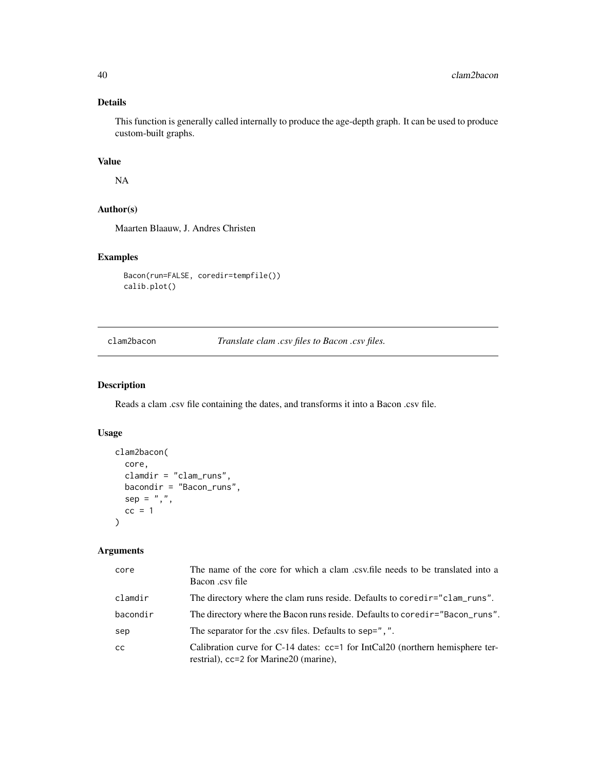### Details

This function is generally called internally to produce the age-depth graph. It can be used to produce custom-built graphs.

### Value

NA

### Author(s)

Maarten Blaauw, J. Andres Christen

### Examples

```
Bacon(run=FALSE, coredir=tempfile())
calib.plot()
```

---

## clam2bacon *Translate clam .csv files to Bacon .csv files.*

---

### Description

Reads a clam .csv file containing the dates, and transforms it into a Bacon .csv file.

### Usage

```
clam2bacon(
  core,
  clamdir = "clam_runs",
  bacondir = "Bacon_runs",
  sep = ",",
  cc = 1
)
```

### Arguments

| | |
|---|---|
| core | The name of the core for which a clam .csv.file needs to be translated into a Bacon .csv file |
| clamdir | The directory where the clam runs reside. Defaults to coredir="clam_runs". |
| bacondir | The directory where the Bacon runs reside. Defaults to coredir="Bacon_runs". |
| sep | The separator for the .csv files. Defaults to sep=",". |
| cc | Calibration curve for C-14 dates: cc=1 for IntCal20 (northern hemisphere terrestrial), cc=2 for Marine20 (marine), |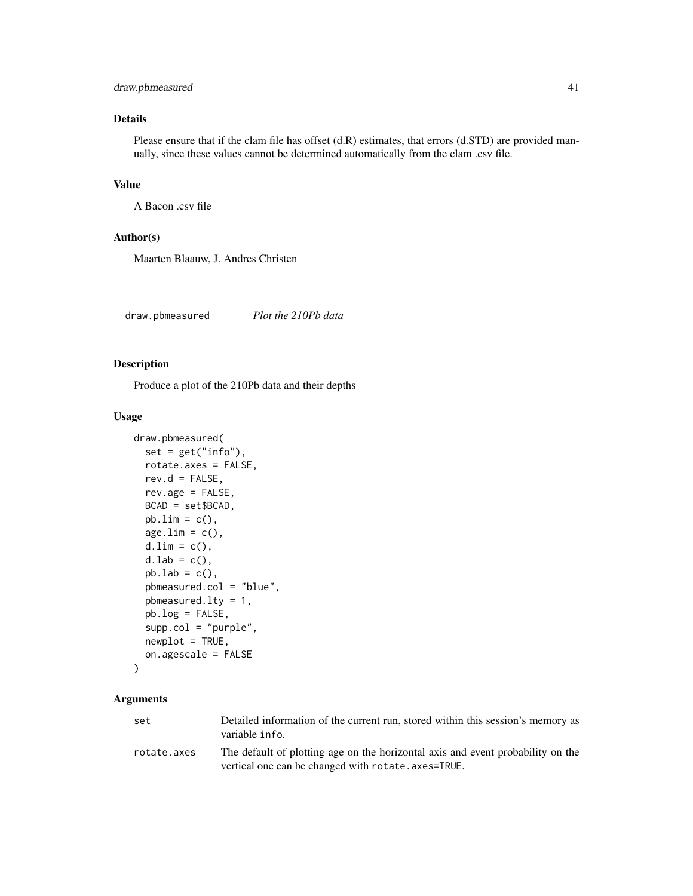### Details

Please ensure that if the clam file has offset (d.R) estimates, that errors (d.STD) are provided manually, since these values cannot be determined automatically from the clam .csv file.

### Value

A Bacon .csv file

### Author(s)

Maarten Blaauw, J. Andres Christen

---

## draw.pbmeasured *Plot the 210Pb data*

### Description

Produce a plot of the 210Pb data and their depths

### Usage

```
draw.pbmeasured(
  set = get("info"),
  rotate.axes = FALSE,
  rev.d = FALSE,
  rev.age = FALSE,
  BCAD = set$BCAD,
  pb.lim = c(),
  age.lim = c(),
  d.lim = c(),
  d.lab = c(),
  pb.lab = c(),
  pbmeasured.col = "blue",
  pbmeasured.lty = 1,
  pb.log = FALSE,
  supp.col = "purple",
  newplot = TRUE,
  on.agescale = FALSE
)
```

### Arguments

| | |
|---|---|
| set | Detailed information of the current run, stored within this session's memory as variable info. |
| rotate.axes | The default of plotting age on the horizontal axis and event probability on the vertical one can be changed with rotate.axes=TRUE. |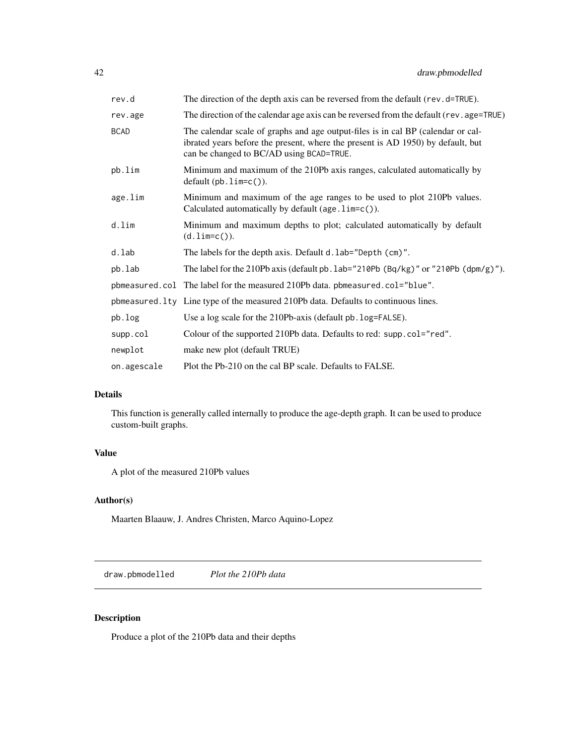| | |
|---|---|
| rev.d | The direction of the depth axis can be reversed from the default (rev.d=TRUE). |
| rev.age | The direction of the calendar age axis can be reversed from the default (rev.age=TRUE) |
| BCAD | The calendar scale of graphs and age output-files is in cal BP (calendar or calibrated years before the present, where the present is AD 1950) by default, but can be changed to BC/AD using BCAD=TRUE. |
| pb.lim | Minimum and maximum of the 210Pb axis ranges, calculated automatically by default (pb.lim=c()). |
| age.lim | Minimum and maximum of the age ranges to be used to plot 210Pb values. Calculated automatically by default (age.lim=c()). |
| d.lim | Minimum and maximum depths to plot; calculated automatically by default (d.lim=c()). |
| d.lab | The labels for the depth axis. Default d.lab="Depth (cm)". |
| pb.lab | The label for the 210Pb axis (default pb.lab="210Pb (Bq/kg)" or "210Pb (dpm/g)"). |
| pbmeasured.col | The label for the measured 210Pb data. pbmeasured.col="blue". |
| pbmeasured.lty | Line type of the measured 210Pb data. Defaults to continuous lines. |
| pb.log | Use a log scale for the 210Pb-axis (default pb.log=FALSE). |
| supp.col | Colour of the supported 210Pb data. Defaults to red: supp.col="red". |
| newplot | make new plot (default TRUE) |
| on.agescale | Plot the Pb-210 on the cal BP scale. Defaults to FALSE. |

## Details

This function is generally called internally to produce the age-depth graph. It can be used to produce custom-built graphs.

## Value

A plot of the measured 210Pb values

## Author(s)

Maarten Blaauw, J. Andres Christen, Marco Aquino-Lopez

---

# draw.pbmodelled *Plot the 210Pb data*

## Description

Produce a plot of the 210Pb data and their depths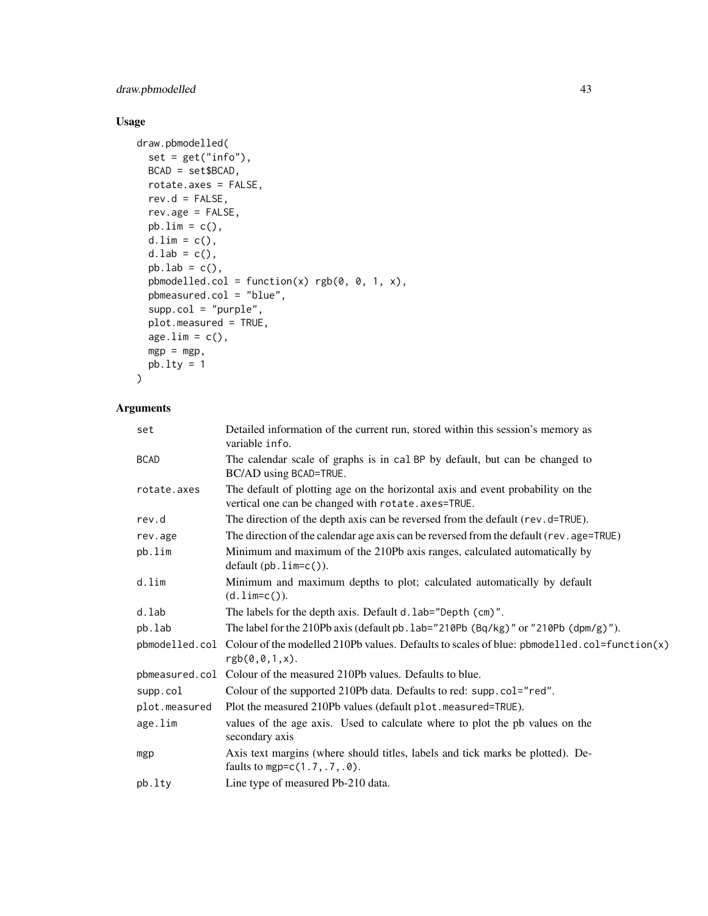## Usage

```
draw.pbmodelled(
  set = get("info"),
  BCAD = set$BCAD,
  rotate.axes = FALSE,
  rev.d = FALSE,
  rev.age = FALSE,
  pb.lim = c(),
  d.lim = c(),
  d.lab = c(),
  pb.lab = c(),
  pbmodelled.col = function(x) rgb(0, 0, 1, x),
  pbmeasured.col = "blue",
  supp.col = "purple",
  plot.measured = TRUE,
  age.lim = c(),
  mgp = mgp,
  pb.lty = 1
)
```

## Arguments

| | |
|---|---|
| set | Detailed information of the current run, stored within this session's memory as variable info. |
| BCAD | The calendar scale of graphs is in cal BP by default, but can be changed to BC/AD using BCAD=TRUE. |
| rotate.axes | The default of plotting age on the horizontal axis and event probability on the vertical one can be changed with rotate.axes=TRUE. |
| rev.d | The direction of the depth axis can be reversed from the default (rev.d=TRUE). |
| rev.age | The direction of the calendar age axis can be reversed from the default (rev.age=TRUE) |
| pb.lim | Minimum and maximum of the 210Pb axis ranges, calculated automatically by default (pb.lim=c()). |
| d.lim | Minimum and maximum depths to plot; calculated automatically by default (d.lim=c()). |
| d.lab | The labels for the depth axis. Default d.lab="Depth (cm)". |
| pb.lab | The label for the 210Pb axis (default pb.lab="210Pb (Bq/kg)" or "210Pb (dpm/g)"). |
| pbmodelled.col | Colour of the modelled 210Pb values. Defaults to scales of blue: pbmodelled.col=function(x) rgb(0,0,1,x). |
| pbmeasured.col | Colour of the measured 210Pb values. Defaults to blue. |
| supp.col | Colour of the supported 210Pb data. Defaults to red: supp.col="red". |
| plot.measured | Plot the measured 210Pb values (default plot.measured=TRUE). |
| age.lim | values of the age axis. Used to calculate where to plot the pb values on the secondary axis |
| mgp | Axis text margins (where should titles, labels and tick marks be plotted). Defaults to mgp=c(1.7,.7,.0). |
| pb.lty | Line type of measured Pb-210 data. |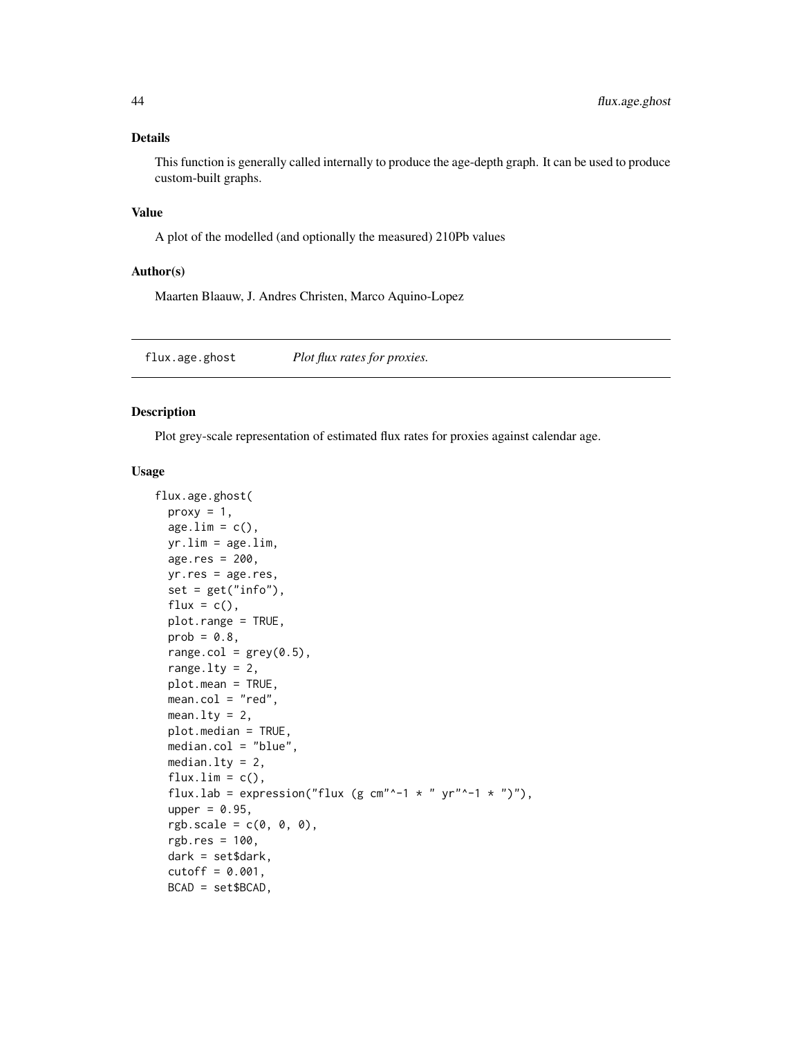## Details

This function is generally called internally to produce the age-depth graph. It can be used to produce custom-built graphs.

## Value

A plot of the modelled (and optionally the measured) 210Pb values

## Author(s)

Maarten Blaauw, J. Andres Christen, Marco Aquino-Lopez

---

# flux.age.ghost *Plot flux rates for proxies.*

---

## Description

Plot grey-scale representation of estimated flux rates for proxies against calendar age.

## Usage

```
flux.age.ghost(
  proxy = 1,
  age.lim = c(),
  yr.lim = age.lim,
  age.res = 200,
  yr.res = age.res,
  set = get("info"),
  flux = c(),
  plot.range = TRUE,
  prob = 0.8,
  range.col = grey(0.5),
  range.lty = 2,
  plot.mean = TRUE,
  mean.col = "red",
  mean.lty = 2,
  plot.median = TRUE,
  median.col = "blue",
  median.lty = 2,
  flux.lim = c(),
  flux.lab = expression("flux (g cm"^-1 * " yr"^-1 * ")"),
  upper = 0.95,
  rgb.scale = c(0, 0, 0),
  rgb.res = 100,
  dark = set$dark,
  cutoff = 0.001,
  BCAD = set$BCAD,
```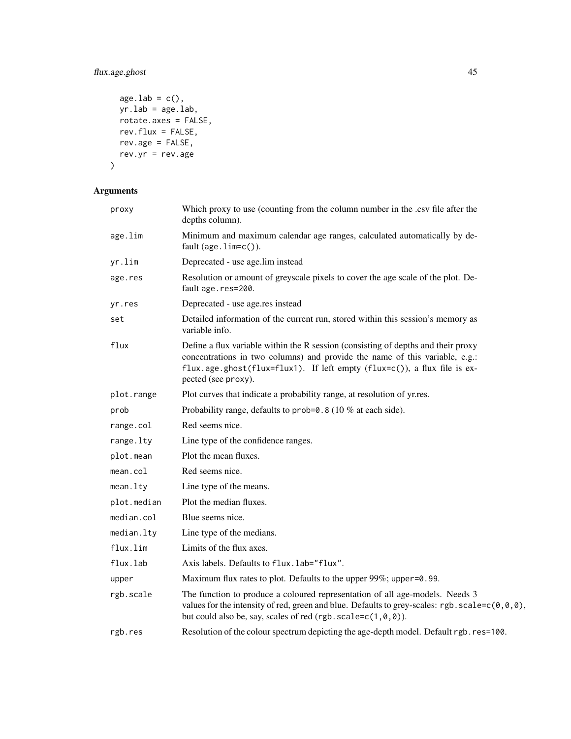```
  age.lab = c(),
  yr.lab = age.lab,
  rotate.axes = FALSE,
  rev.flux = FALSE,
  rev.age = FALSE,
  rev.yr = rev.age
)
```

## Arguments

| | |
|---|---|
| proxy | Which proxy to use (counting from the column number in the .csv file after the depths column). |
| age.lim | Minimum and maximum calendar age ranges, calculated automatically by default (age.lim=c()). |
| yr.lim | Deprecated - use age.lim instead |
| age.res | Resolution or amount of greyscale pixels to cover the age scale of the plot. Default age.res=200. |
| yr.res | Deprecated - use age.res instead |
| set | Detailed information of the current run, stored within this session's memory as variable info. |
| flux | Define a flux variable within the R session (consisting of depths and their proxy concentrations in two columns) and provide the name of this variable, e.g.: flux.age.ghost(flux=flux1). If left empty (flux=c()), a flux file is expected (see proxy). |
| plot.range | Plot curves that indicate a probability range, at resolution of yr.res. |
| prob | Probability range, defaults to prob=0.8 (10 % at each side). |
| range.col | Red seems nice. |
| range.lty | Line type of the confidence ranges. |
| plot.mean | Plot the mean fluxes. |
| mean.col | Red seems nice. |
| mean.lty | Line type of the means. |
| plot.median | Plot the median fluxes. |
| median.col | Blue seems nice. |
| median.lty | Line type of the medians. |
| flux.lim | Limits of the flux axes. |
| flux.lab | Axis labels. Defaults to flux.lab="flux". |
| upper | Maximum flux rates to plot. Defaults to the upper 99%; upper=0.99. |
| rgb.scale | The function to produce a coloured representation of all age-models. Needs 3 values for the intensity of red, green and blue. Defaults to grey-scales: rgb.scale=c(0,0,0), but could also be, say, scales of red (rgb.scale=c(1,0,0)). |
| rgb.res | Resolution of the colour spectrum depicting the age-depth model. Default rgb.res=100. |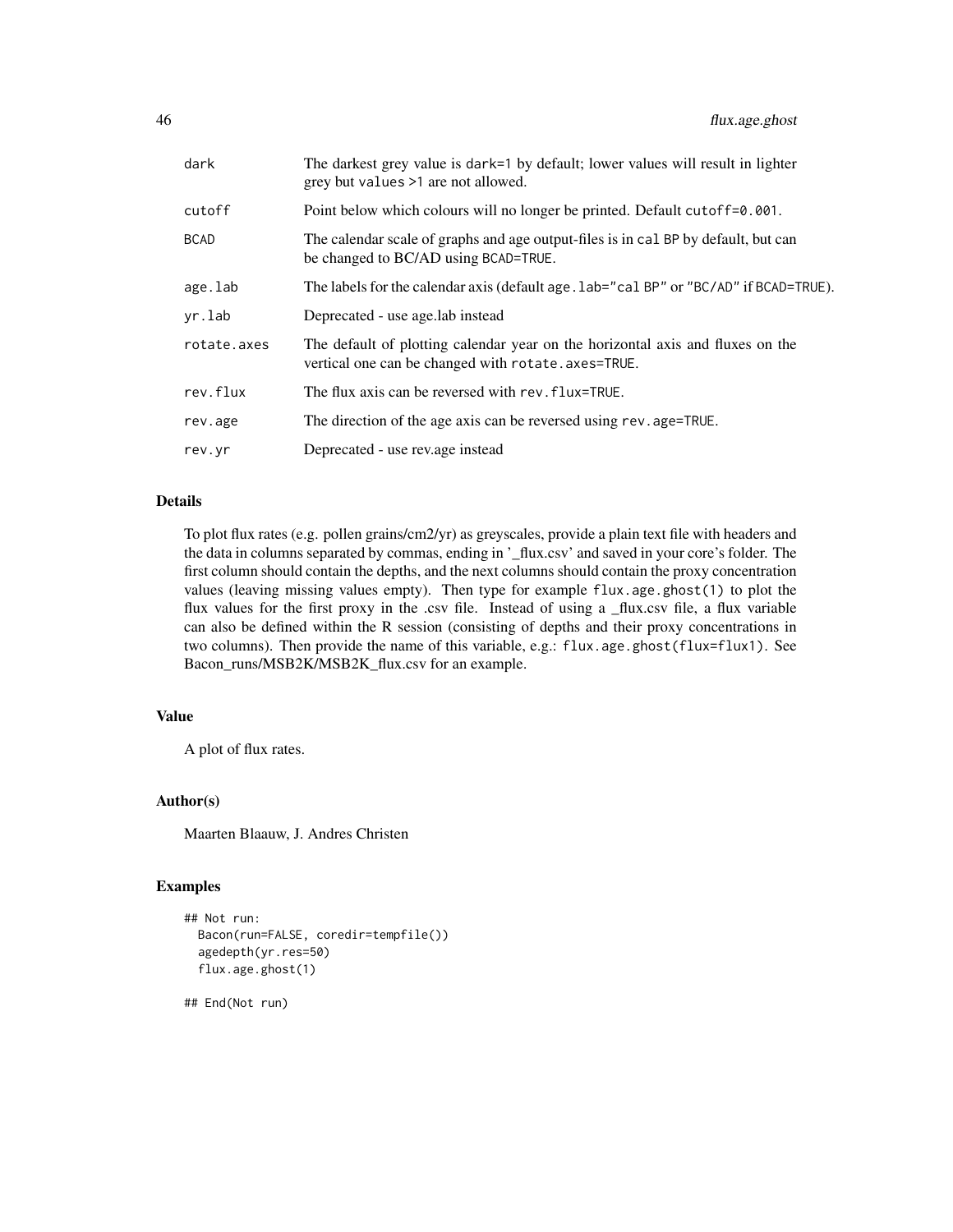| | |
|---|---|
| dark | The darkest grey value is dark=1 by default; lower values will result in lighter grey but values >1 are not allowed. |
| cutoff | Point below which colours will no longer be printed. Default cutoff=0.001. |
| BCAD | The calendar scale of graphs and age output-files is in cal BP by default, but can be changed to BC/AD using BCAD=TRUE. |
| age.lab | The labels for the calendar axis (default age.lab="cal BP" or "BC/AD" if BCAD=TRUE). |
| yr.lab | Deprecated - use age.lab instead |
| rotate.axes | The default of plotting calendar year on the horizontal axis and fluxes on the vertical one can be changed with rotate.axes=TRUE. |
| rev.flux | The flux axis can be reversed with rev.flux=TRUE. |
| rev.age | The direction of the age axis can be reversed using rev.age=TRUE. |
| rev.yr | Deprecated - use rev.age instead |

## Details

To plot flux rates (e.g. pollen grains/cm2/yr) as greyscales, provide a plain text file with headers and the data in columns separated by commas, ending in '_flux.csv' and saved in your core's folder. The first column should contain the depths, and the next columns should contain the proxy concentration values (leaving missing values empty). Then type for example flux.age.ghost(1) to plot the flux values for the first proxy in the .csv file. Instead of using a _flux.csv file, a flux variable can also be defined within the R session (consisting of depths and their proxy concentrations in two columns). Then provide the name of this variable, e.g.: flux.age.ghost(flux=flux1). See Bacon_runs/MSB2K/MSB2K_flux.csv for an example.

## Value

A plot of flux rates.

## Author(s)

Maarten Blaauw, J. Andres Christen

## Examples

```
## Not run:
  Bacon(run=FALSE, coredir=tempfile())
  agedepth(yr.res=50)
  flux.age.ghost(1)

## End(Not run)
```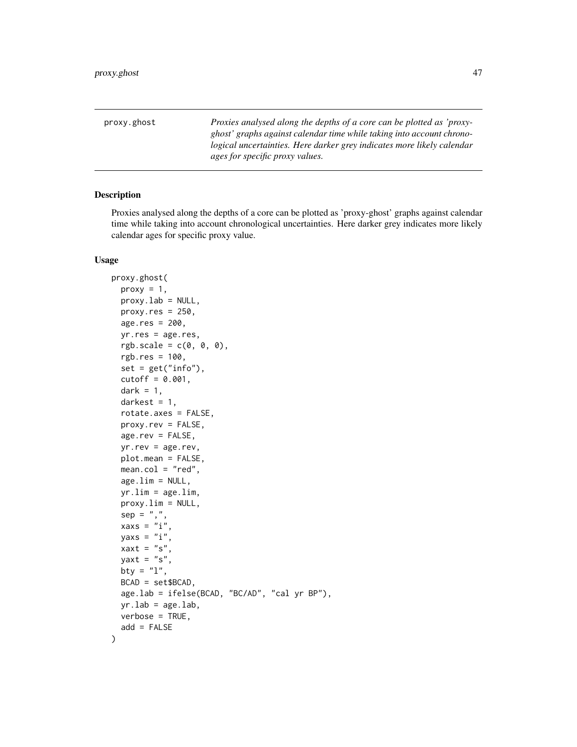proxy.ghost *Proxies analysed along the depths of a core can be plotted as 'proxy-ghost' graphs against calendar time while taking into account chronological uncertainties. Here darker grey indicates more likely calendar ages for specific proxy values.*

## Description

Proxies analysed along the depths of a core can be plotted as 'proxy-ghost' graphs against calendar time while taking into account chronological uncertainties. Here darker grey indicates more likely calendar ages for specific proxy value.

## Usage

```
proxy.ghost(
  proxy = 1,
  proxy.lab = NULL,
  proxy.res = 250,
  age.res = 200,
  yr.res = age.res,
  rgb.scale = c(0, 0, 0),
  rgb.res = 100,
  set = get("info"),
  cutoff = 0.001,
  dark = 1,
  darkest = 1,
  rotate.axes = FALSE,
  proxy.rev = FALSE,
  age.rev = FALSE,
  yr.rev = age.rev,
  plot.mean = FALSE,
  mean.col = "red",
  age.lim = NULL,
  yr.lim = age.lim,
  proxy.lim = NULL,
  sep = ",",
  xaxs = "i",
  yaxs = "i",
  xaxt = "s",
  yaxt = "s",
  bty = "l",
  BCAD = set$BCAD,
  age.lab = ifelse(BCAD, "BC/AD", "cal yr BP"),
  yr.lab = age.lab,
  verbose = TRUE,
  add = FALSE
)
```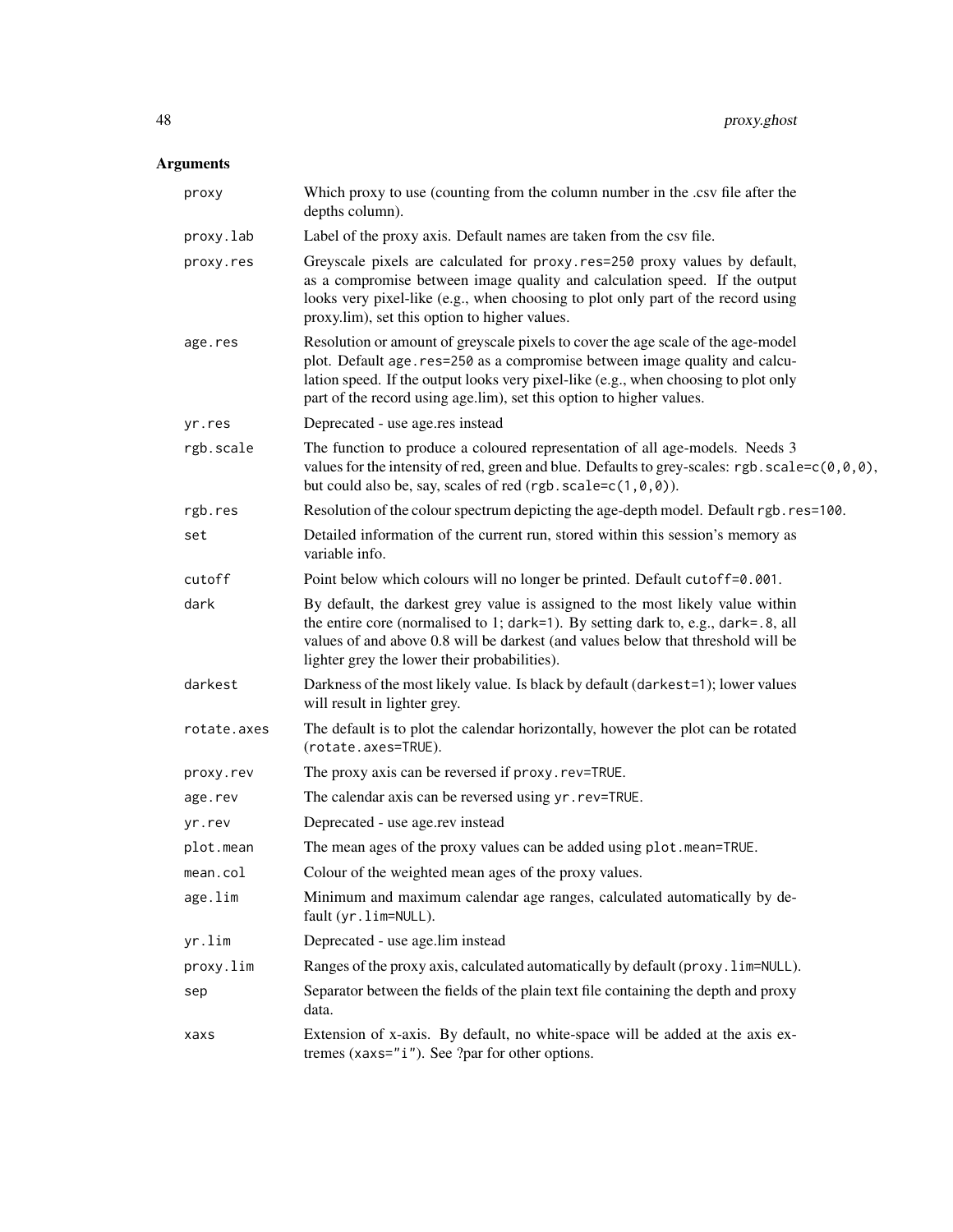## Arguments

| | |
|---|---|
| `proxy` | Which proxy to use (counting from the column number in the .csv file after the depths column). |
| `proxy.lab` | Label of the proxy axis. Default names are taken from the csv file. |
| `proxy.res` | Greyscale pixels are calculated for `proxy.res=250` proxy values by default, as a compromise between image quality and calculation speed. If the output looks very pixel-like (e.g., when choosing to plot only part of the record using proxy.lim), set this option to higher values. |
| `age.res` | Resolution or amount of greyscale pixels to cover the age scale of the age-model plot. Default `age.res=250` as a compromise between image quality and calculation speed. If the output looks very pixel-like (e.g., when choosing to plot only part of the record using age.lim), set this option to higher values. |
| `yr.res` | Deprecated - use age.res instead |
| `rgb.scale` | The function to produce a coloured representation of all age-models. Needs 3 values for the intensity of red, green and blue. Defaults to grey-scales: `rgb.scale=c(0,0,0)`, but could also be, say, scales of red (`rgb.scale=c(1,0,0)`). |
| `rgb.res` | Resolution of the colour spectrum depicting the age-depth model. Default `rgb.res=100`. |
| `set` | Detailed information of the current run, stored within this session's memory as variable info. |
| `cutoff` | Point below which colours will no longer be printed. Default `cutoff=0.001`. |
| `dark` | By default, the darkest grey value is assigned to the most likely value within the entire core (normalised to 1; `dark=1`). By setting dark to, e.g., `dark=.8`, all values of and above 0.8 will be darkest (and values below that threshold will be lighter grey the lower their probabilities). |
| `darkest` | Darkness of the most likely value. Is black by default (`darkest=1`); lower values will result in lighter grey. |
| `rotate.axes` | The default is to plot the calendar horizontally, however the plot can be rotated (`rotate.axes=TRUE`). |
| `proxy.rev` | The proxy axis can be reversed if `proxy.rev=TRUE`. |
| `age.rev` | The calendar axis can be reversed using `yr.rev=TRUE`. |
| `yr.rev` | Deprecated - use age.rev instead |
| `plot.mean` | The mean ages of the proxy values can be added using `plot.mean=TRUE`. |
| `mean.col` | Colour of the weighted mean ages of the proxy values. |
| `age.lim` | Minimum and maximum calendar age ranges, calculated automatically by default (`yr.lim=NULL`). |
| `yr.lim` | Deprecated - use age.lim instead |
| `proxy.lim` | Ranges of the proxy axis, calculated automatically by default (`proxy.lim=NULL`). |
| `sep` | Separator between the fields of the plain text file containing the depth and proxy data. |
| `xaxs` | Extension of x-axis. By default, no white-space will be added at the axis extremes (`xaxs="i"`). See ?par for other options. |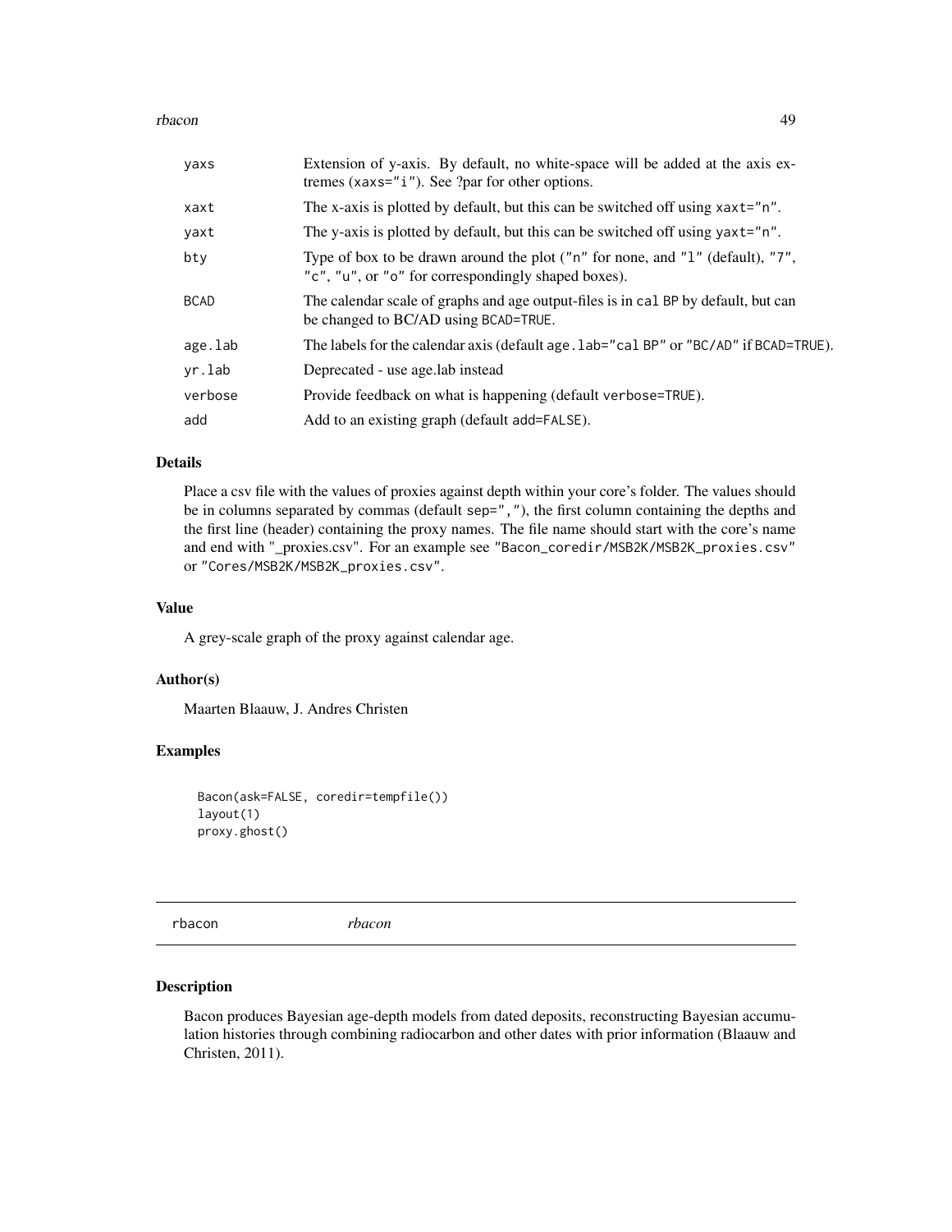| | |
|---|---|
| yaxs | Extension of y-axis. By default, no white-space will be added at the axis extremes (xaxs="i"). See ?par for other options. |
| xaxt | The x-axis is plotted by default, but this can be switched off using xaxt="n". |
| yaxt | The y-axis is plotted by default, but this can be switched off using yaxt="n". |
| bty | Type of box to be drawn around the plot ("n" for none, and "l" (default), "7", "c", "u", or "o" for correspondingly shaped boxes). |
| BCAD | The calendar scale of graphs and age output-files is in cal BP by default, but can be changed to BC/AD using BCAD=TRUE. |
| age.lab | The labels for the calendar axis (default age.lab="cal BP" or "BC/AD" if BCAD=TRUE). |
| yr.lab | Deprecated - use age.lab instead |
| verbose | Provide feedback on what is happening (default verbose=TRUE). |
| add | Add to an existing graph (default add=FALSE). |

### Details

Place a csv file with the values of proxies against depth within your core's folder. The values should be in columns separated by commas (default sep=","), the first column containing the depths and the first line (header) containing the proxy names. The file name should start with the core's name and end with "_proxies.csv". For an example see "Bacon_coredir/MSB2K/MSB2K_proxies.csv" or "Cores/MSB2K/MSB2K_proxies.csv".

### Value

A grey-scale graph of the proxy against calendar age.

### Author(s)

Maarten Blaauw, J. Andres Christen

### Examples

```
Bacon(ask=FALSE, coredir=tempfile())
layout(1)
proxy.ghost()
```

## rbacon *rbacon*

### Description

Bacon produces Bayesian age-depth models from dated deposits, reconstructing Bayesian accumulation histories through combining radiocarbon and other dates with prior information (Blaauw and Christen, 2011).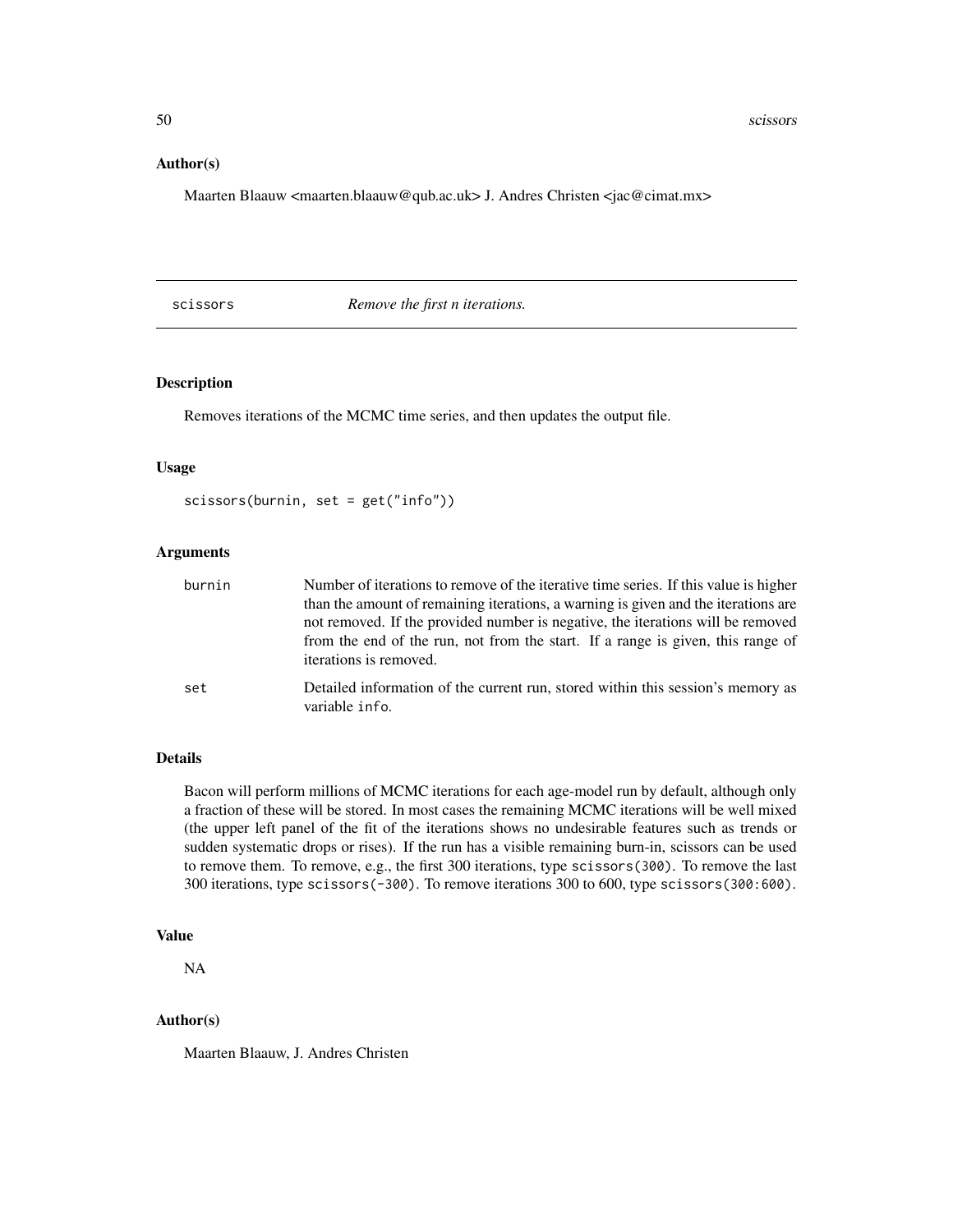### Author(s)

Maarten Blaauw <maarten.blaauw@qub.ac.uk> J. Andres Christen <jac@cimat.mx>

---

## scissors *Remove the first n iterations.*

---

### Description

Removes iterations of the MCMC time series, and then updates the output file.

### Usage

```
scissors(burnin, set = get("info"))
```

### Arguments

| | |
|---|---|
| burnin | Number of iterations to remove of the iterative time series. If this value is higher than the amount of remaining iterations, a warning is given and the iterations are not removed. If the provided number is negative, the iterations will be removed from the end of the run, not from the start. If a range is given, this range of iterations is removed. |
| set | Detailed information of the current run, stored within this session's memory as variable `info`. |

### Details

Bacon will perform millions of MCMC iterations for each age-model run by default, although only a fraction of these will be stored. In most cases the remaining MCMC iterations will be well mixed (the upper left panel of the fit of the iterations shows no undesirable features such as trends or sudden systematic drops or rises). If the run has a visible remaining burn-in, scissors can be used to remove them. To remove, e.g., the first 300 iterations, type `scissors(300)`. To remove the last 300 iterations, type `scissors(-300)`. To remove iterations 300 to 600, type `scissors(300:600)`.

### Value

NA

### Author(s)

Maarten Blaauw, J. Andres Christen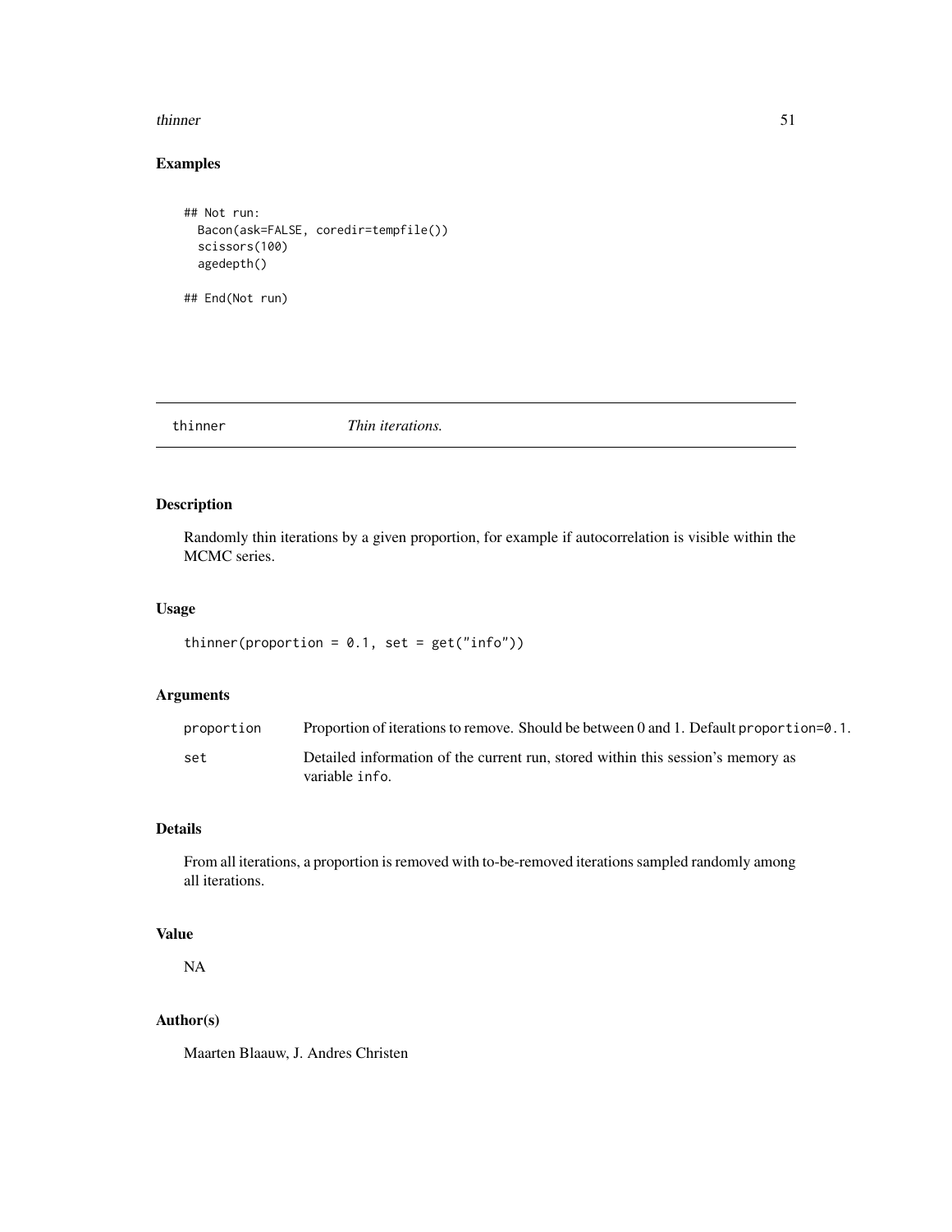## Examples

```
## Not run:
  Bacon(ask=FALSE, coredir=tempfile())
  scissors(100)
  agedepth()

## End(Not run)
```

---

# thinner *Thin iterations.*

---

## Description

Randomly thin iterations by a given proportion, for example if autocorrelation is visible within the MCMC series.

## Usage

```
thinner(proportion = 0.1, set = get("info"))
```

## Arguments

| | |
|---|---|
| proportion | Proportion of iterations to remove. Should be between 0 and 1. Default `proportion=0.1`. |
| set | Detailed information of the current run, stored within this session's memory as variable `info`. |

## Details

From all iterations, a proportion is removed with to-be-removed iterations sampled randomly among all iterations.

## Value

NA

## Author(s)

Maarten Blaauw, J. Andres Christen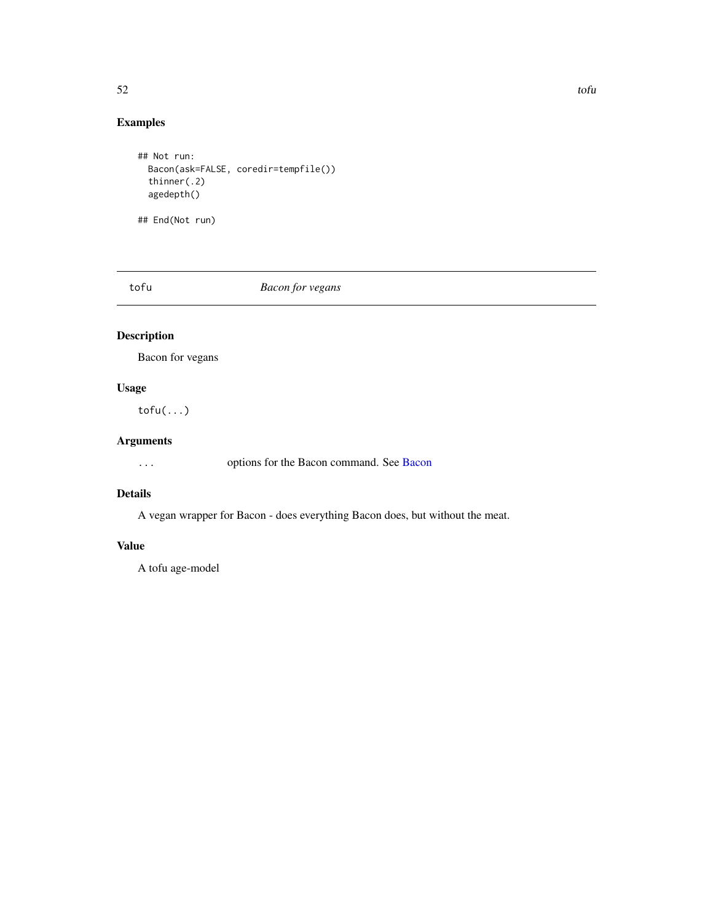### Examples

```
## Not run:
  Bacon(ask=FALSE, coredir=tempfile())
  thinner(.2)
  agedepth()

## End(Not run)
```

---

## tofu — *Bacon for vegans*

---

### Description

Bacon for vegans

### Usage

```
tofu(...)
```

### Arguments

| | |
|---|---|
| ... | options for the Bacon command. See Bacon |

### Details

A vegan wrapper for Bacon - does everything Bacon does, but without the meat.

### Value

A tofu age-model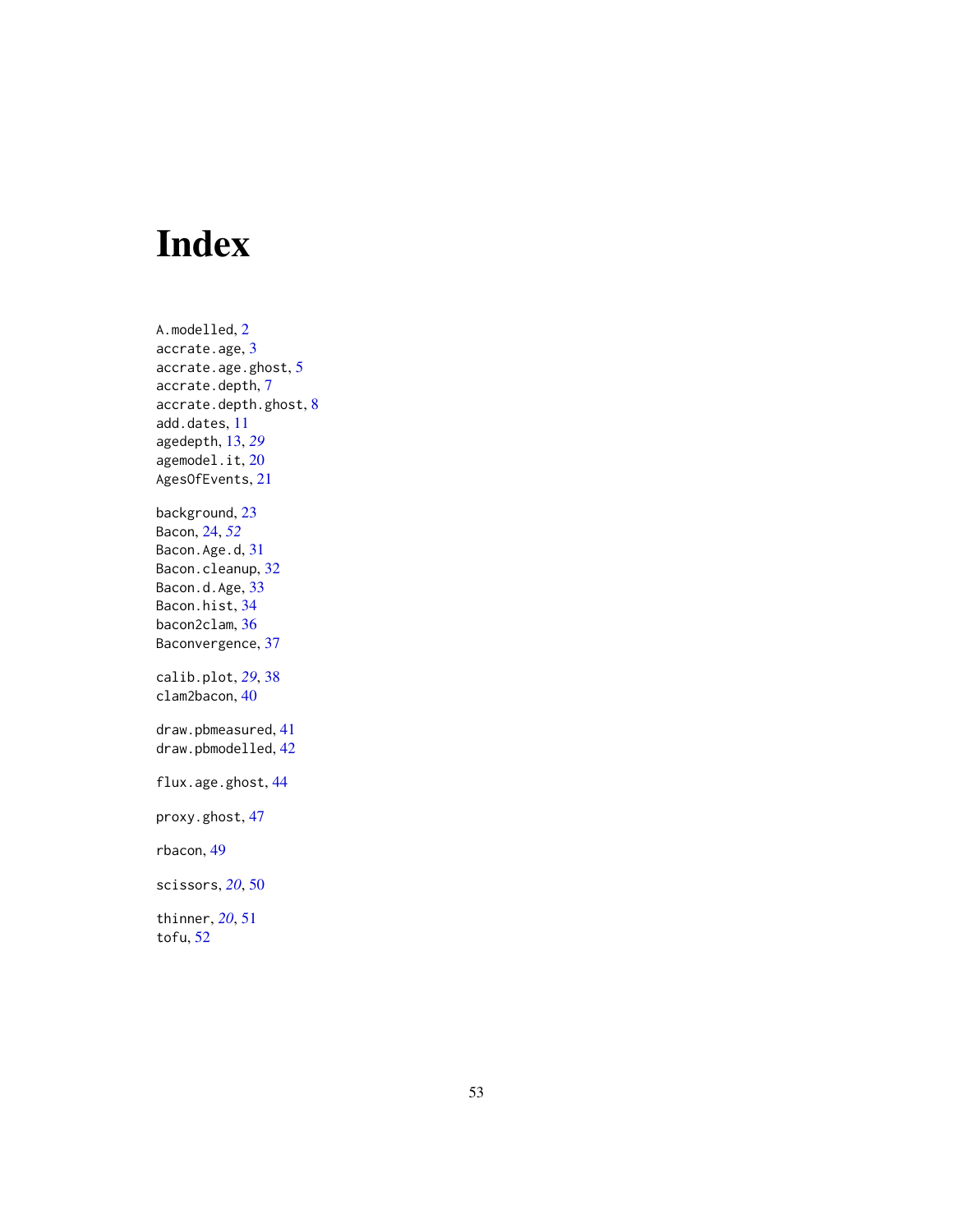# Index

A.modelled, 2
accrate.age, 3
accrate.age.ghost, 5
accrate.depth, 7
accrate.depth.ghost, 8
add.dates, 11
agedepth, 13, *29*
agemodel.it, 20
AgesOfEvents, 21

background, 23
Bacon, 24, *52*
Bacon.Age.d, 31
Bacon.cleanup, 32
Bacon.d.Age, 33
Bacon.hist, 34
bacon2clam, 36
Baconvergence, 37

calib.plot, *29*, 38
clam2bacon, 40

draw.pbmeasured, 41
draw.pbmodelled, 42

flux.age.ghost, 44

proxy.ghost, 47

rbacon, 49

scissors, *20*, 50

thinner, *20*, 51
tofu, 52